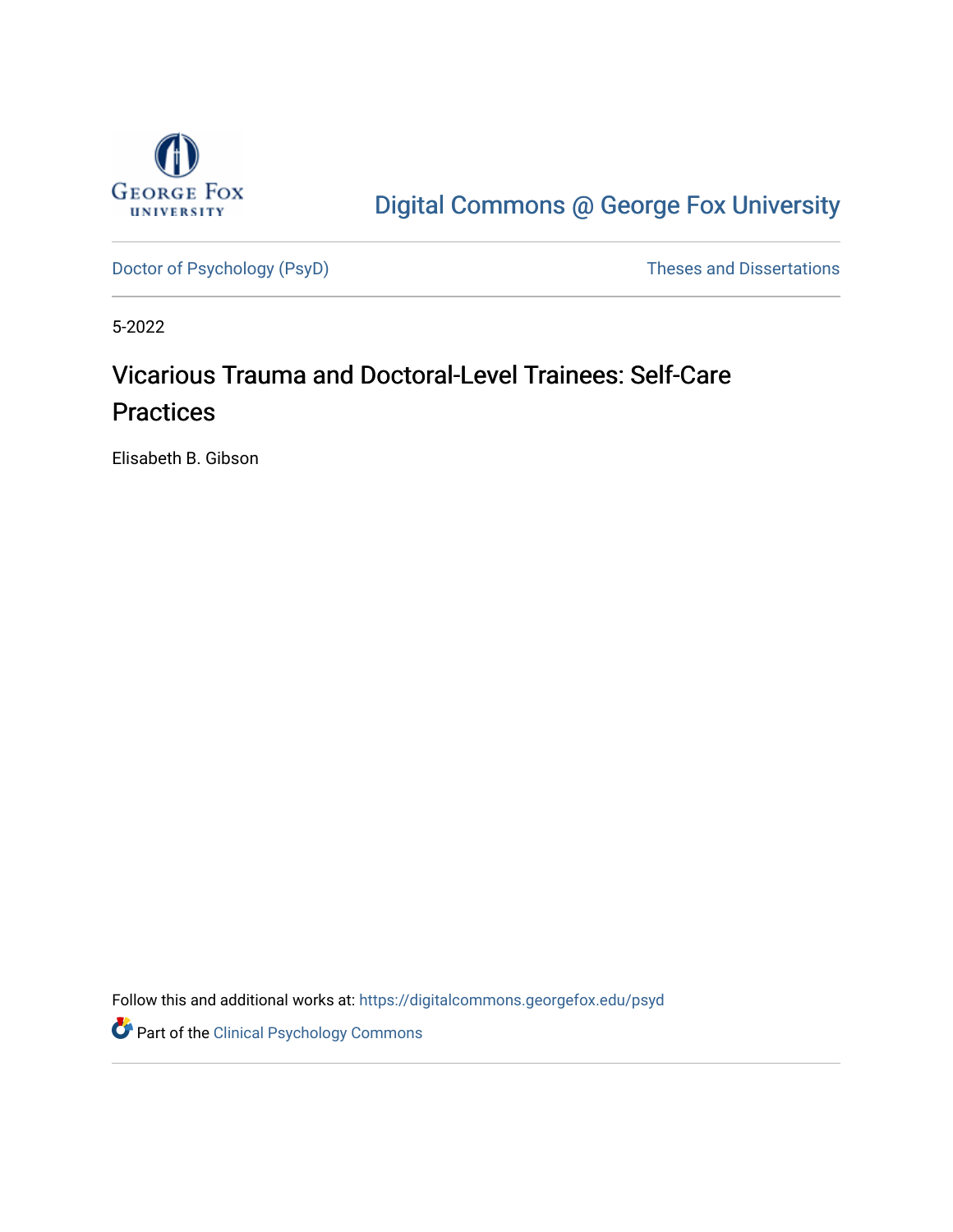George Fox University

Digital Commons @ George Fox University

Doctor of Psychology (PsyD) | Theses and Dissertations

5-2022

# Vicarious Trauma and Doctoral-Level Trainees: Self-Care Practices

Elisabeth B. Gibson

Follow this and additional works at: https://digitalcommons.georgefox.edu/psyd

Part of the Clinical Psychology Commons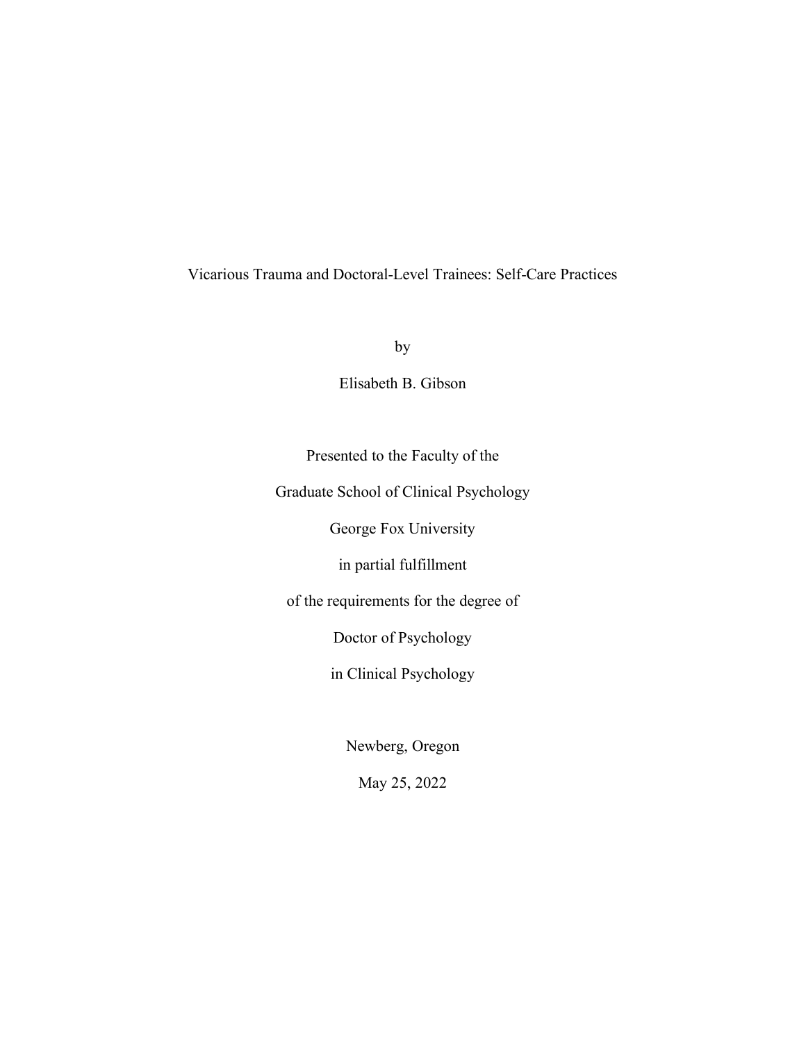# Vicarious Trauma and Doctoral-Level Trainees: Self-Care Practices

by

Elisabeth B. Gibson

Presented to the Faculty of the

Graduate School of Clinical Psychology

George Fox University

in partial fulfillment

of the requirements for the degree of

Doctor of Psychology

in Clinical Psychology

Newberg, Oregon

May 25, 2022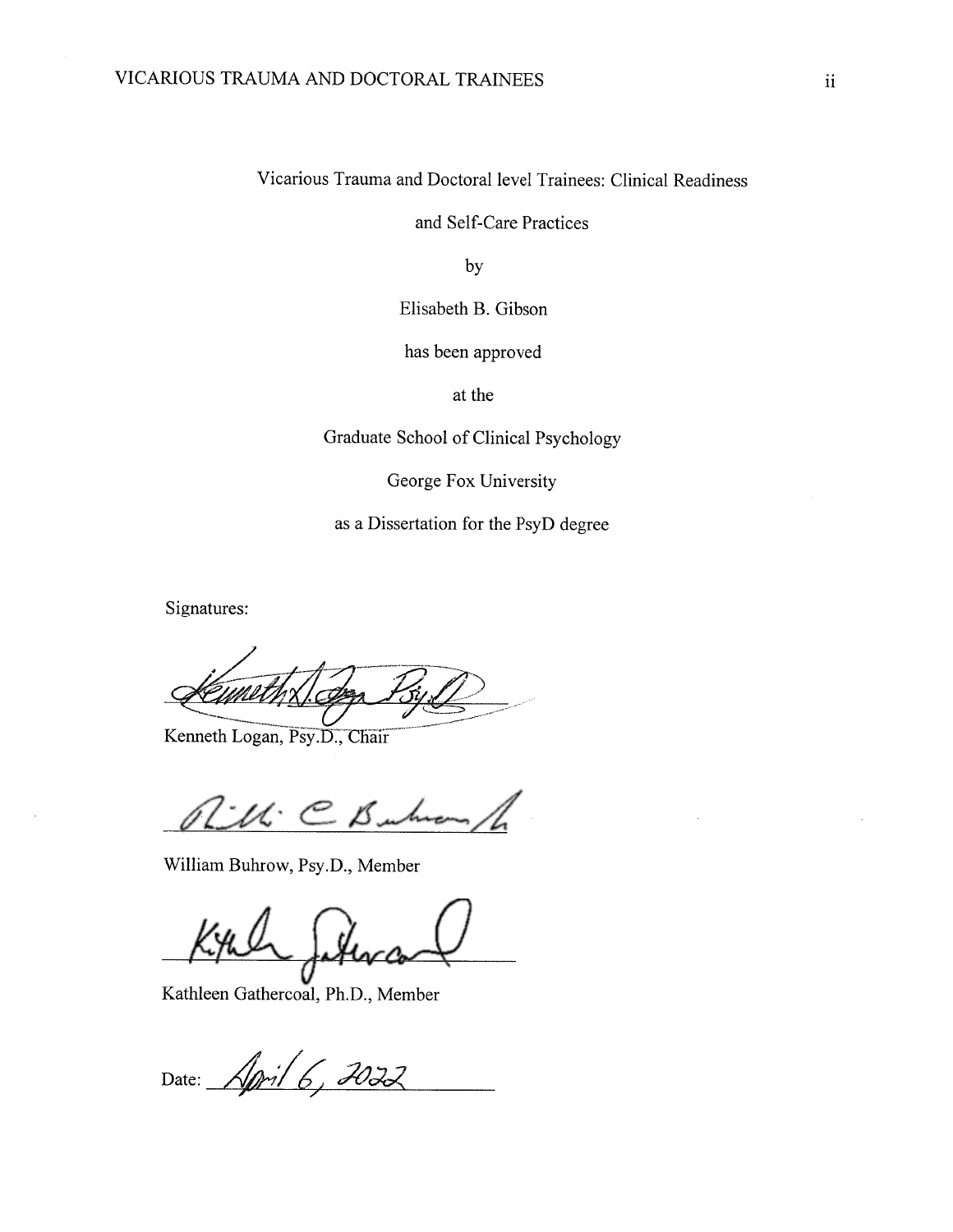Vicarious Trauma and Doctoral level Trainees: Clinical Readiness and Self-Care Practices

by

Elisabeth B. Gibson

has been approved

at the

Graduate School of Clinical Psychology

George Fox University

as a Dissertation for the PsyD degree

Signatures:

Kenneth Logan, Psy.D., Chair

William Buhrow, Psy.D., Member

Kathleen Gathercoal, Ph.D., Member

Date: April 6, 2022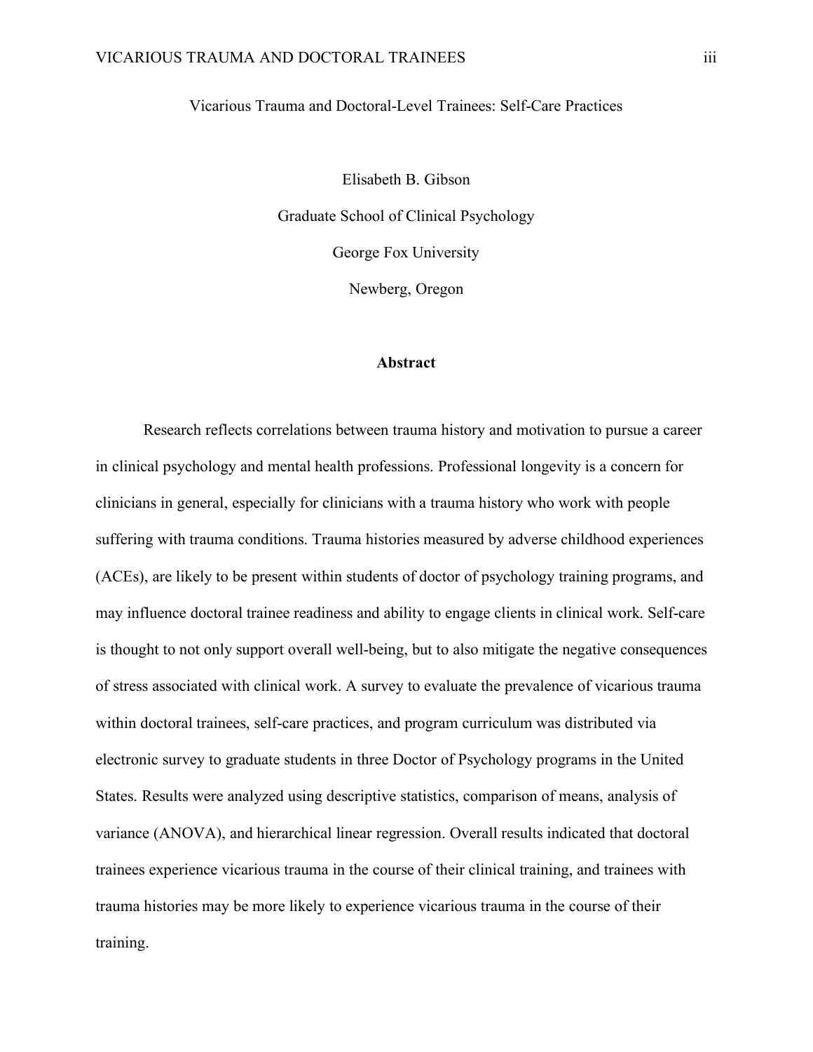Vicarious Trauma and Doctoral-Level Trainees: Self-Care Practices

Elisabeth B. Gibson

Graduate School of Clinical Psychology

George Fox University

Newberg, Oregon

## Abstract

Research reflects correlations between trauma history and motivation to pursue a career in clinical psychology and mental health professions. Professional longevity is a concern for clinicians in general, especially for clinicians with a trauma history who work with people suffering with trauma conditions. Trauma histories measured by adverse childhood experiences (ACEs), are likely to be present within students of doctor of psychology training programs, and may influence doctoral trainee readiness and ability to engage clients in clinical work. Self-care is thought to not only support overall well-being, but to also mitigate the negative consequences of stress associated with clinical work. A survey to evaluate the prevalence of vicarious trauma within doctoral trainees, self-care practices, and program curriculum was distributed via electronic survey to graduate students in three Doctor of Psychology programs in the United States. Results were analyzed using descriptive statistics, comparison of means, analysis of variance (ANOVA), and hierarchical linear regression. Overall results indicated that doctoral trainees experience vicarious trauma in the course of their clinical training, and trainees with trauma histories may be more likely to experience vicarious trauma in the course of their training.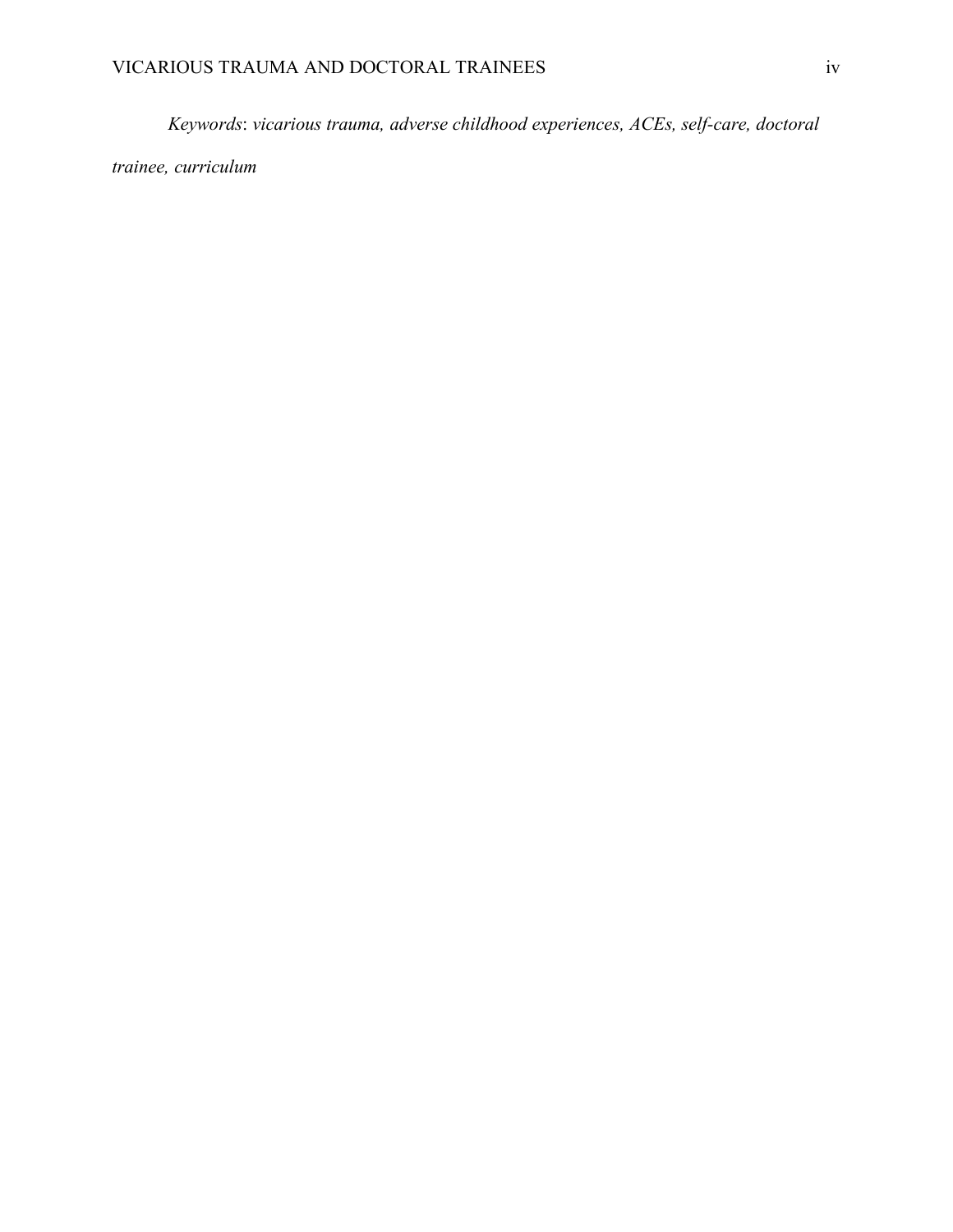*Keywords*: *vicarious trauma, adverse childhood experiences, ACEs, self-care, doctoral trainee, curriculum*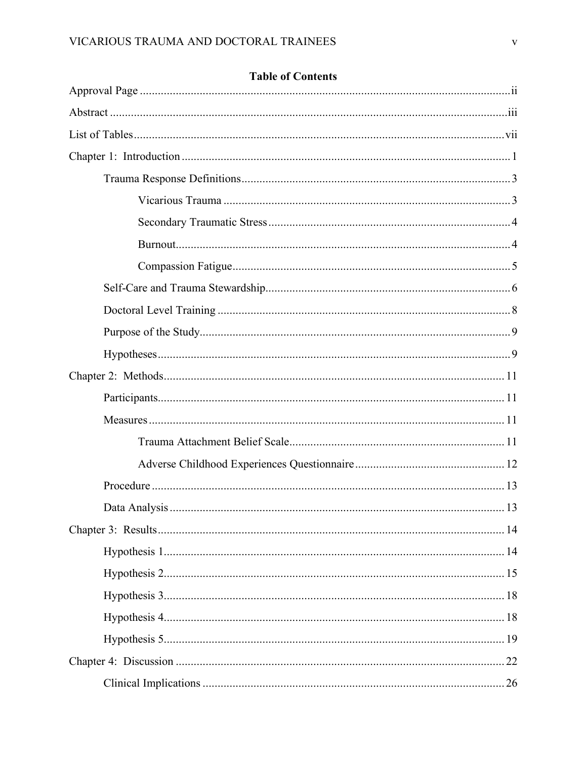# Table of Contents

Approval Page ..... ii

Abstract ..... iii

List of Tables ..... vii

Chapter 1: Introduction ..... 1

- Trauma Response Definitions ..... 3
  - Vicarious Trauma ..... 3
  - Secondary Traumatic Stress ..... 4
  - Burnout ..... 4
  - Compassion Fatigue ..... 5
- Self-Care and Trauma Stewardship ..... 6
- Doctoral Level Training ..... 8
- Purpose of the Study ..... 9
- Hypotheses ..... 9

Chapter 2: Methods ..... 11

- Participants ..... 11
- Measures ..... 11
  - Trauma Attachment Belief Scale ..... 11
  - Adverse Childhood Experiences Questionnaire ..... 12
- Procedure ..... 13
- Data Analysis ..... 13

Chapter 3: Results ..... 14

- Hypothesis 1 ..... 14
- Hypothesis 2 ..... 15
- Hypothesis 3 ..... 18
- Hypothesis 4 ..... 18
- Hypothesis 5 ..... 19

Chapter 4: Discussion ..... 22

- Clinical Implications ..... 26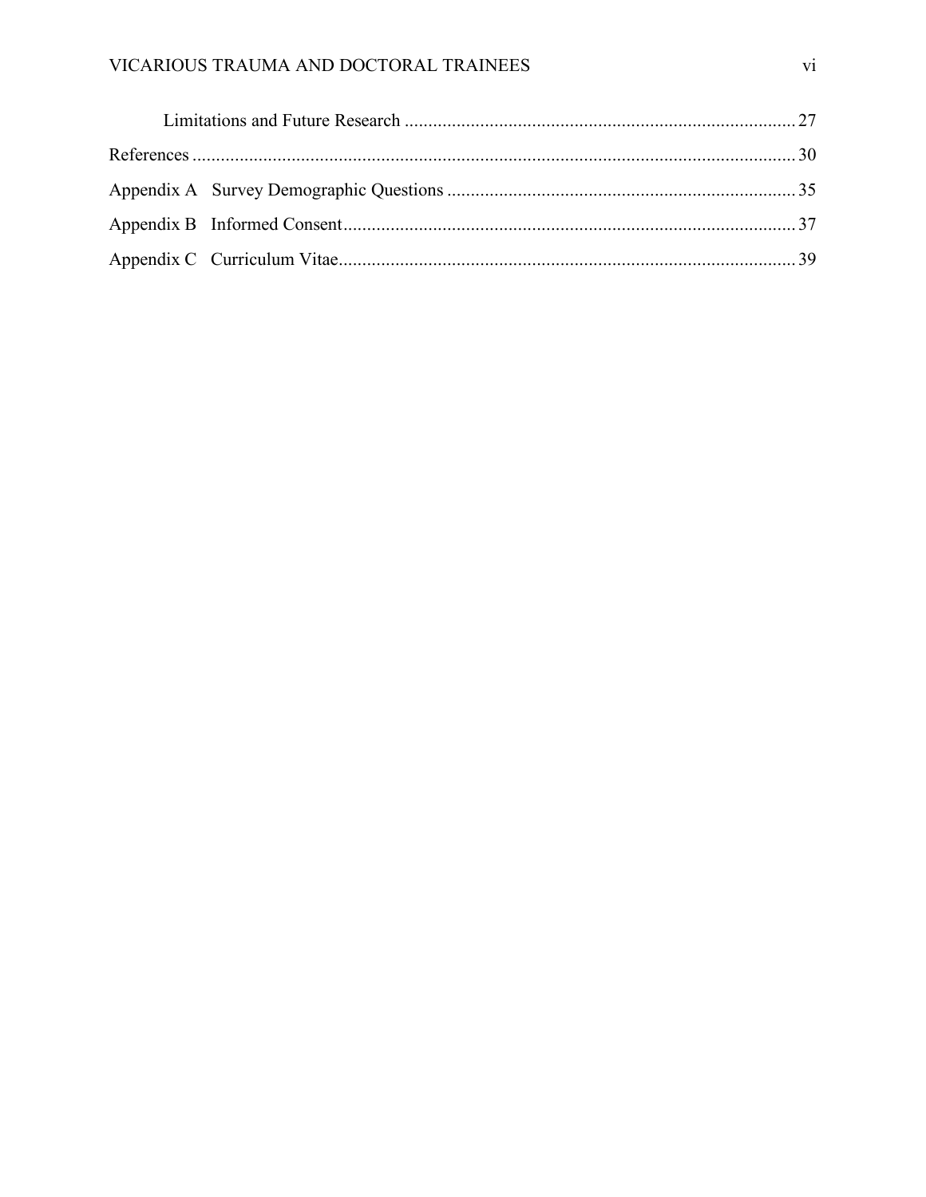Limitations and Future Research ........................................................................................ 27

References ................................................................................................................................ 30

Appendix A   Survey Demographic Questions ........................................................................ 35

Appendix B   Informed Consent ............................................................................................... 37

Appendix C   Curriculum Vitae ................................................................................................ 39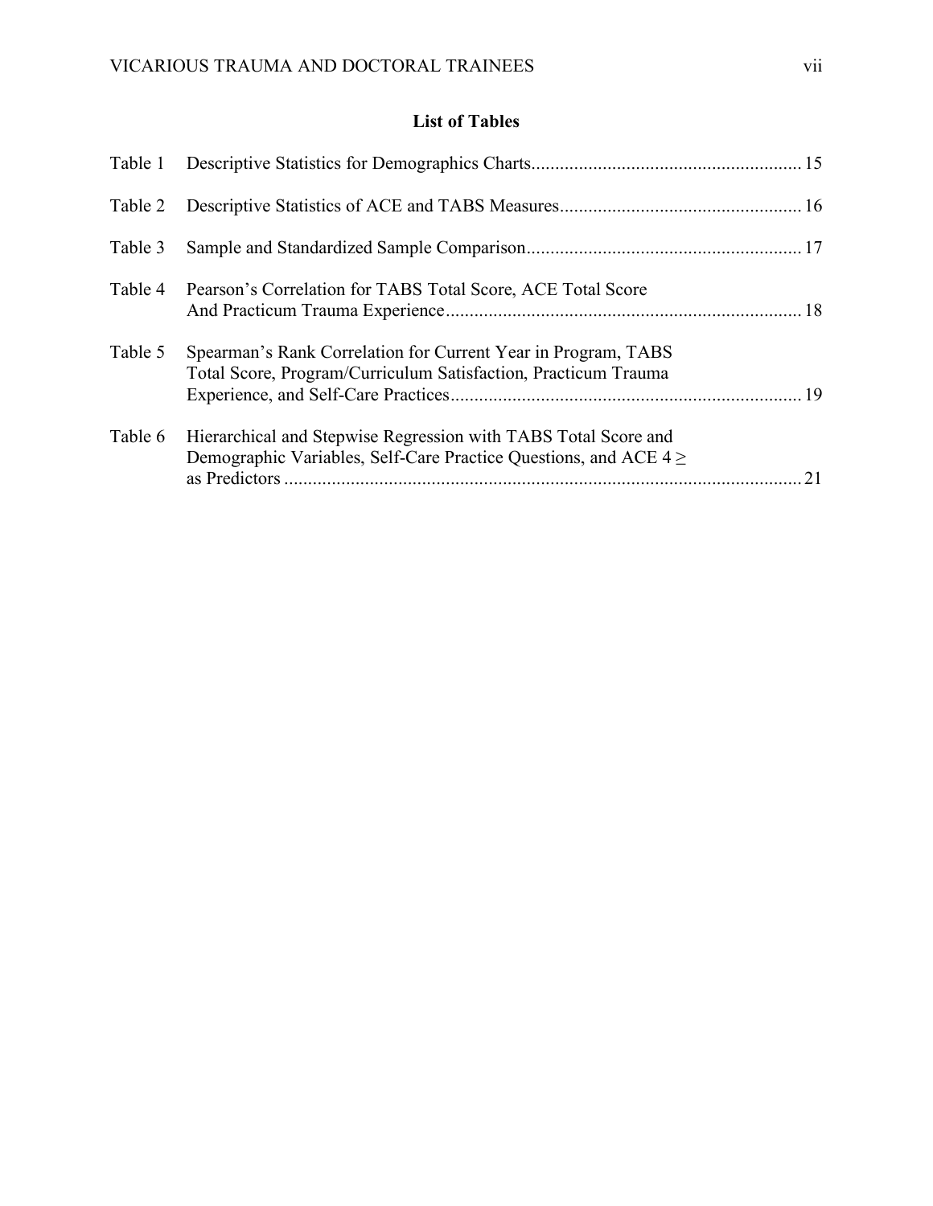## List of Tables

Table 1 Descriptive Statistics for Demographics Charts........................................................ 15

Table 2 Descriptive Statistics of ACE and TABS Measures.................................................. 16

Table 3 Sample and Standardized Sample Comparison......................................................... 17

Table 4 Pearson's Correlation for TABS Total Score, ACE Total Score And Practicum Trauma Experience.......................................................................... 18

Table 5 Spearman's Rank Correlation for Current Year in Program, TABS Total Score, Program/Curriculum Satisfaction, Practicum Trauma Experience, and Self-Care Practices......................................................................... 19

Table 6 Hierarchical and Stepwise Regression with TABS Total Score and Demographic Variables, Self-Care Practice Questions, and ACE 4 ≥ as Predictors ............................................................................................................ 21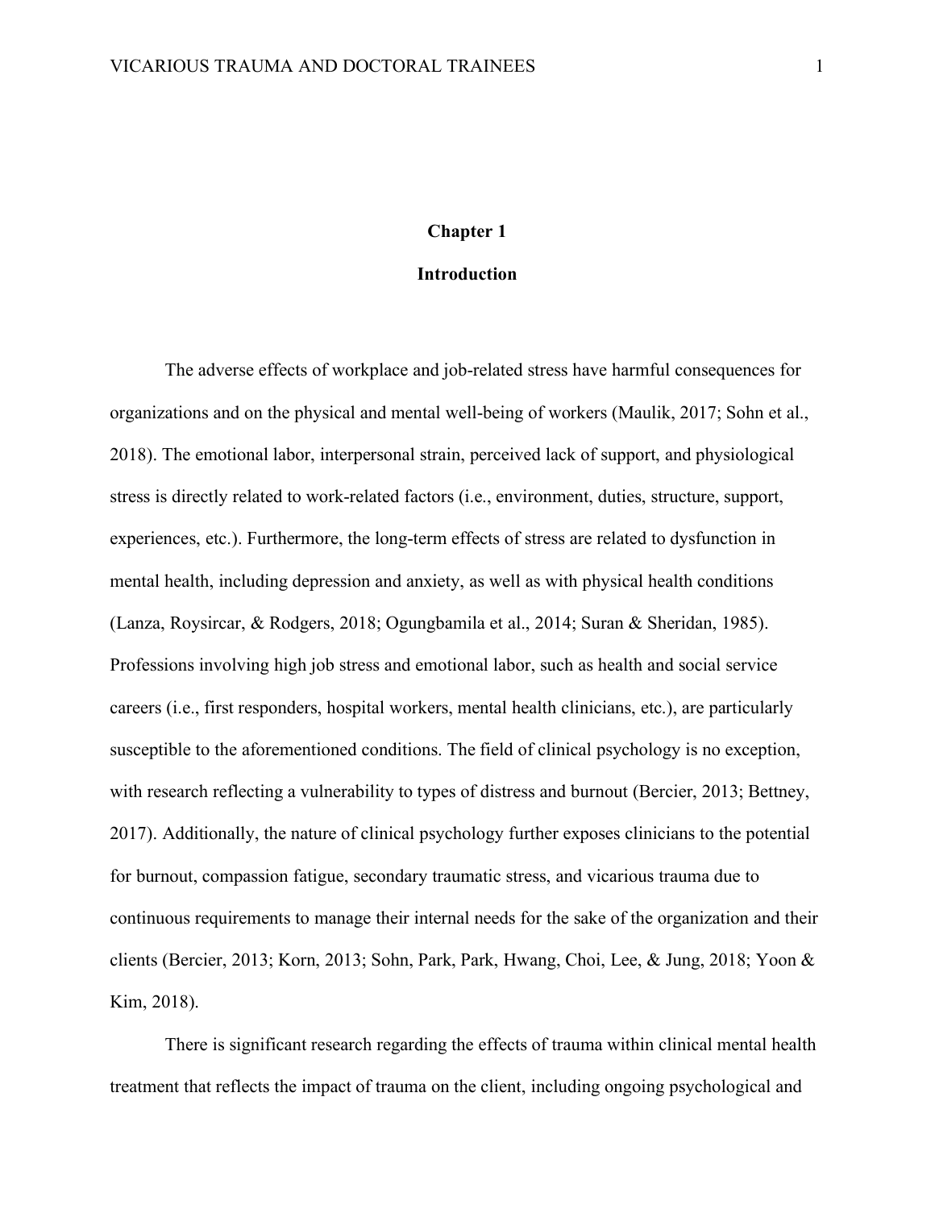# Chapter 1

## Introduction

The adverse effects of workplace and job-related stress have harmful consequences for organizations and on the physical and mental well-being of workers (Maulik, 2017; Sohn et al., 2018). The emotional labor, interpersonal strain, perceived lack of support, and physiological stress is directly related to work-related factors (i.e., environment, duties, structure, support, experiences, etc.). Furthermore, the long-term effects of stress are related to dysfunction in mental health, including depression and anxiety, as well as with physical health conditions (Lanza, Roysircar, & Rodgers, 2018; Ogungbamila et al., 2014; Suran & Sheridan, 1985). Professions involving high job stress and emotional labor, such as health and social service careers (i.e., first responders, hospital workers, mental health clinicians, etc.), are particularly susceptible to the aforementioned conditions. The field of clinical psychology is no exception, with research reflecting a vulnerability to types of distress and burnout (Bercier, 2013; Bettney, 2017). Additionally, the nature of clinical psychology further exposes clinicians to the potential for burnout, compassion fatigue, secondary traumatic stress, and vicarious trauma due to continuous requirements to manage their internal needs for the sake of the organization and their clients (Bercier, 2013; Korn, 2013; Sohn, Park, Park, Hwang, Choi, Lee, & Jung, 2018; Yoon & Kim, 2018).

There is significant research regarding the effects of trauma within clinical mental health treatment that reflects the impact of trauma on the client, including ongoing psychological and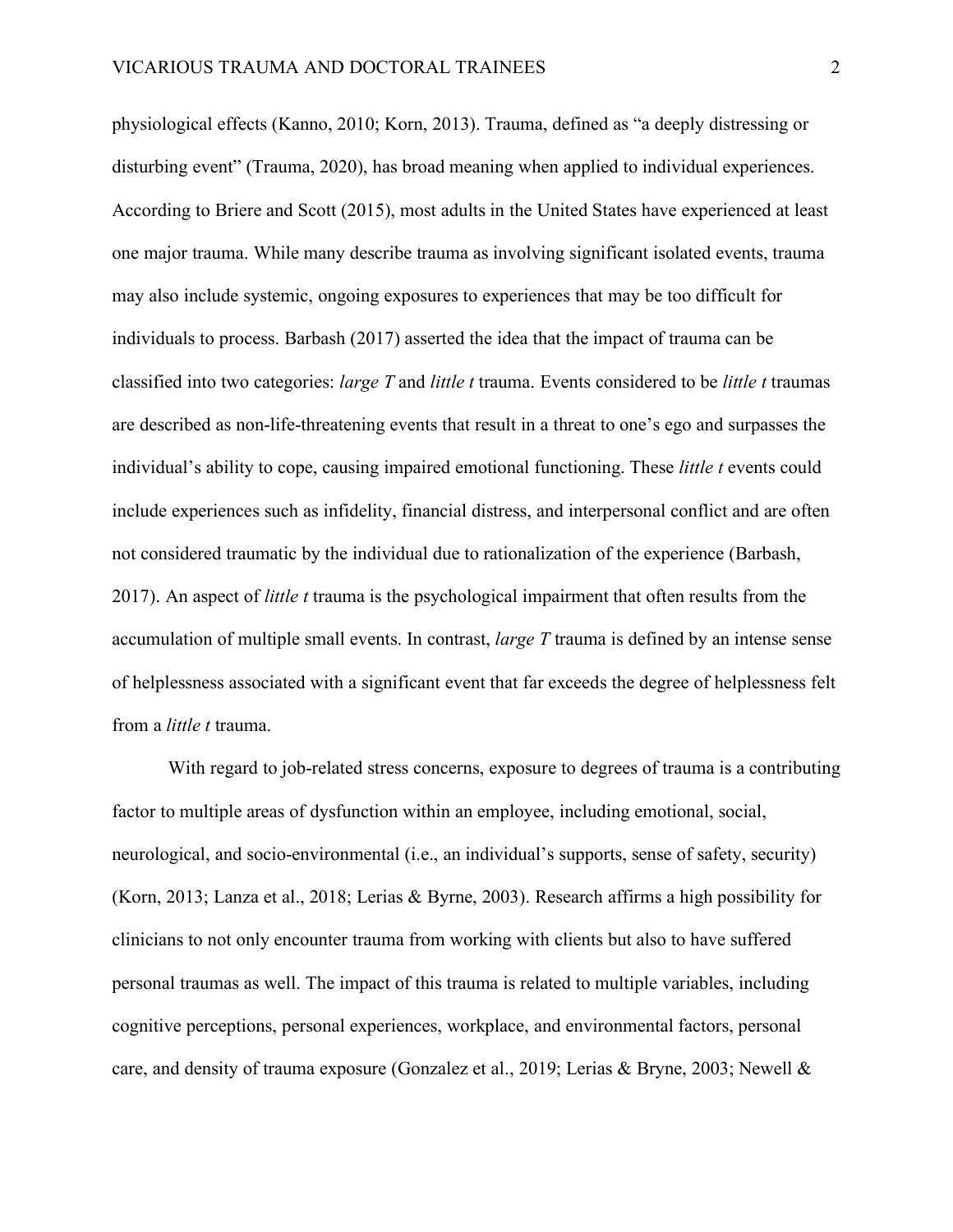physiological effects (Kanno, 2010; Korn, 2013). Trauma, defined as "a deeply distressing or disturbing event" (Trauma, 2020), has broad meaning when applied to individual experiences. According to Briere and Scott (2015), most adults in the United States have experienced at least one major trauma. While many describe trauma as involving significant isolated events, trauma may also include systemic, ongoing exposures to experiences that may be too difficult for individuals to process. Barbash (2017) asserted the idea that the impact of trauma can be classified into two categories: *large T* and *little t* trauma. Events considered to be *little t* traumas are described as non-life-threatening events that result in a threat to one's ego and surpasses the individual's ability to cope, causing impaired emotional functioning. These *little t* events could include experiences such as infidelity, financial distress, and interpersonal conflict and are often not considered traumatic by the individual due to rationalization of the experience (Barbash, 2017). An aspect of *little t* trauma is the psychological impairment that often results from the accumulation of multiple small events. In contrast, *large T* trauma is defined by an intense sense of helplessness associated with a significant event that far exceeds the degree of helplessness felt from a *little t* trauma.

With regard to job-related stress concerns, exposure to degrees of trauma is a contributing factor to multiple areas of dysfunction within an employee, including emotional, social, neurological, and socio-environmental (i.e., an individual's supports, sense of safety, security) (Korn, 2013; Lanza et al., 2018; Lerias & Byrne, 2003). Research affirms a high possibility for clinicians to not only encounter trauma from working with clients but also to have suffered personal traumas as well. The impact of this trauma is related to multiple variables, including cognitive perceptions, personal experiences, workplace, and environmental factors, personal care, and density of trauma exposure (Gonzalez et al., 2019; Lerias & Bryne, 2003; Newell &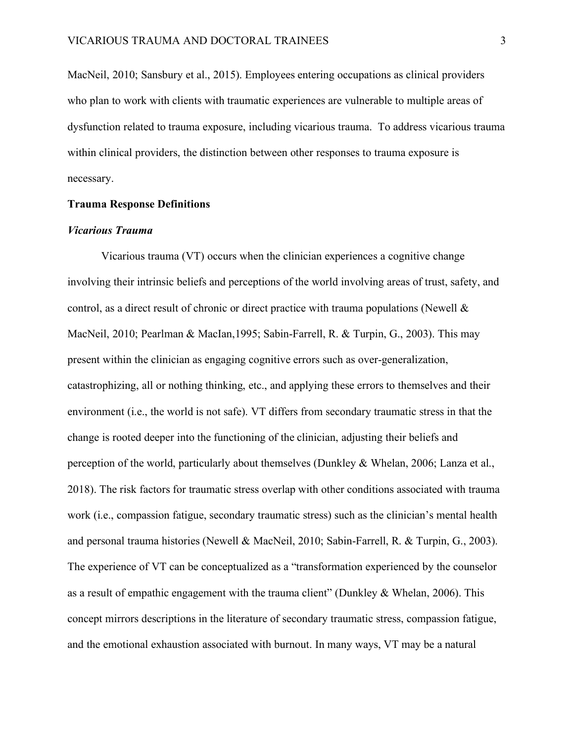MacNeil, 2010; Sansbury et al., 2015). Employees entering occupations as clinical providers who plan to work with clients with traumatic experiences are vulnerable to multiple areas of dysfunction related to trauma exposure, including vicarious trauma. To address vicarious trauma within clinical providers, the distinction between other responses to trauma exposure is necessary.

## Trauma Response Definitions

### *Vicarious Trauma*

Vicarious trauma (VT) occurs when the clinician experiences a cognitive change involving their intrinsic beliefs and perceptions of the world involving areas of trust, safety, and control, as a direct result of chronic or direct practice with trauma populations (Newell & MacNeil, 2010; Pearlman & MacIan,1995; Sabin-Farrell, R. & Turpin, G., 2003). This may present within the clinician as engaging cognitive errors such as over-generalization, catastrophizing, all or nothing thinking, etc., and applying these errors to themselves and their environment (i.e., the world is not safe). VT differs from secondary traumatic stress in that the change is rooted deeper into the functioning of the clinician, adjusting their beliefs and perception of the world, particularly about themselves (Dunkley & Whelan, 2006; Lanza et al., 2018). The risk factors for traumatic stress overlap with other conditions associated with trauma work (i.e., compassion fatigue, secondary traumatic stress) such as the clinician's mental health and personal trauma histories (Newell & MacNeil, 2010; Sabin-Farrell, R. & Turpin, G., 2003). The experience of VT can be conceptualized as a "transformation experienced by the counselor as a result of empathic engagement with the trauma client" (Dunkley & Whelan, 2006). This concept mirrors descriptions in the literature of secondary traumatic stress, compassion fatigue, and the emotional exhaustion associated with burnout. In many ways, VT may be a natural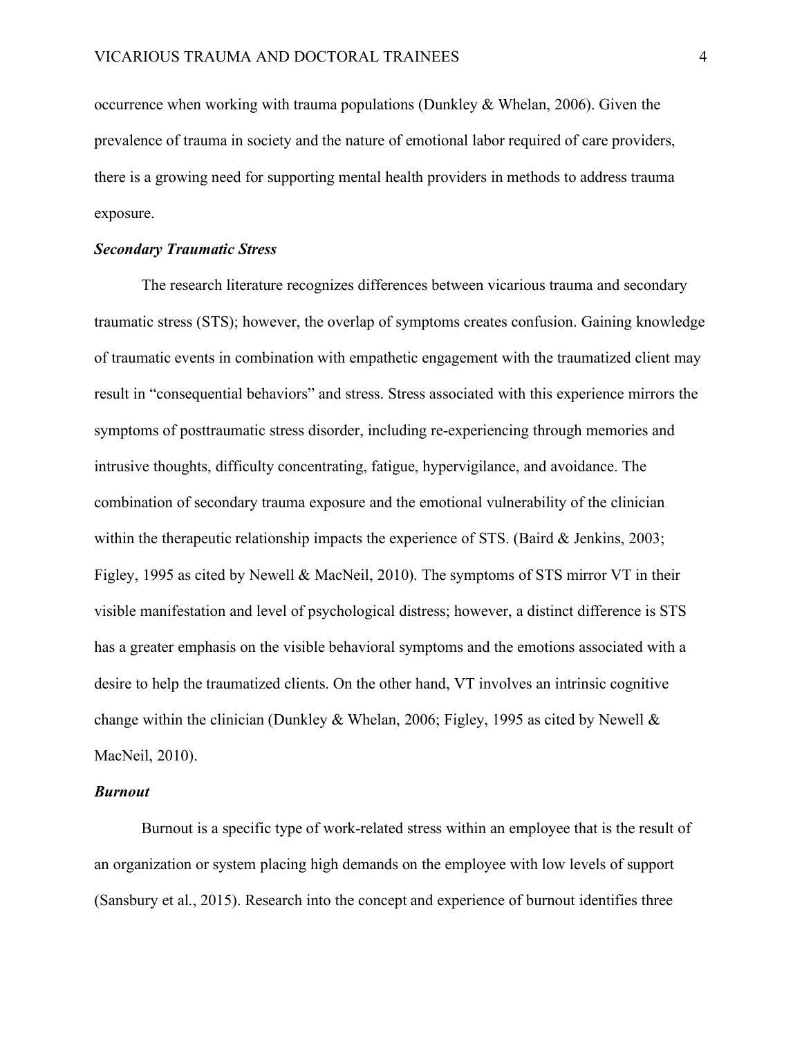occurrence when working with trauma populations (Dunkley & Whelan, 2006). Given the prevalence of trauma in society and the nature of emotional labor required of care providers, there is a growing need for supporting mental health providers in methods to address trauma exposure.

### *Secondary Traumatic Stress*

The research literature recognizes differences between vicarious trauma and secondary traumatic stress (STS); however, the overlap of symptoms creates confusion. Gaining knowledge of traumatic events in combination with empathetic engagement with the traumatized client may result in "consequential behaviors" and stress. Stress associated with this experience mirrors the symptoms of posttraumatic stress disorder, including re-experiencing through memories and intrusive thoughts, difficulty concentrating, fatigue, hypervigilance, and avoidance. The combination of secondary trauma exposure and the emotional vulnerability of the clinician within the therapeutic relationship impacts the experience of STS. (Baird & Jenkins, 2003; Figley, 1995 as cited by Newell & MacNeil, 2010). The symptoms of STS mirror VT in their visible manifestation and level of psychological distress; however, a distinct difference is STS has a greater emphasis on the visible behavioral symptoms and the emotions associated with a desire to help the traumatized clients. On the other hand, VT involves an intrinsic cognitive change within the clinician (Dunkley & Whelan, 2006; Figley, 1995 as cited by Newell & MacNeil, 2010).

### *Burnout*

Burnout is a specific type of work-related stress within an employee that is the result of an organization or system placing high demands on the employee with low levels of support (Sansbury et al., 2015). Research into the concept and experience of burnout identifies three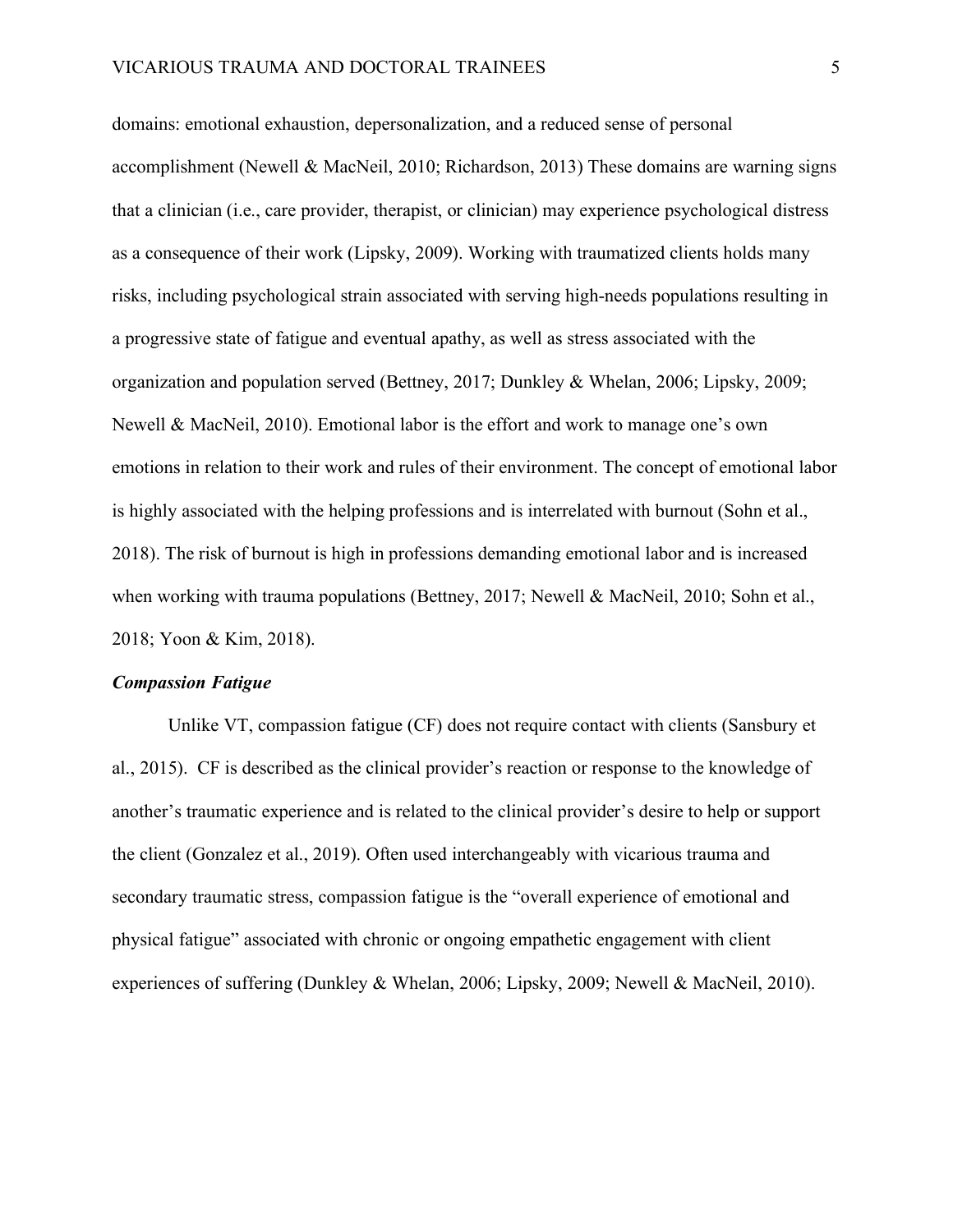domains: emotional exhaustion, depersonalization, and a reduced sense of personal accomplishment (Newell & MacNeil, 2010; Richardson, 2013) These domains are warning signs that a clinician (i.e., care provider, therapist, or clinician) may experience psychological distress as a consequence of their work (Lipsky, 2009). Working with traumatized clients holds many risks, including psychological strain associated with serving high-needs populations resulting in a progressive state of fatigue and eventual apathy, as well as stress associated with the organization and population served (Bettney, 2017; Dunkley & Whelan, 2006; Lipsky, 2009; Newell & MacNeil, 2010). Emotional labor is the effort and work to manage one's own emotions in relation to their work and rules of their environment. The concept of emotional labor is highly associated with the helping professions and is interrelated with burnout (Sohn et al., 2018). The risk of burnout is high in professions demanding emotional labor and is increased when working with trauma populations (Bettney, 2017; Newell & MacNeil, 2010; Sohn et al., 2018; Yoon & Kim, 2018).

### *Compassion Fatigue*

Unlike VT, compassion fatigue (CF) does not require contact with clients (Sansbury et al., 2015). CF is described as the clinical provider's reaction or response to the knowledge of another's traumatic experience and is related to the clinical provider's desire to help or support the client (Gonzalez et al., 2019). Often used interchangeably with vicarious trauma and secondary traumatic stress, compassion fatigue is the "overall experience of emotional and physical fatigue" associated with chronic or ongoing empathetic engagement with client experiences of suffering (Dunkley & Whelan, 2006; Lipsky, 2009; Newell & MacNeil, 2010).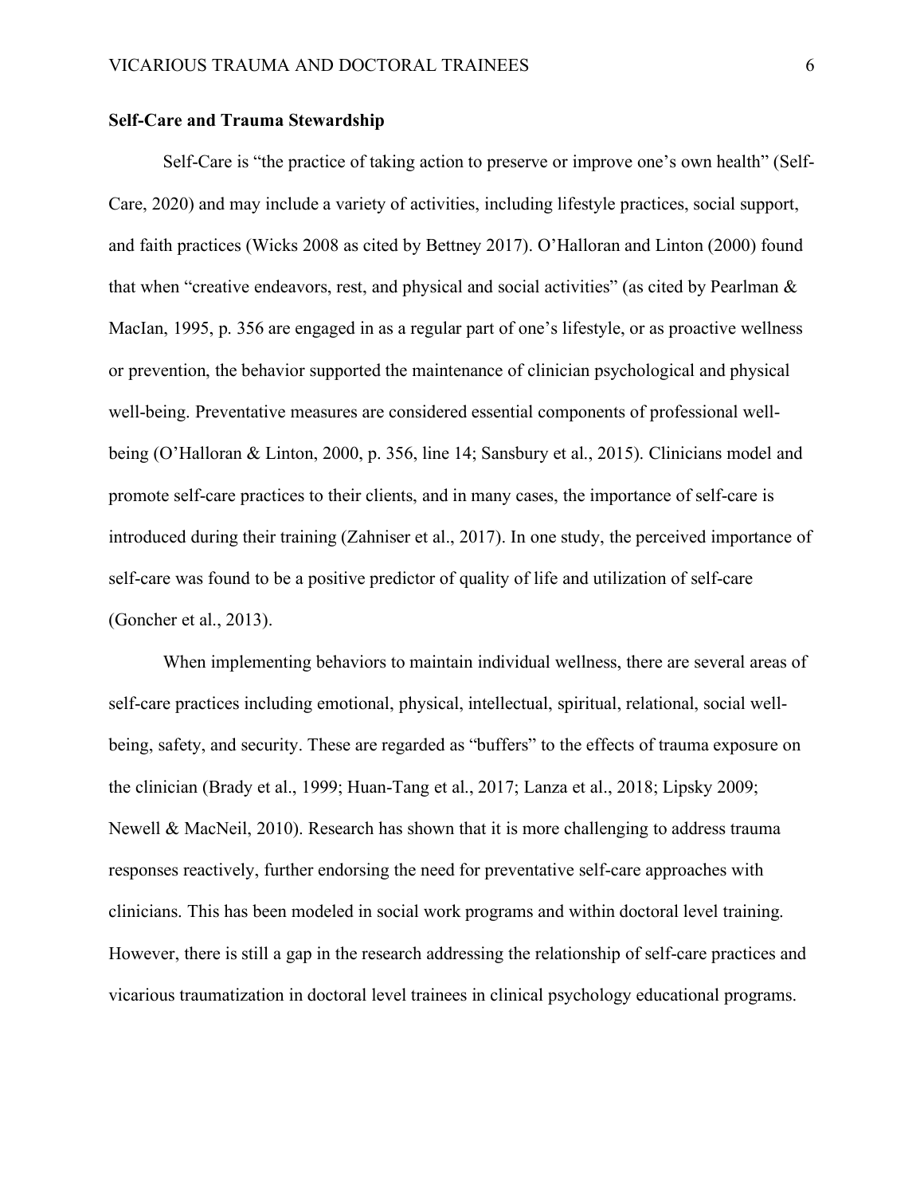**Self-Care and Trauma Stewardship**

Self-Care is "the practice of taking action to preserve or improve one's own health" (Self-Care, 2020) and may include a variety of activities, including lifestyle practices, social support, and faith practices (Wicks 2008 as cited by Bettney 2017). O'Halloran and Linton (2000) found that when "creative endeavors, rest, and physical and social activities" (as cited by Pearlman & MacIan, 1995, p. 356 are engaged in as a regular part of one's lifestyle, or as proactive wellness or prevention, the behavior supported the maintenance of clinician psychological and physical well-being. Preventative measures are considered essential components of professional well-being (O'Halloran & Linton, 2000, p. 356, line 14; Sansbury et al., 2015). Clinicians model and promote self-care practices to their clients, and in many cases, the importance of self-care is introduced during their training (Zahniser et al., 2017). In one study, the perceived importance of self-care was found to be a positive predictor of quality of life and utilization of self-care (Goncher et al., 2013).

When implementing behaviors to maintain individual wellness, there are several areas of self-care practices including emotional, physical, intellectual, spiritual, relational, social well-being, safety, and security. These are regarded as "buffers" to the effects of trauma exposure on the clinician (Brady et al., 1999; Huan-Tang et al., 2017; Lanza et al., 2018; Lipsky 2009; Newell & MacNeil, 2010). Research has shown that it is more challenging to address trauma responses reactively, further endorsing the need for preventative self-care approaches with clinicians. This has been modeled in social work programs and within doctoral level training. However, there is still a gap in the research addressing the relationship of self-care practices and vicarious traumatization in doctoral level trainees in clinical psychology educational programs.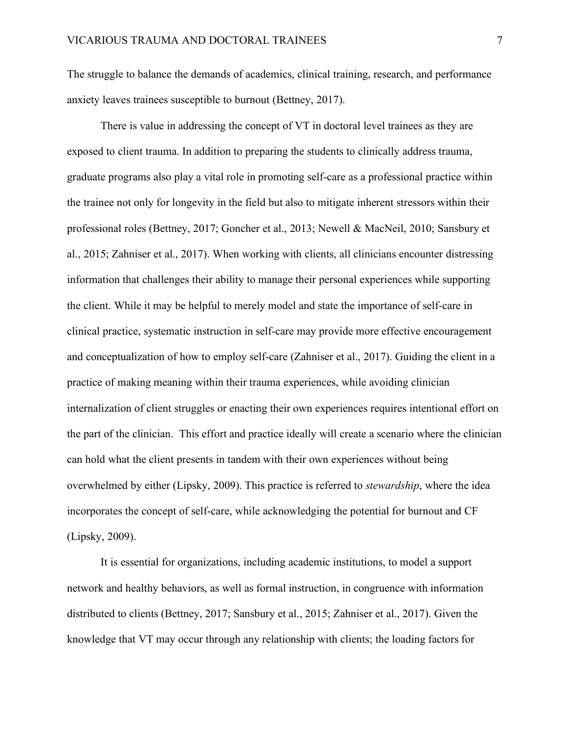The struggle to balance the demands of academics, clinical training, research, and performance anxiety leaves trainees susceptible to burnout (Bettney, 2017).

There is value in addressing the concept of VT in doctoral level trainees as they are exposed to client trauma. In addition to preparing the students to clinically address trauma, graduate programs also play a vital role in promoting self-care as a professional practice within the trainee not only for longevity in the field but also to mitigate inherent stressors within their professional roles (Bettney, 2017; Goncher et al., 2013; Newell & MacNeil, 2010; Sansbury et al., 2015; Zahniser et al., 2017). When working with clients, all clinicians encounter distressing information that challenges their ability to manage their personal experiences while supporting the client. While it may be helpful to merely model and state the importance of self-care in clinical practice, systematic instruction in self-care may provide more effective encouragement and conceptualization of how to employ self-care (Zahniser et al., 2017). Guiding the client in a practice of making meaning within their trauma experiences, while avoiding clinician internalization of client struggles or enacting their own experiences requires intentional effort on the part of the clinician. This effort and practice ideally will create a scenario where the clinician can hold what the client presents in tandem with their own experiences without being overwhelmed by either (Lipsky, 2009). This practice is referred to *stewardship*, where the idea incorporates the concept of self-care, while acknowledging the potential for burnout and CF (Lipsky, 2009).

It is essential for organizations, including academic institutions, to model a support network and healthy behaviors, as well as formal instruction, in congruence with information distributed to clients (Bettney, 2017; Sansbury et al., 2015; Zahniser et al., 2017). Given the knowledge that VT may occur through any relationship with clients; the loading factors for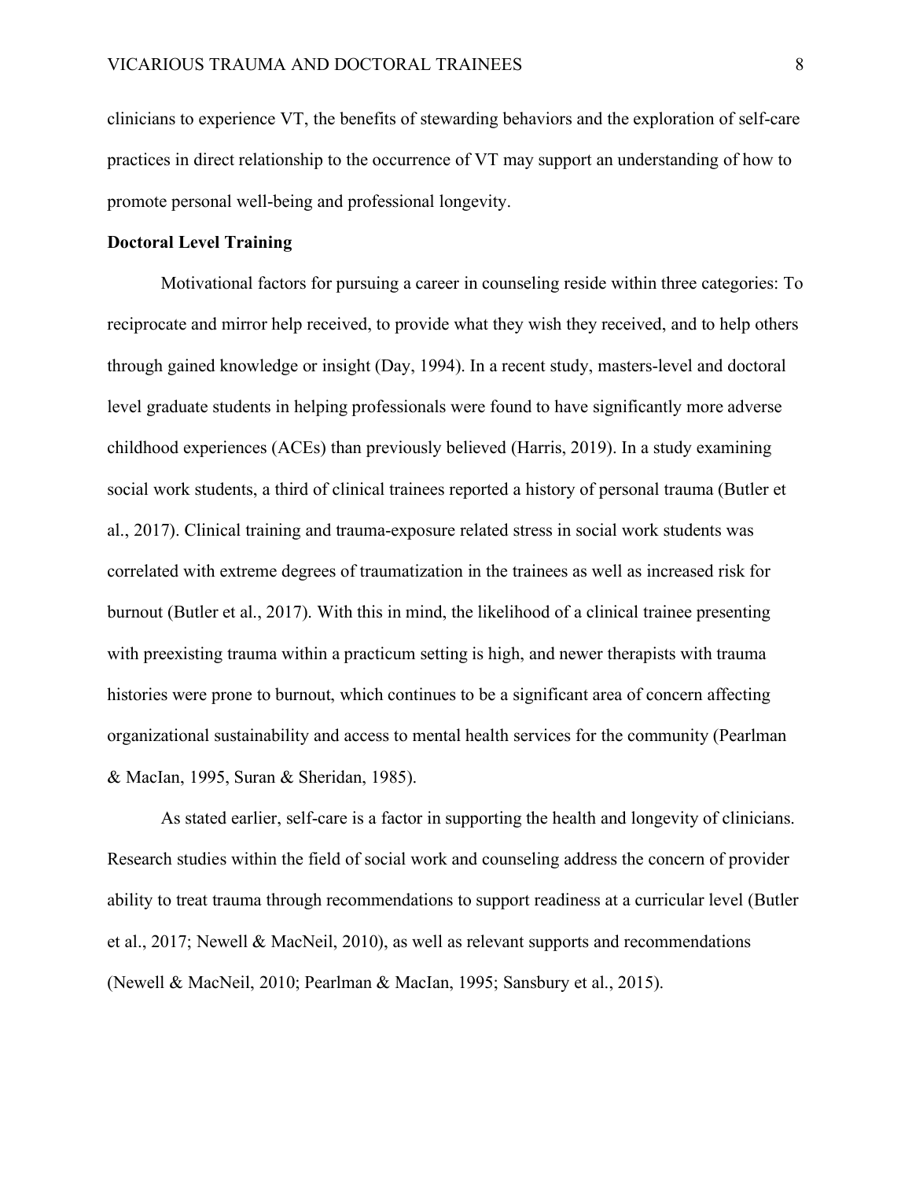clinicians to experience VT, the benefits of stewarding behaviors and the exploration of self-care practices in direct relationship to the occurrence of VT may support an understanding of how to promote personal well-being and professional longevity.

**Doctoral Level Training**

Motivational factors for pursuing a career in counseling reside within three categories: To reciprocate and mirror help received, to provide what they wish they received, and to help others through gained knowledge or insight (Day, 1994). In a recent study, masters-level and doctoral level graduate students in helping professionals were found to have significantly more adverse childhood experiences (ACEs) than previously believed (Harris, 2019). In a study examining social work students, a third of clinical trainees reported a history of personal trauma (Butler et al., 2017). Clinical training and trauma-exposure related stress in social work students was correlated with extreme degrees of traumatization in the trainees as well as increased risk for burnout (Butler et al., 2017). With this in mind, the likelihood of a clinical trainee presenting with preexisting trauma within a practicum setting is high, and newer therapists with trauma histories were prone to burnout, which continues to be a significant area of concern affecting organizational sustainability and access to mental health services for the community (Pearlman & MacIan, 1995, Suran & Sheridan, 1985).

As stated earlier, self-care is a factor in supporting the health and longevity of clinicians. Research studies within the field of social work and counseling address the concern of provider ability to treat trauma through recommendations to support readiness at a curricular level (Butler et al., 2017; Newell & MacNeil, 2010), as well as relevant supports and recommendations (Newell & MacNeil, 2010; Pearlman & MacIan, 1995; Sansbury et al., 2015).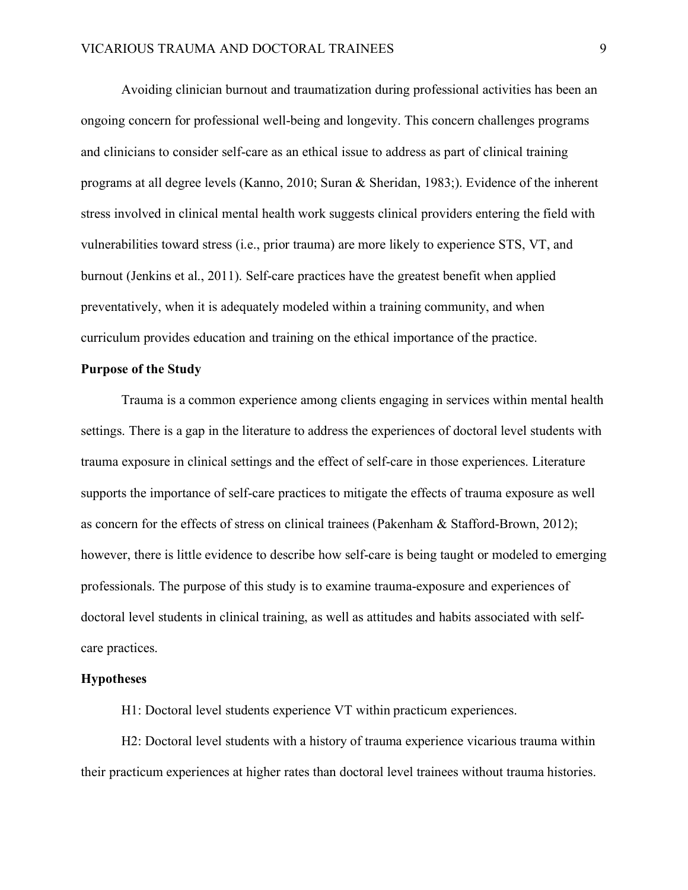Avoiding clinician burnout and traumatization during professional activities has been an ongoing concern for professional well-being and longevity. This concern challenges programs and clinicians to consider self-care as an ethical issue to address as part of clinical training programs at all degree levels (Kanno, 2010; Suran & Sheridan, 1983;). Evidence of the inherent stress involved in clinical mental health work suggests clinical providers entering the field with vulnerabilities toward stress (i.e., prior trauma) are more likely to experience STS, VT, and burnout (Jenkins et al., 2011). Self-care practices have the greatest benefit when applied preventatively, when it is adequately modeled within a training community, and when curriculum provides education and training on the ethical importance of the practice.

## Purpose of the Study

Trauma is a common experience among clients engaging in services within mental health settings. There is a gap in the literature to address the experiences of doctoral level students with trauma exposure in clinical settings and the effect of self-care in those experiences. Literature supports the importance of self-care practices to mitigate the effects of trauma exposure as well as concern for the effects of stress on clinical trainees (Pakenham & Stafford-Brown, 2012); however, there is little evidence to describe how self-care is being taught or modeled to emerging professionals. The purpose of this study is to examine trauma-exposure and experiences of doctoral level students in clinical training, as well as attitudes and habits associated with self-care practices.

## Hypotheses

H1: Doctoral level students experience VT within practicum experiences.

H2: Doctoral level students with a history of trauma experience vicarious trauma within their practicum experiences at higher rates than doctoral level trainees without trauma histories.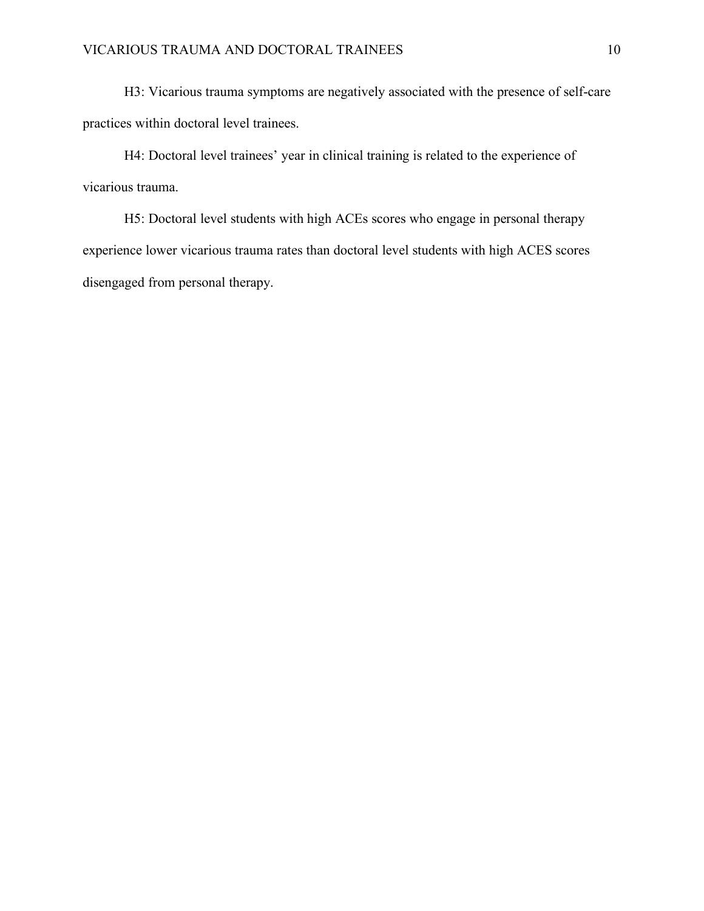H3: Vicarious trauma symptoms are negatively associated with the presence of self-care practices within doctoral level trainees.

H4: Doctoral level trainees' year in clinical training is related to the experience of vicarious trauma.

H5: Doctoral level students with high ACEs scores who engage in personal therapy experience lower vicarious trauma rates than doctoral level students with high ACES scores disengaged from personal therapy.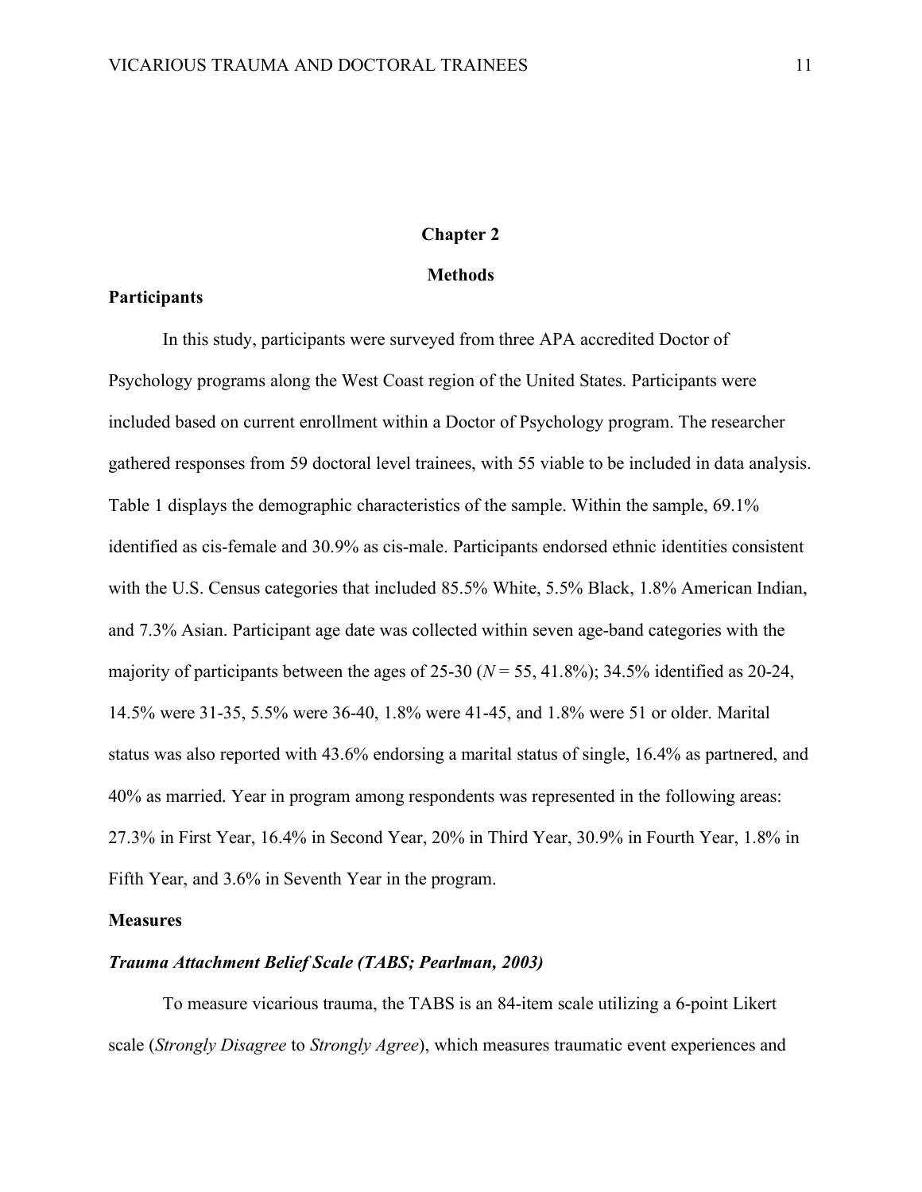# Chapter 2

## Methods

### Participants

In this study, participants were surveyed from three APA accredited Doctor of Psychology programs along the West Coast region of the United States. Participants were included based on current enrollment within a Doctor of Psychology program. The researcher gathered responses from 59 doctoral level trainees, with 55 viable to be included in data analysis. Table 1 displays the demographic characteristics of the sample. Within the sample, 69.1% identified as cis-female and 30.9% as cis-male. Participants endorsed ethnic identities consistent with the U.S. Census categories that included 85.5% White, 5.5% Black, 1.8% American Indian, and 7.3% Asian. Participant age date was collected within seven age-band categories with the majority of participants between the ages of 25-30 ($N$ = 55, 41.8%); 34.5% identified as 20-24, 14.5% were 31-35, 5.5% were 36-40, 1.8% were 41-45, and 1.8% were 51 or older. Marital status was also reported with 43.6% endorsing a marital status of single, 16.4% as partnered, and 40% as married. Year in program among respondents was represented in the following areas: 27.3% in First Year, 16.4% in Second Year, 20% in Third Year, 30.9% in Fourth Year, 1.8% in Fifth Year, and 3.6% in Seventh Year in the program.

### Measures

#### *Trauma Attachment Belief Scale (TABS; Pearlman, 2003)*

To measure vicarious trauma, the TABS is an 84-item scale utilizing a 6-point Likert scale (*Strongly Disagree* to *Strongly Agree*), which measures traumatic event experiences and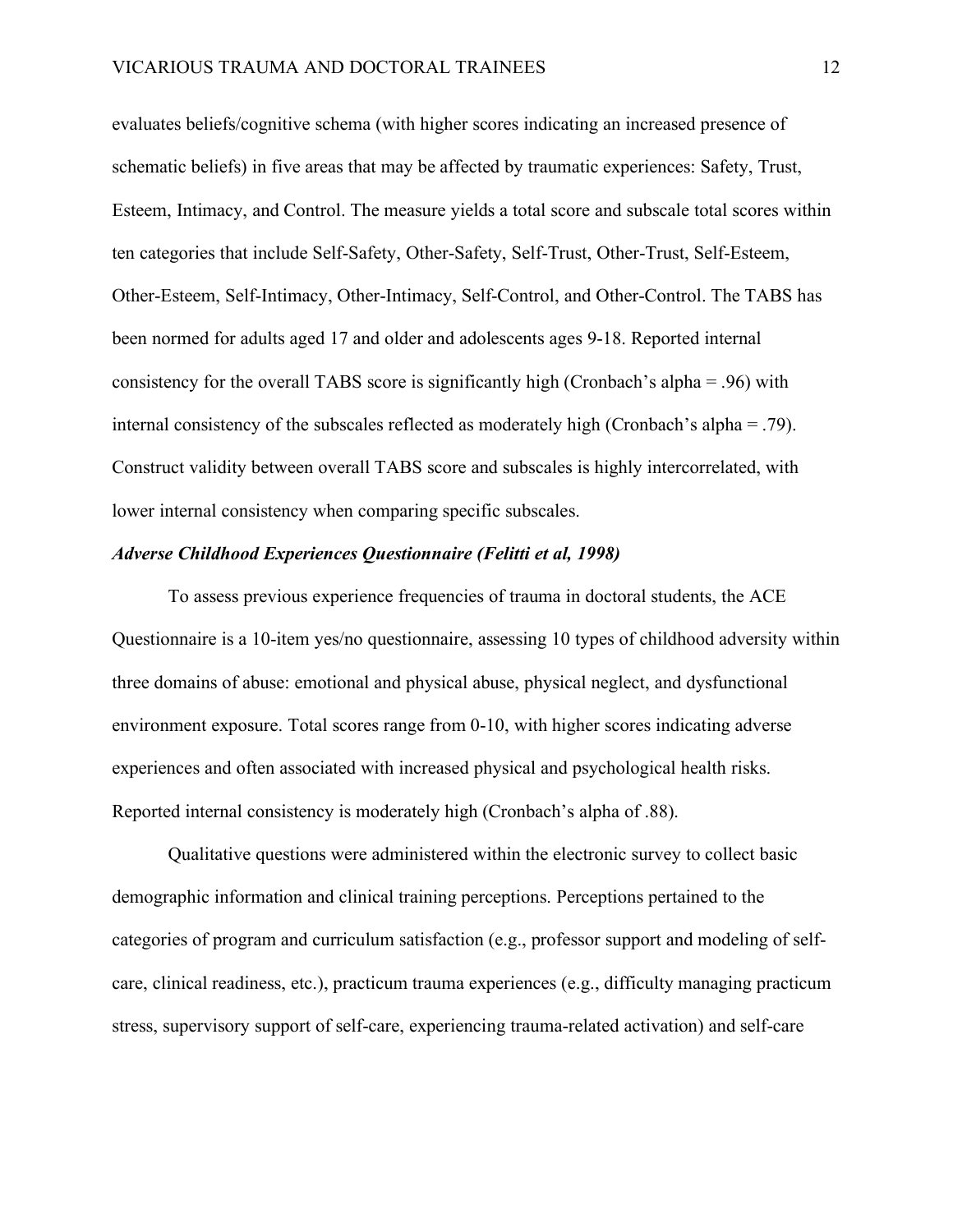evaluates beliefs/cognitive schema (with higher scores indicating an increased presence of schematic beliefs) in five areas that may be affected by traumatic experiences: Safety, Trust, Esteem, Intimacy, and Control. The measure yields a total score and subscale total scores within ten categories that include Self-Safety, Other-Safety, Self-Trust, Other-Trust, Self-Esteem, Other-Esteem, Self-Intimacy, Other-Intimacy, Self-Control, and Other-Control. The TABS has been normed for adults aged 17 and older and adolescents ages 9-18. Reported internal consistency for the overall TABS score is significantly high (Cronbach's alpha = .96) with internal consistency of the subscales reflected as moderately high (Cronbach's alpha = .79). Construct validity between overall TABS score and subscales is highly intercorrelated, with lower internal consistency when comparing specific subscales.

***Adverse Childhood Experiences Questionnaire (Felitti et al, 1998)***

To assess previous experience frequencies of trauma in doctoral students, the ACE Questionnaire is a 10-item yes/no questionnaire, assessing 10 types of childhood adversity within three domains of abuse: emotional and physical abuse, physical neglect, and dysfunctional environment exposure. Total scores range from 0-10, with higher scores indicating adverse experiences and often associated with increased physical and psychological health risks. Reported internal consistency is moderately high (Cronbach's alpha of .88).

Qualitative questions were administered within the electronic survey to collect basic demographic information and clinical training perceptions. Perceptions pertained to the categories of program and curriculum satisfaction (e.g., professor support and modeling of self-care, clinical readiness, etc.), practicum trauma experiences (e.g., difficulty managing practicum stress, supervisory support of self-care, experiencing trauma-related activation) and self-care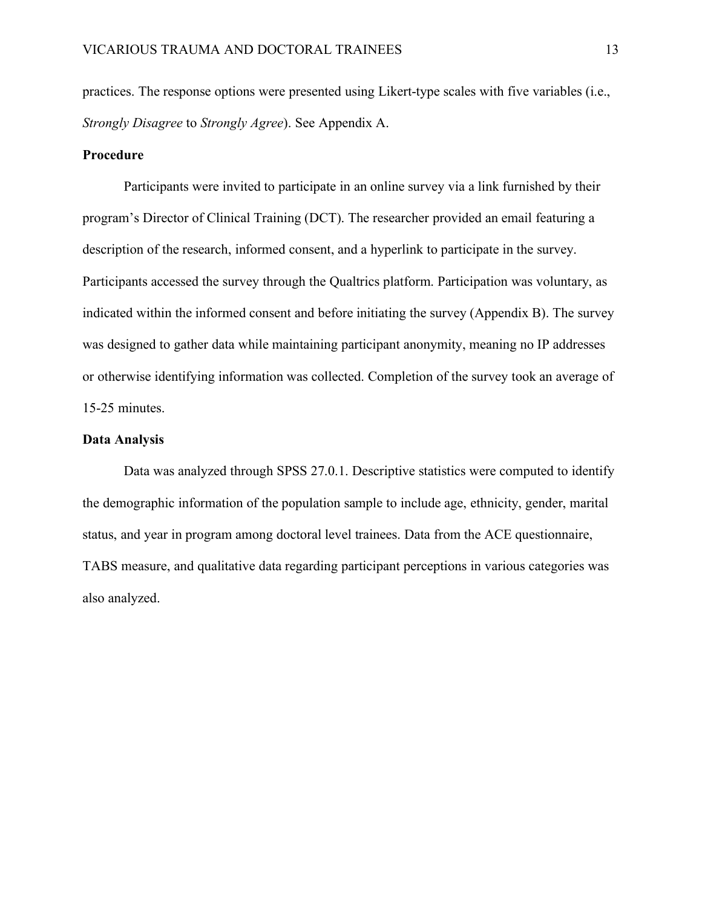practices. The response options were presented using Likert-type scales with five variables (i.e., *Strongly Disagree* to *Strongly Agree*). See Appendix A.

## Procedure

Participants were invited to participate in an online survey via a link furnished by their program's Director of Clinical Training (DCT). The researcher provided an email featuring a description of the research, informed consent, and a hyperlink to participate in the survey. Participants accessed the survey through the Qualtrics platform. Participation was voluntary, as indicated within the informed consent and before initiating the survey (Appendix B). The survey was designed to gather data while maintaining participant anonymity, meaning no IP addresses or otherwise identifying information was collected. Completion of the survey took an average of 15-25 minutes.

## Data Analysis

Data was analyzed through SPSS 27.0.1. Descriptive statistics were computed to identify the demographic information of the population sample to include age, ethnicity, gender, marital status, and year in program among doctoral level trainees. Data from the ACE questionnaire, TABS measure, and qualitative data regarding participant perceptions in various categories was also analyzed.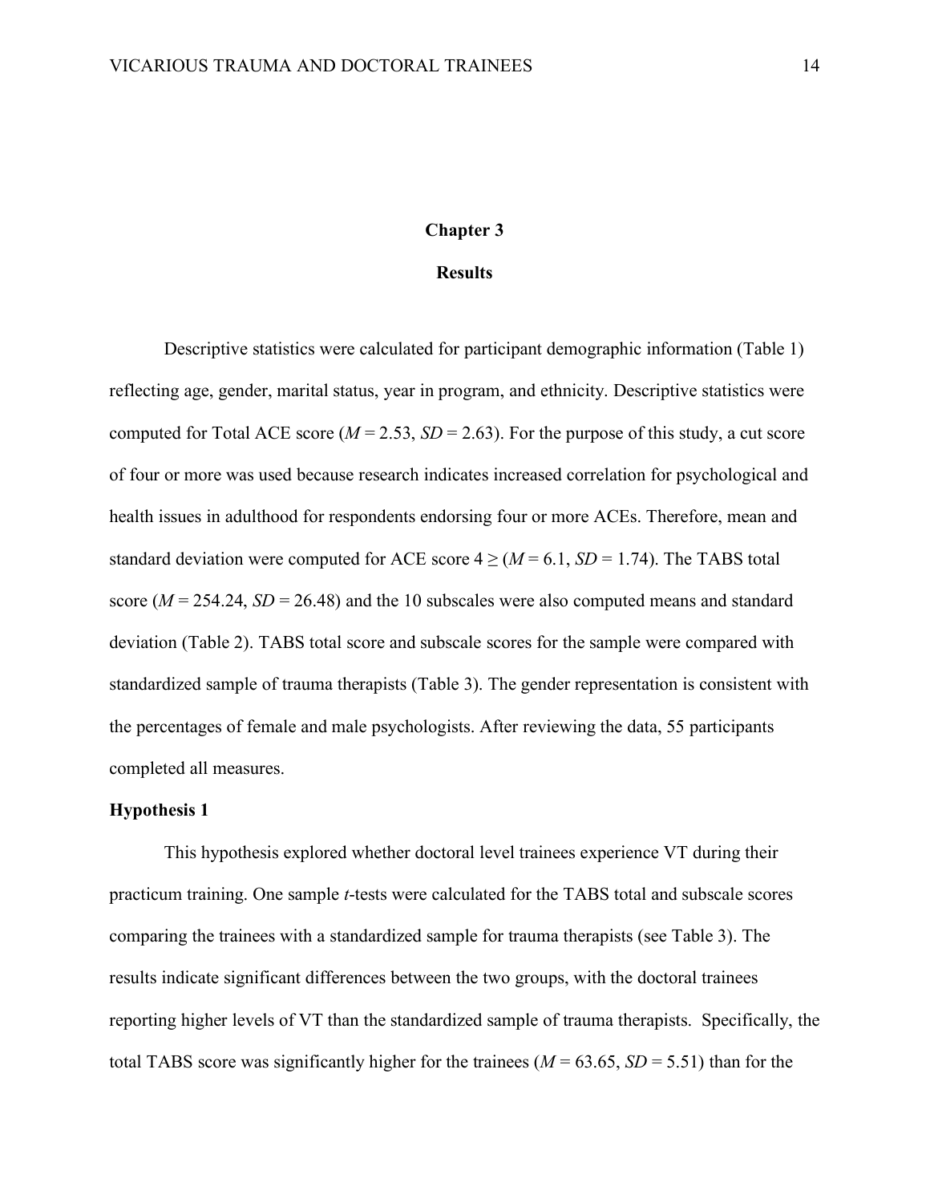# Chapter 3

## Results

Descriptive statistics were calculated for participant demographic information (Table 1) reflecting age, gender, marital status, year in program, and ethnicity. Descriptive statistics were computed for Total ACE score ($M$ = 2.53, $SD$ = 2.63). For the purpose of this study, a cut score of four or more was used because research indicates increased correlation for psychological and health issues in adulthood for respondents endorsing four or more ACEs. Therefore, mean and standard deviation were computed for ACE score 4 ≥ ($M$ = 6.1, $SD$ = 1.74). The TABS total score ($M$ = 254.24, $SD$ = 26.48) and the 10 subscales were also computed means and standard deviation (Table 2). TABS total score and subscale scores for the sample were compared with standardized sample of trauma therapists (Table 3). The gender representation is consistent with the percentages of female and male psychologists. After reviewing the data, 55 participants completed all measures.

### Hypothesis 1

This hypothesis explored whether doctoral level trainees experience VT during their practicum training. One sample *t*-tests were calculated for the TABS total and subscale scores comparing the trainees with a standardized sample for trauma therapists (see Table 3). The results indicate significant differences between the two groups, with the doctoral trainees reporting higher levels of VT than the standardized sample of trauma therapists. Specifically, the total TABS score was significantly higher for the trainees ($M$ = 63.65, $SD$ = 5.51) than for the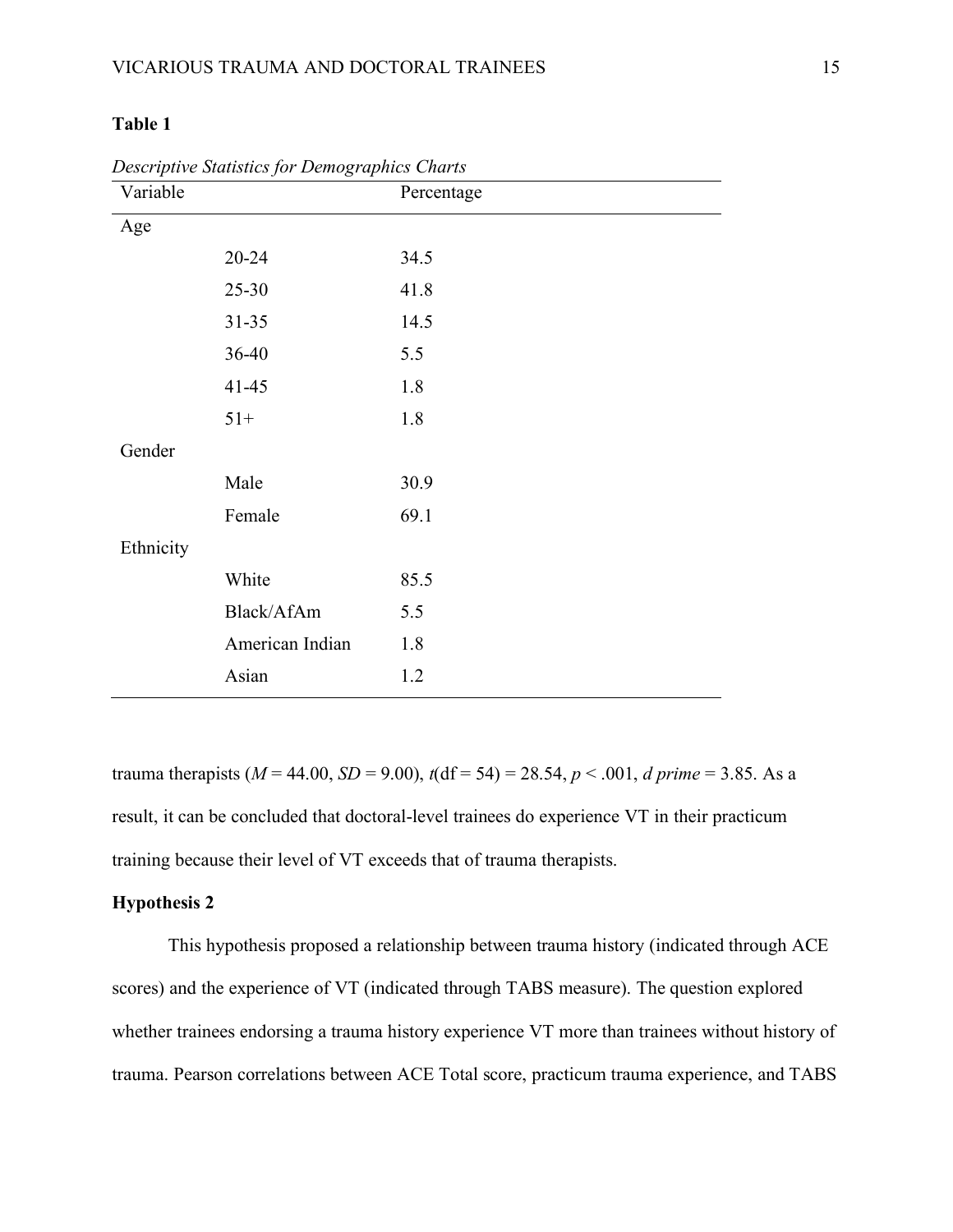**Table 1**

*Descriptive Statistics for Demographics Charts*

| Variable | | Percentage |
|---|---|---|
| Age | | |
| | 20-24 | 34.5 |
| | 25-30 | 41.8 |
| | 31-35 | 14.5 |
| | 36-40 | 5.5 |
| | 41-45 | 1.8 |
| | 51+ | 1.8 |
| Gender | | |
| | Male | 30.9 |
| | Female | 69.1 |
| Ethnicity | | |
| | White | 85.5 |
| | Black/AfAm | 5.5 |
| | American Indian | 1.8 |
| | Asian | 1.2 |

trauma therapists ($M$ = 44.00, $SD$ = 9.00), $t$(df = 54) = 28.54, $p < .001$, *d prime* = 3.85. As a result, it can be concluded that doctoral-level trainees do experience VT in their practicum training because their level of VT exceeds that of trauma therapists.

**Hypothesis 2**

This hypothesis proposed a relationship between trauma history (indicated through ACE scores) and the experience of VT (indicated through TABS measure). The question explored whether trainees endorsing a trauma history experience VT more than trainees without history of trauma. Pearson correlations between ACE Total score, practicum trauma experience, and TABS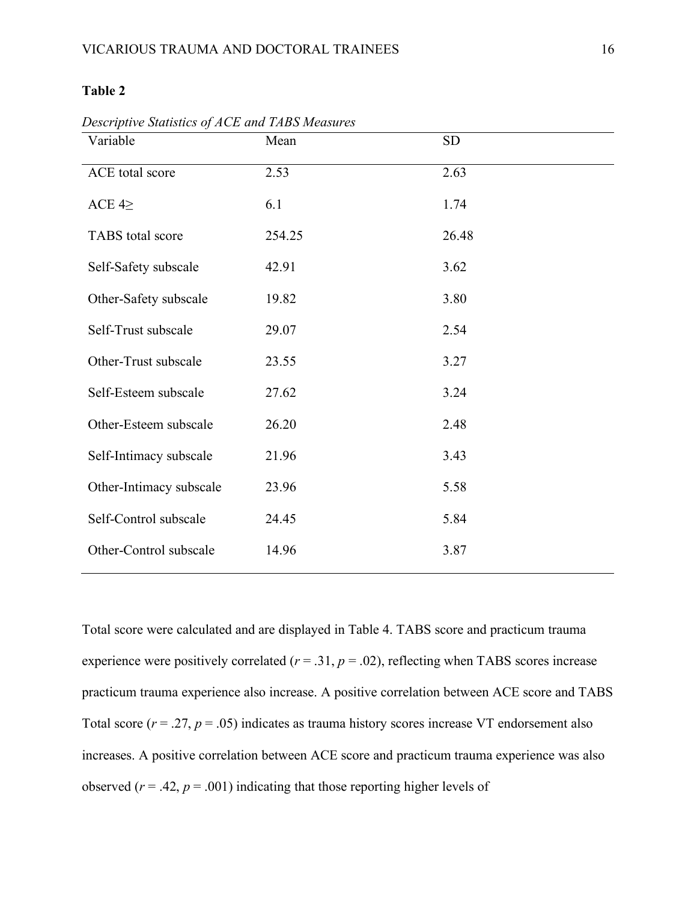**Table 2**

*Descriptive Statistics of ACE and TABS Measures*

| Variable | Mean | SD |
|---|---|---|
| ACE total score | 2.53 | 2.63 |
| ACE 4≥ | 6.1 | 1.74 |
| TABS total score | 254.25 | 26.48 |
| Self-Safety subscale | 42.91 | 3.62 |
| Other-Safety subscale | 19.82 | 3.80 |
| Self-Trust subscale | 29.07 | 2.54 |
| Other-Trust subscale | 23.55 | 3.27 |
| Self-Esteem subscale | 27.62 | 3.24 |
| Other-Esteem subscale | 26.20 | 2.48 |
| Self-Intimacy subscale | 21.96 | 3.43 |
| Other-Intimacy subscale | 23.96 | 5.58 |
| Self-Control subscale | 24.45 | 5.84 |
| Other-Control subscale | 14.96 | 3.87 |

Total score were calculated and are displayed in Table 4. TABS score and practicum trauma experience were positively correlated ($r = .31$, $p = .02$), reflecting when TABS scores increase practicum trauma experience also increase. A positive correlation between ACE score and TABS Total score ($r = .27$, $p = .05$) indicates as trauma history scores increase VT endorsement also increases. A positive correlation between ACE score and practicum trauma experience was also observed ($r = .42$, $p = .001$) indicating that those reporting higher levels of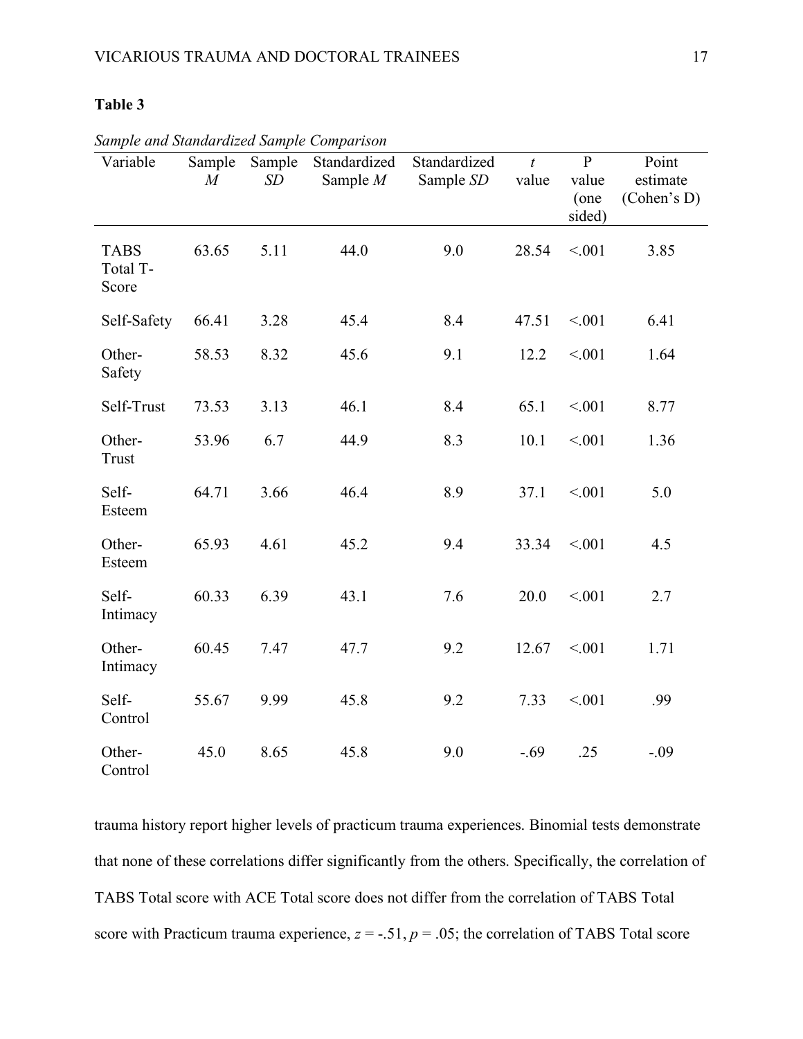**Table 3**

*Sample and Standardized Sample Comparison*

| Variable | Sample *M* | Sample *SD* | Standardized Sample *M* | Standardized Sample *SD* | *t* value | P value (one sided) | Point estimate (Cohen's D) |
|---|---|---|---|---|---|---|---|
| TABS Total T-Score | 63.65 | 5.11 | 44.0 | 9.0 | 28.54 | <.001 | 3.85 |
| Self-Safety | 66.41 | 3.28 | 45.4 | 8.4 | 47.51 | <.001 | 6.41 |
| Other-Safety | 58.53 | 8.32 | 45.6 | 9.1 | 12.2 | <.001 | 1.64 |
| Self-Trust | 73.53 | 3.13 | 46.1 | 8.4 | 65.1 | <.001 | 8.77 |
| Other-Trust | 53.96 | 6.7 | 44.9 | 8.3 | 10.1 | <.001 | 1.36 |
| Self-Esteem | 64.71 | 3.66 | 46.4 | 8.9 | 37.1 | <.001 | 5.0 |
| Other-Esteem | 65.93 | 4.61 | 45.2 | 9.4 | 33.34 | <.001 | 4.5 |
| Self-Intimacy | 60.33 | 6.39 | 43.1 | 7.6 | 20.0 | <.001 | 2.7 |
| Other-Intimacy | 60.45 | 7.47 | 47.7 | 9.2 | 12.67 | <.001 | 1.71 |
| Self-Control | 55.67 | 9.99 | 45.8 | 9.2 | 7.33 | <.001 | .99 |
| Other-Control | 45.0 | 8.65 | 45.8 | 9.0 | -.69 | .25 | -.09 |

trauma history report higher levels of practicum trauma experiences. Binomial tests demonstrate that none of these correlations differ significantly from the others. Specifically, the correlation of TABS Total score with ACE Total score does not differ from the correlation of TABS Total score with Practicum trauma experience, $z = -.51$, $p = .05$; the correlation of TABS Total score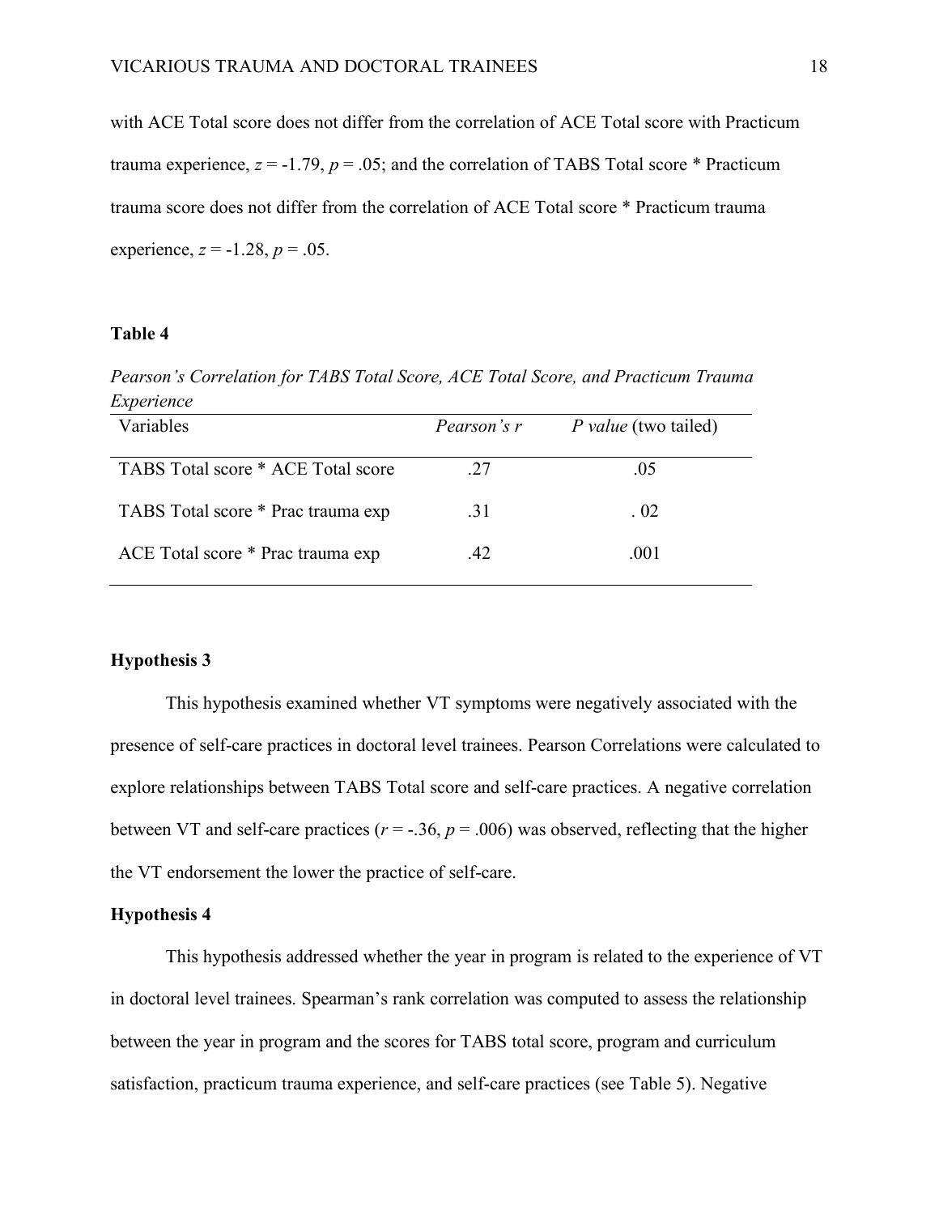with ACE Total score does not differ from the correlation of ACE Total score with Practicum trauma experience, $z = -1.79$, $p = .05$; and the correlation of TABS Total score * Practicum trauma score does not differ from the correlation of ACE Total score * Practicum trauma experience, $z = -1.28$, $p = .05$.

**Table 4**

*Pearson's Correlation for TABS Total Score, ACE Total Score, and Practicum Trauma Experience*

| Variables | *Pearson's r* | *P value* (two tailed) |
|---|---|---|
| TABS Total score * ACE Total score | .27 | .05 |
| TABS Total score * Prac trauma exp | .31 | . 02 |
| ACE Total score * Prac trauma exp | .42 | .001 |

## Hypothesis 3

This hypothesis examined whether VT symptoms were negatively associated with the presence of self-care practices in doctoral level trainees. Pearson Correlations were calculated to explore relationships between TABS Total score and self-care practices. A negative correlation between VT and self-care practices ($r = -.36$, $p = .006$) was observed, reflecting that the higher the VT endorsement the lower the practice of self-care.

## Hypothesis 4

This hypothesis addressed whether the year in program is related to the experience of VT in doctoral level trainees. Spearman's rank correlation was computed to assess the relationship between the year in program and the scores for TABS total score, program and curriculum satisfaction, practicum trauma experience, and self-care practices (see Table 5). Negative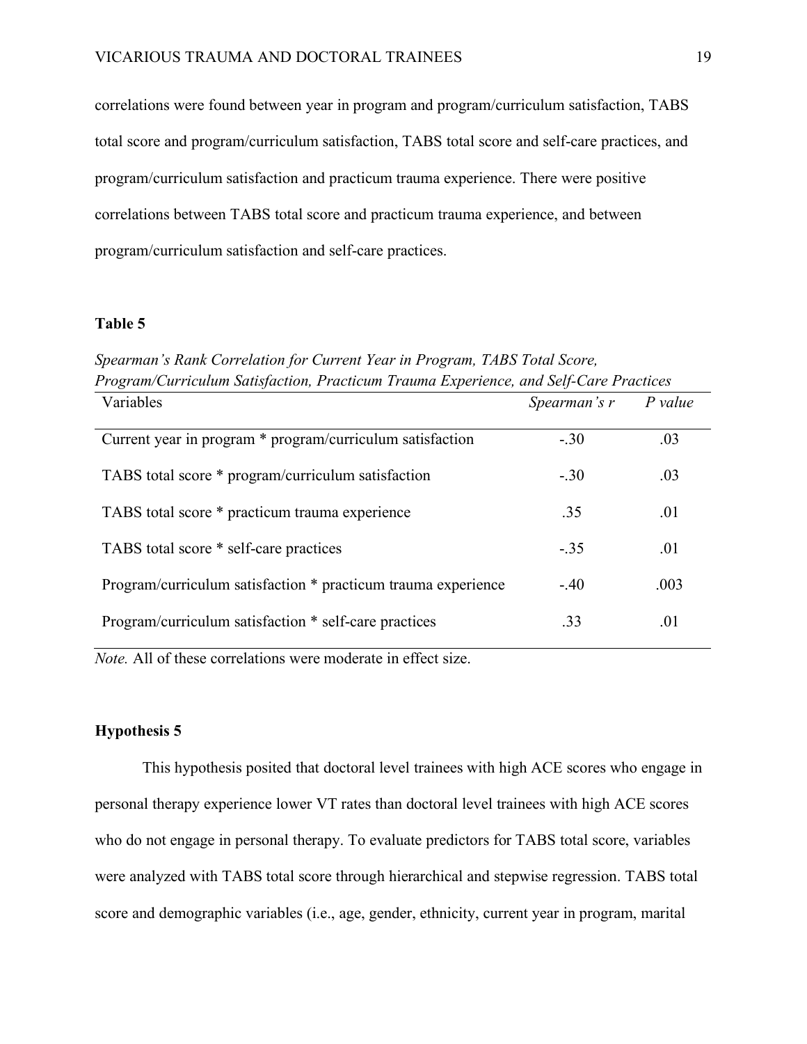correlations were found between year in program and program/curriculum satisfaction, TABS total score and program/curriculum satisfaction, TABS total score and self-care practices, and program/curriculum satisfaction and practicum trauma experience. There were positive correlations between TABS total score and practicum trauma experience, and between program/curriculum satisfaction and self-care practices.

**Table 5**

*Spearman's Rank Correlation for Current Year in Program, TABS Total Score, Program/Curriculum Satisfaction, Practicum Trauma Experience, and Self-Care Practices*

| Variables | *Spearman's r* | *P value* |
|---|---|---|
| Current year in program * program/curriculum satisfaction | -.30 | .03 |
| TABS total score * program/curriculum satisfaction | -.30 | .03 |
| TABS total score * practicum trauma experience | .35 | .01 |
| TABS total score * self-care practices | -.35 | .01 |
| Program/curriculum satisfaction * practicum trauma experience | -.40 | .003 |
| Program/curriculum satisfaction * self-care practices | .33 | .01 |

*Note.* All of these correlations were moderate in effect size.

### Hypothesis 5

This hypothesis posited that doctoral level trainees with high ACE scores who engage in personal therapy experience lower VT rates than doctoral level trainees with high ACE scores who do not engage in personal therapy. To evaluate predictors for TABS total score, variables were analyzed with TABS total score through hierarchical and stepwise regression. TABS total score and demographic variables (i.e., age, gender, ethnicity, current year in program, marital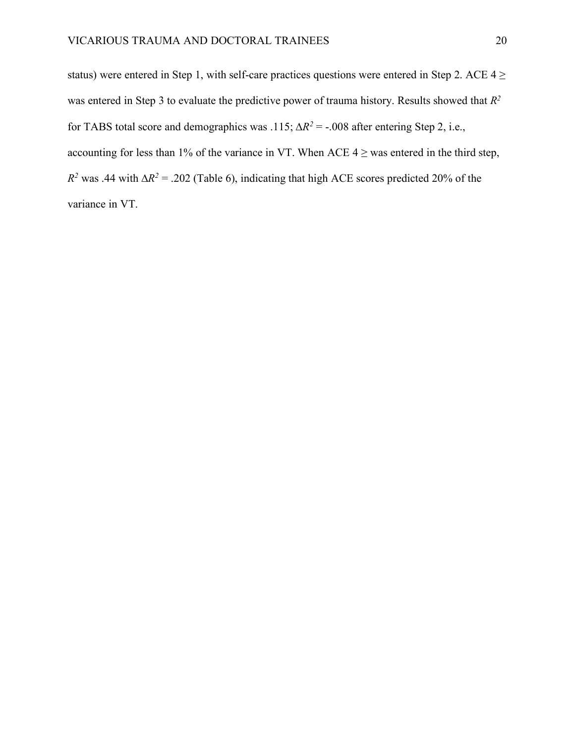status) were entered in Step 1, with self-care practices questions were entered in Step 2. ACE 4 ≥ was entered in Step 3 to evaluate the predictive power of trauma history. Results showed that $R^2$ for TABS total score and demographics was .115; $\Delta R^2$ = -.008 after entering Step 2, i.e., accounting for less than 1% of the variance in VT. When ACE 4 ≥ was entered in the third step, $R^2$ was .44 with $\Delta R^2$ = .202 (Table 6), indicating that high ACE scores predicted 20% of the variance in VT.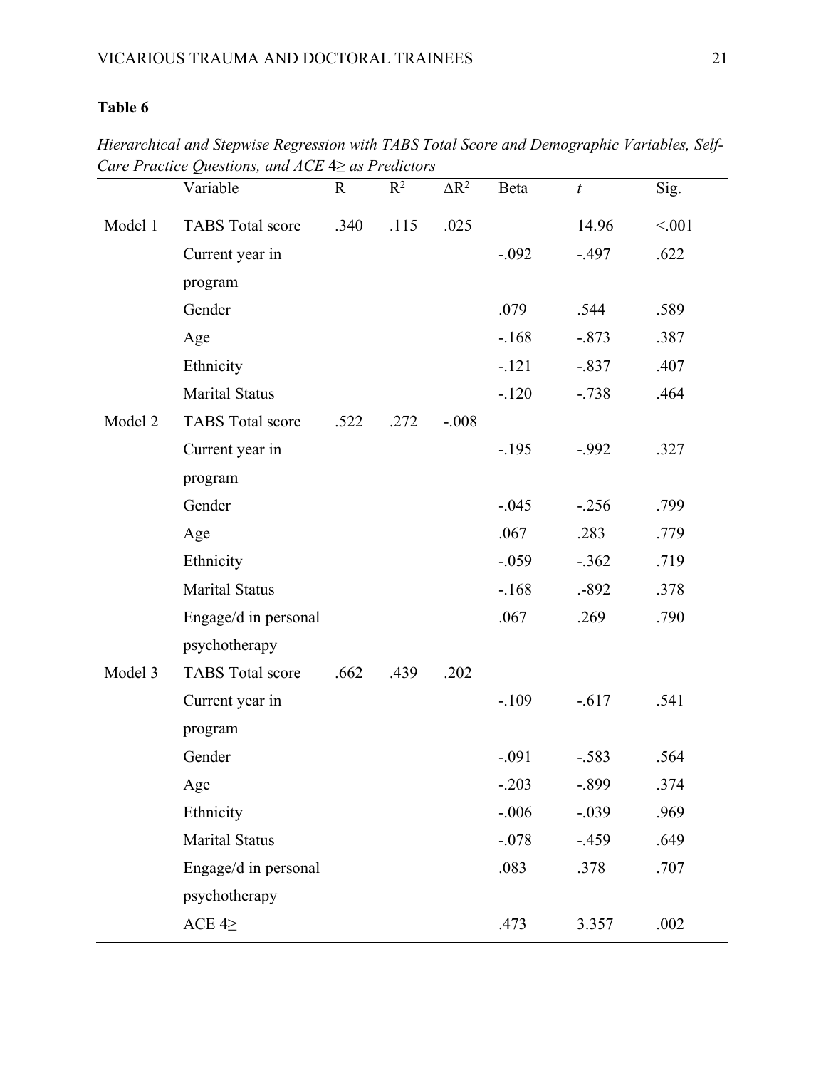**Table 6**

*Hierarchical and Stepwise Regression with TABS Total Score and Demographic Variables, Self-Care Practice Questions, and ACE 4≥ as Predictors*

| | Variable | R | $R^2$ | $\Delta R^2$ | Beta | *t* | Sig. |
|---|---|---|---|---|---|---|---|
| Model 1 | TABS Total score | .340 | .115 | .025 | | 14.96 | <.001 |
| | Current year in program | | | | -.092 | -.497 | .622 |
| | Gender | | | | .079 | .544 | .589 |
| | Age | | | | -.168 | -.873 | .387 |
| | Ethnicity | | | | -.121 | -.837 | .407 |
| | Marital Status | | | | -.120 | -.738 | .464 |
| Model 2 | TABS Total score | .522 | .272 | -.008 | | | |
| | Current year in program | | | | -.195 | -.992 | .327 |
| | Gender | | | | -.045 | -.256 | .799 |
| | Age | | | | .067 | .283 | .779 |
| | Ethnicity | | | | -.059 | -.362 | .719 |
| | Marital Status | | | | -.168 | .-892 | .378 |
| | Engage/d in personal psychotherapy | | | | .067 | .269 | .790 |
| Model 3 | TABS Total score | .662 | .439 | .202 | | | |
| | Current year in program | | | | -.109 | -.617 | .541 |
| | Gender | | | | -.091 | -.583 | .564 |
| | Age | | | | -.203 | -.899 | .374 |
| | Ethnicity | | | | -.006 | -.039 | .969 |
| | Marital Status | | | | -.078 | -.459 | .649 |
| | Engage/d in personal psychotherapy | | | | .083 | .378 | .707 |
| | ACE 4≥ | | | | .473 | 3.357 | .002 |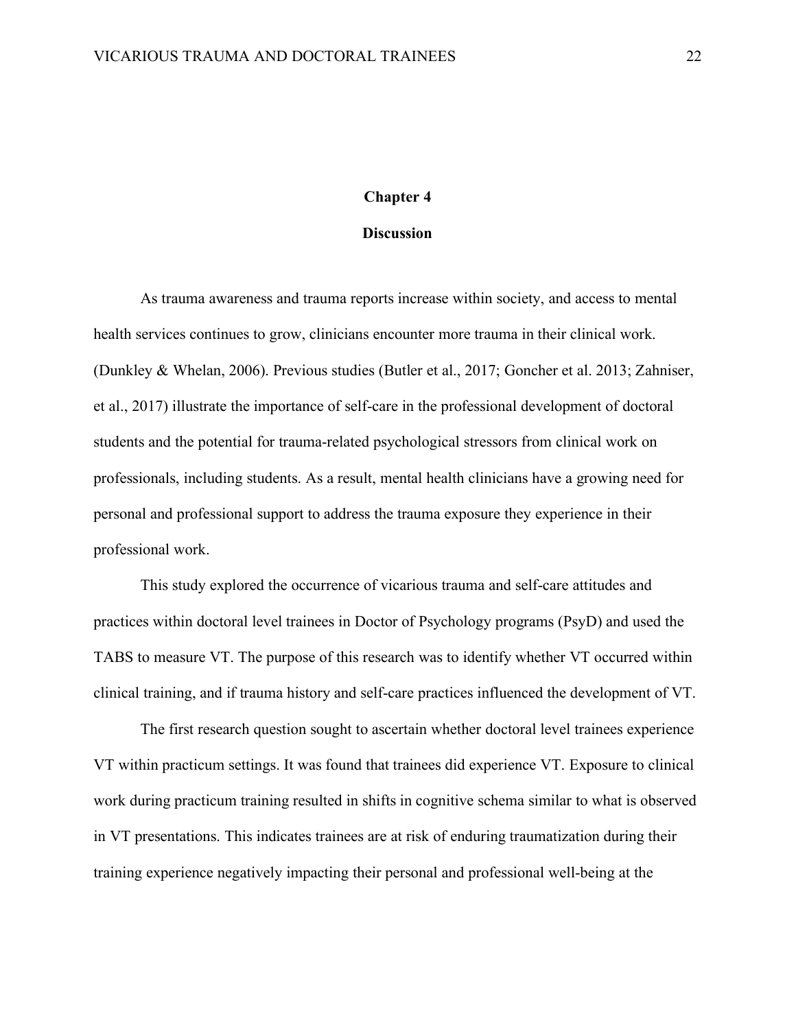# Chapter 4

## Discussion

As trauma awareness and trauma reports increase within society, and access to mental health services continues to grow, clinicians encounter more trauma in their clinical work. (Dunkley & Whelan, 2006). Previous studies (Butler et al., 2017; Goncher et al. 2013; Zahniser, et al., 2017) illustrate the importance of self-care in the professional development of doctoral students and the potential for trauma-related psychological stressors from clinical work on professionals, including students. As a result, mental health clinicians have a growing need for personal and professional support to address the trauma exposure they experience in their professional work.

This study explored the occurrence of vicarious trauma and self-care attitudes and practices within doctoral level trainees in Doctor of Psychology programs (PsyD) and used the TABS to measure VT. The purpose of this research was to identify whether VT occurred within clinical training, and if trauma history and self-care practices influenced the development of VT.

The first research question sought to ascertain whether doctoral level trainees experience VT within practicum settings. It was found that trainees did experience VT. Exposure to clinical work during practicum training resulted in shifts in cognitive schema similar to what is observed in VT presentations. This indicates trainees are at risk of enduring traumatization during their training experience negatively impacting their personal and professional well-being at the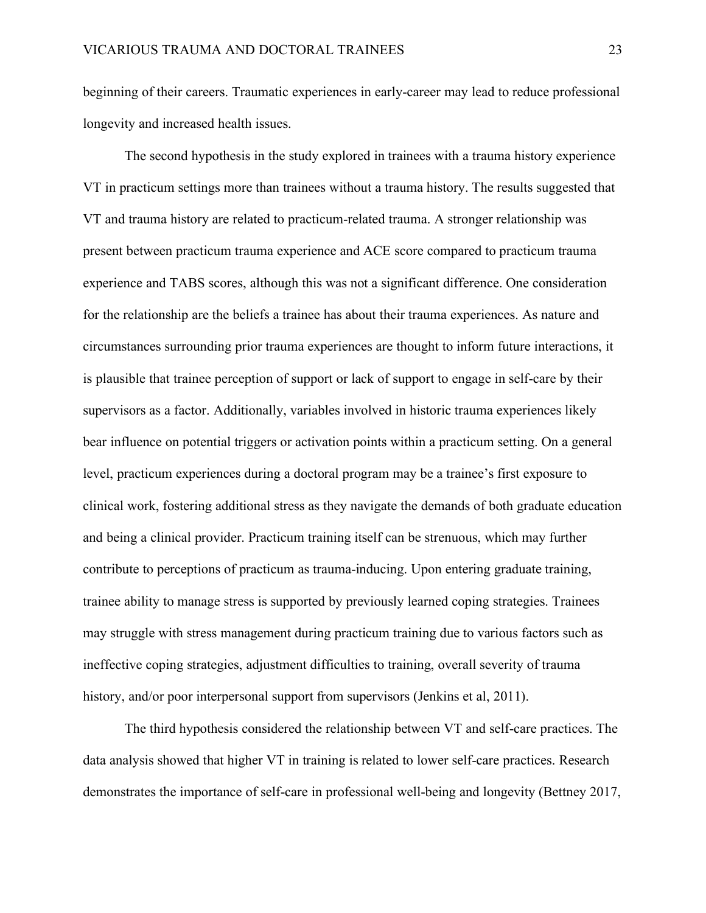beginning of their careers. Traumatic experiences in early-career may lead to reduce professional longevity and increased health issues.

The second hypothesis in the study explored in trainees with a trauma history experience VT in practicum settings more than trainees without a trauma history. The results suggested that VT and trauma history are related to practicum-related trauma. A stronger relationship was present between practicum trauma experience and ACE score compared to practicum trauma experience and TABS scores, although this was not a significant difference. One consideration for the relationship are the beliefs a trainee has about their trauma experiences. As nature and circumstances surrounding prior trauma experiences are thought to inform future interactions, it is plausible that trainee perception of support or lack of support to engage in self-care by their supervisors as a factor. Additionally, variables involved in historic trauma experiences likely bear influence on potential triggers or activation points within a practicum setting. On a general level, practicum experiences during a doctoral program may be a trainee's first exposure to clinical work, fostering additional stress as they navigate the demands of both graduate education and being a clinical provider. Practicum training itself can be strenuous, which may further contribute to perceptions of practicum as trauma-inducing. Upon entering graduate training, trainee ability to manage stress is supported by previously learned coping strategies. Trainees may struggle with stress management during practicum training due to various factors such as ineffective coping strategies, adjustment difficulties to training, overall severity of trauma history, and/or poor interpersonal support from supervisors (Jenkins et al, 2011).

The third hypothesis considered the relationship between VT and self-care practices. The data analysis showed that higher VT in training is related to lower self-care practices. Research demonstrates the importance of self-care in professional well-being and longevity (Bettney 2017,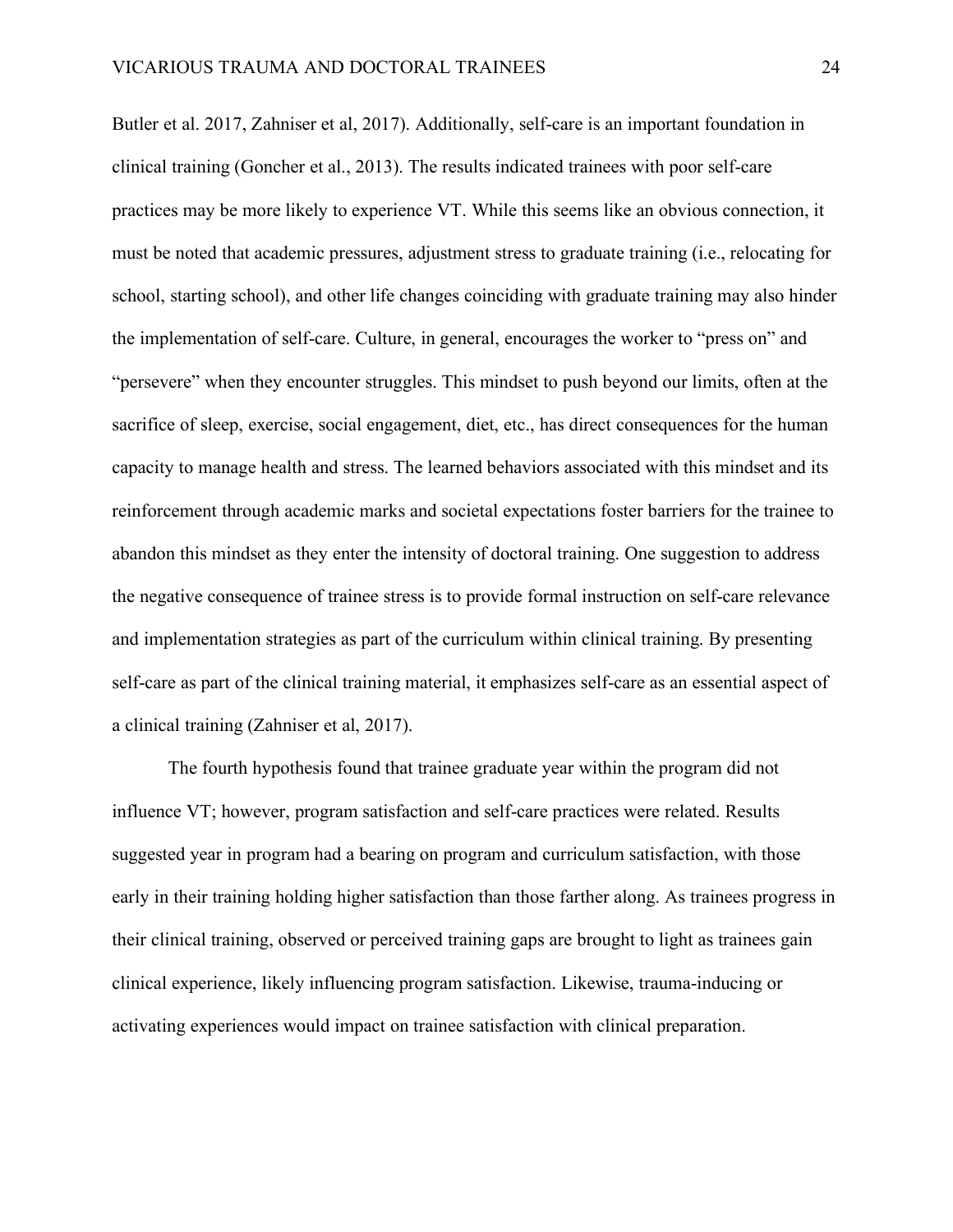Butler et al. 2017, Zahniser et al, 2017). Additionally, self-care is an important foundation in clinical training (Goncher et al., 2013). The results indicated trainees with poor self-care practices may be more likely to experience VT. While this seems like an obvious connection, it must be noted that academic pressures, adjustment stress to graduate training (i.e., relocating for school, starting school), and other life changes coinciding with graduate training may also hinder the implementation of self-care. Culture, in general, encourages the worker to "press on" and "persevere" when they encounter struggles. This mindset to push beyond our limits, often at the sacrifice of sleep, exercise, social engagement, diet, etc., has direct consequences for the human capacity to manage health and stress. The learned behaviors associated with this mindset and its reinforcement through academic marks and societal expectations foster barriers for the trainee to abandon this mindset as they enter the intensity of doctoral training. One suggestion to address the negative consequence of trainee stress is to provide formal instruction on self-care relevance and implementation strategies as part of the curriculum within clinical training. By presenting self-care as part of the clinical training material, it emphasizes self-care as an essential aspect of a clinical training (Zahniser et al, 2017).

The fourth hypothesis found that trainee graduate year within the program did not influence VT; however, program satisfaction and self-care practices were related. Results suggested year in program had a bearing on program and curriculum satisfaction, with those early in their training holding higher satisfaction than those farther along. As trainees progress in their clinical training, observed or perceived training gaps are brought to light as trainees gain clinical experience, likely influencing program satisfaction. Likewise, trauma-inducing or activating experiences would impact on trainee satisfaction with clinical preparation.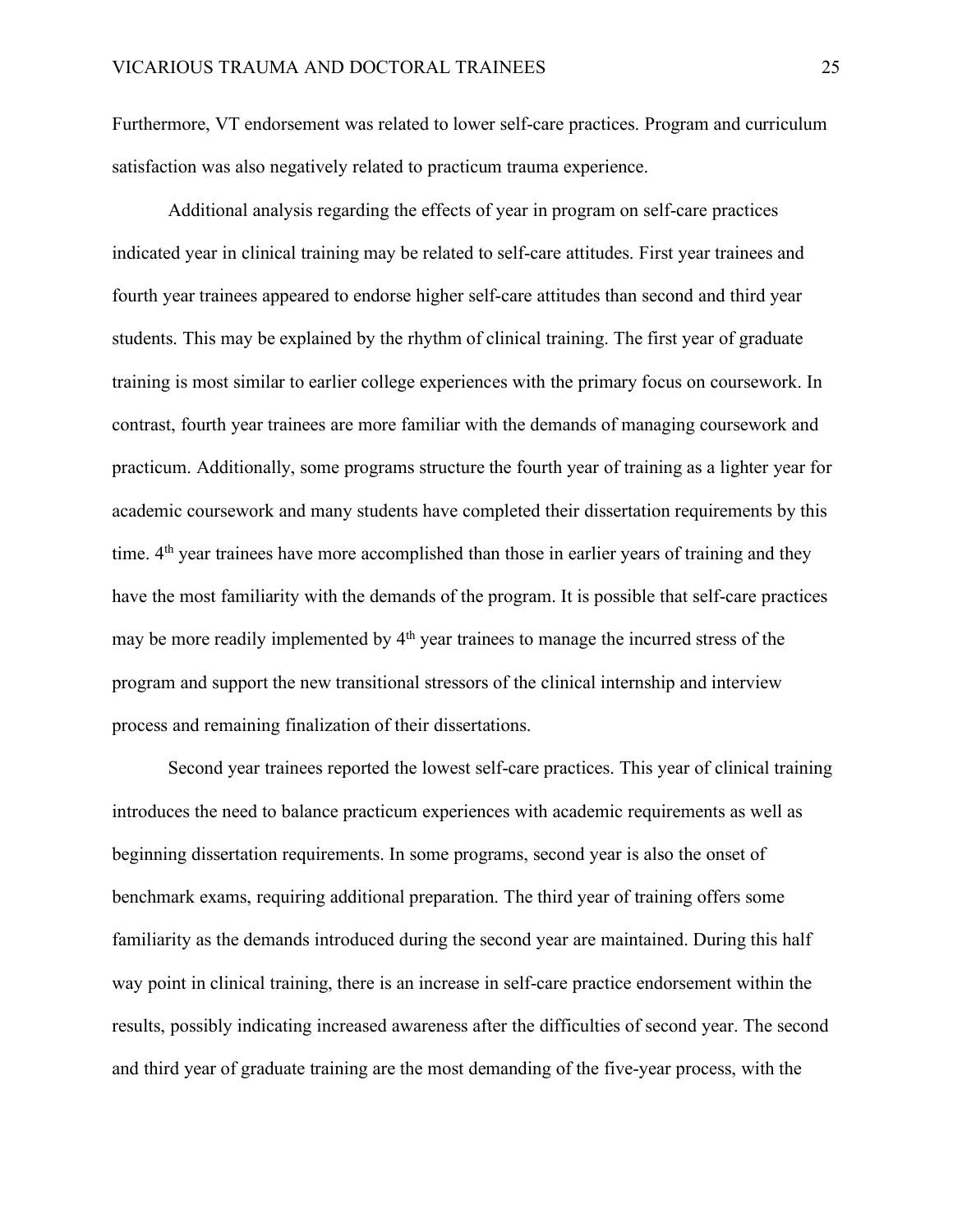Furthermore, VT endorsement was related to lower self-care practices. Program and curriculum satisfaction was also negatively related to practicum trauma experience.

Additional analysis regarding the effects of year in program on self-care practices indicated year in clinical training may be related to self-care attitudes. First year trainees and fourth year trainees appeared to endorse higher self-care attitudes than second and third year students. This may be explained by the rhythm of clinical training. The first year of graduate training is most similar to earlier college experiences with the primary focus on coursework. In contrast, fourth year trainees are more familiar with the demands of managing coursework and practicum. Additionally, some programs structure the fourth year of training as a lighter year for academic coursework and many students have completed their dissertation requirements by this time. 4th year trainees have more accomplished than those in earlier years of training and they have the most familiarity with the demands of the program. It is possible that self-care practices may be more readily implemented by 4th year trainees to manage the incurred stress of the program and support the new transitional stressors of the clinical internship and interview process and remaining finalization of their dissertations.

Second year trainees reported the lowest self-care practices. This year of clinical training introduces the need to balance practicum experiences with academic requirements as well as beginning dissertation requirements. In some programs, second year is also the onset of benchmark exams, requiring additional preparation. The third year of training offers some familiarity as the demands introduced during the second year are maintained. During this half way point in clinical training, there is an increase in self-care practice endorsement within the results, possibly indicating increased awareness after the difficulties of second year. The second and third year of graduate training are the most demanding of the five-year process, with the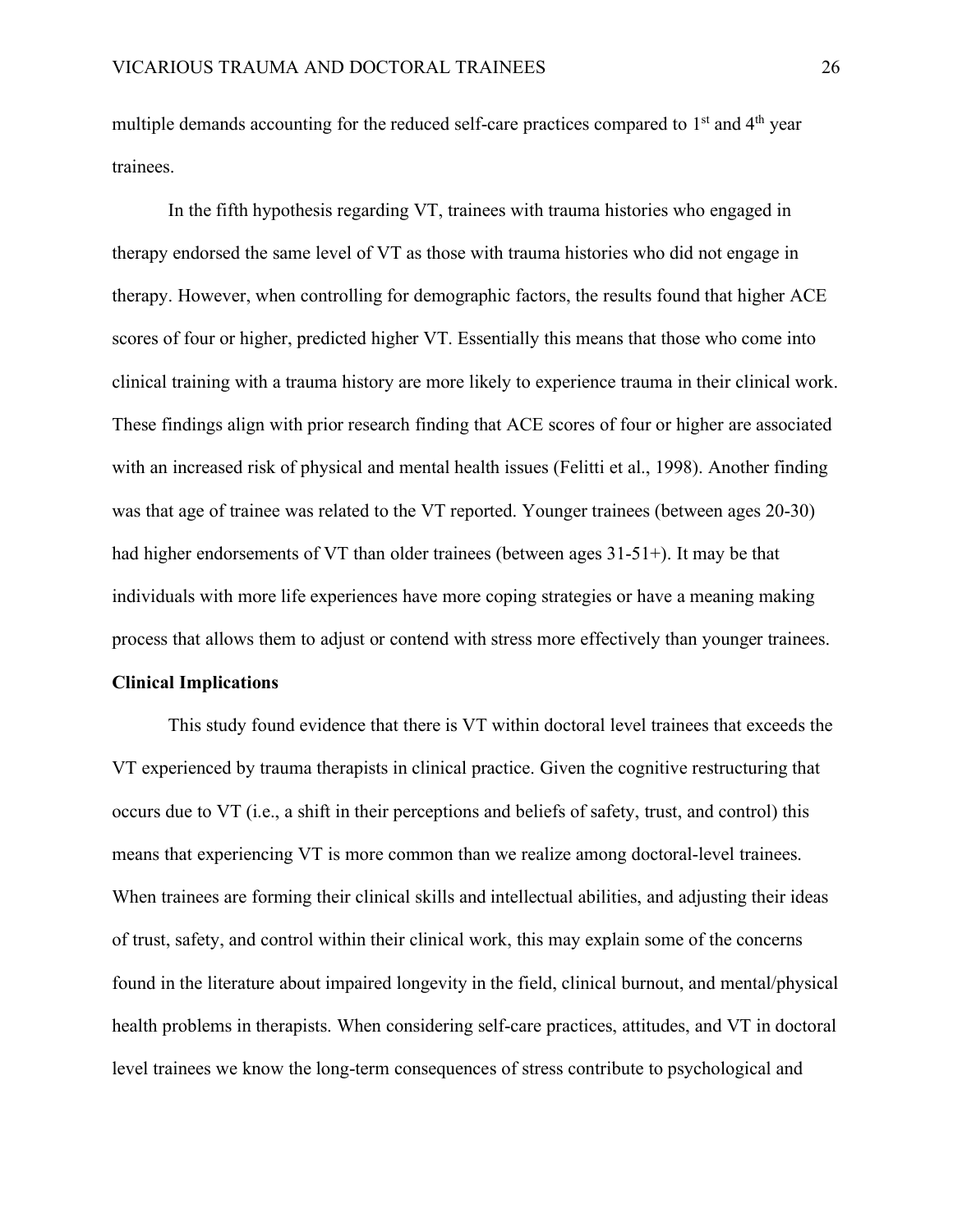multiple demands accounting for the reduced self-care practices compared to 1st and 4th year trainees.

In the fifth hypothesis regarding VT, trainees with trauma histories who engaged in therapy endorsed the same level of VT as those with trauma histories who did not engage in therapy. However, when controlling for demographic factors, the results found that higher ACE scores of four or higher, predicted higher VT. Essentially this means that those who come into clinical training with a trauma history are more likely to experience trauma in their clinical work. These findings align with prior research finding that ACE scores of four or higher are associated with an increased risk of physical and mental health issues (Felitti et al., 1998). Another finding was that age of trainee was related to the VT reported. Younger trainees (between ages 20-30) had higher endorsements of VT than older trainees (between ages 31-51+). It may be that individuals with more life experiences have more coping strategies or have a meaning making process that allows them to adjust or contend with stress more effectively than younger trainees.

**Clinical Implications**

This study found evidence that there is VT within doctoral level trainees that exceeds the VT experienced by trauma therapists in clinical practice. Given the cognitive restructuring that occurs due to VT (i.e., a shift in their perceptions and beliefs of safety, trust, and control) this means that experiencing VT is more common than we realize among doctoral-level trainees. When trainees are forming their clinical skills and intellectual abilities, and adjusting their ideas of trust, safety, and control within their clinical work, this may explain some of the concerns found in the literature about impaired longevity in the field, clinical burnout, and mental/physical health problems in therapists. When considering self-care practices, attitudes, and VT in doctoral level trainees we know the long-term consequences of stress contribute to psychological and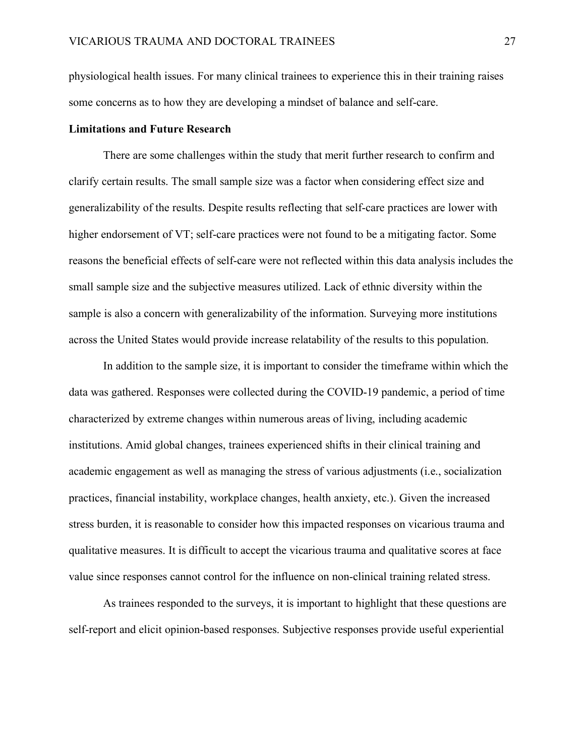physiological health issues. For many clinical trainees to experience this in their training raises some concerns as to how they are developing a mindset of balance and self-care.

**Limitations and Future Research**

There are some challenges within the study that merit further research to confirm and clarify certain results. The small sample size was a factor when considering effect size and generalizability of the results. Despite results reflecting that self-care practices are lower with higher endorsement of VT; self-care practices were not found to be a mitigating factor. Some reasons the beneficial effects of self-care were not reflected within this data analysis includes the small sample size and the subjective measures utilized. Lack of ethnic diversity within the sample is also a concern with generalizability of the information. Surveying more institutions across the United States would provide increase relatability of the results to this population.

In addition to the sample size, it is important to consider the timeframe within which the data was gathered. Responses were collected during the COVID-19 pandemic, a period of time characterized by extreme changes within numerous areas of living, including academic institutions. Amid global changes, trainees experienced shifts in their clinical training and academic engagement as well as managing the stress of various adjustments (i.e., socialization practices, financial instability, workplace changes, health anxiety, etc.). Given the increased stress burden, it is reasonable to consider how this impacted responses on vicarious trauma and qualitative measures. It is difficult to accept the vicarious trauma and qualitative scores at face value since responses cannot control for the influence on non-clinical training related stress.

As trainees responded to the surveys, it is important to highlight that these questions are self-report and elicit opinion-based responses. Subjective responses provide useful experiential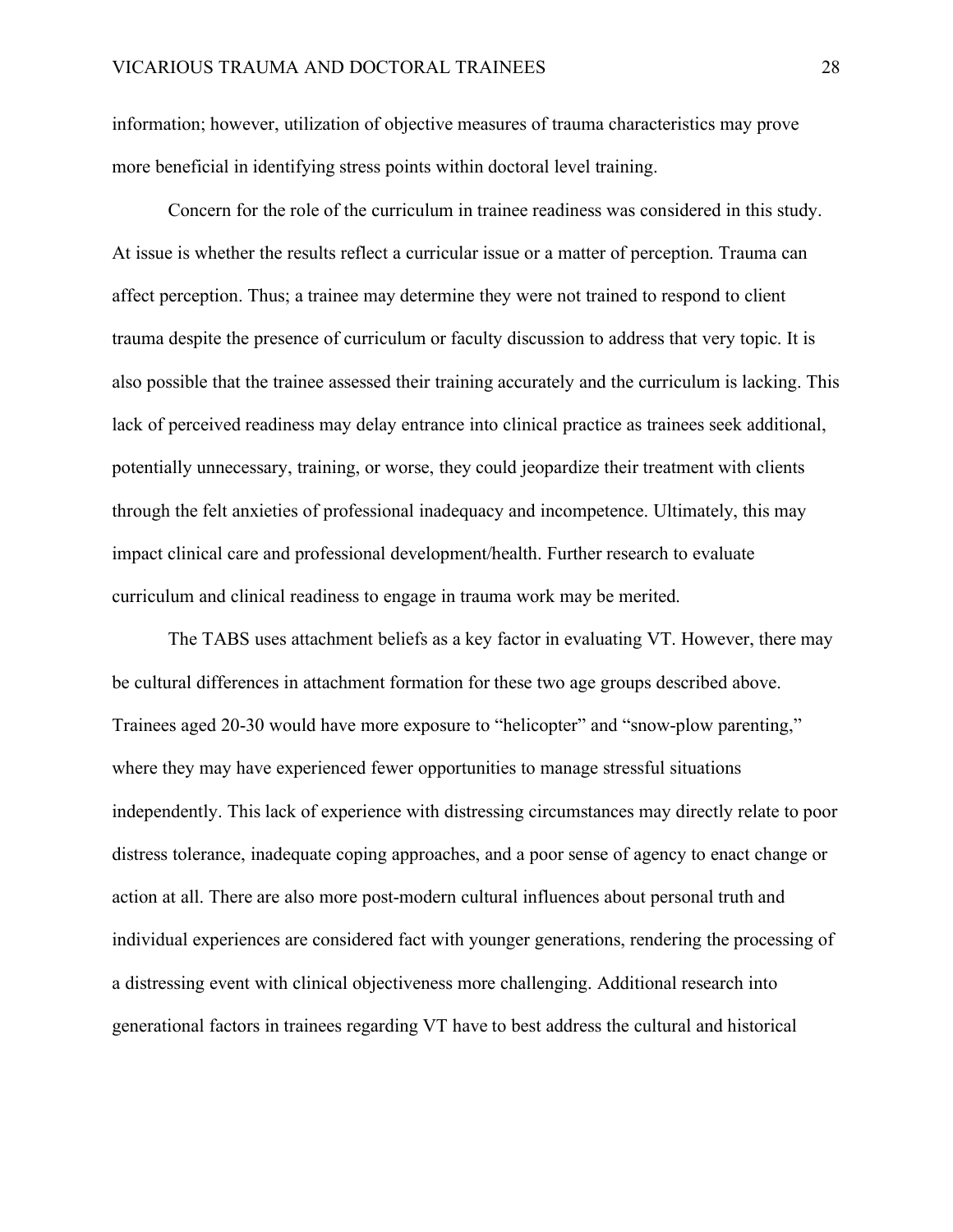information; however, utilization of objective measures of trauma characteristics may prove more beneficial in identifying stress points within doctoral level training.

Concern for the role of the curriculum in trainee readiness was considered in this study. At issue is whether the results reflect a curricular issue or a matter of perception. Trauma can affect perception. Thus; a trainee may determine they were not trained to respond to client trauma despite the presence of curriculum or faculty discussion to address that very topic. It is also possible that the trainee assessed their training accurately and the curriculum is lacking. This lack of perceived readiness may delay entrance into clinical practice as trainees seek additional, potentially unnecessary, training, or worse, they could jeopardize their treatment with clients through the felt anxieties of professional inadequacy and incompetence. Ultimately, this may impact clinical care and professional development/health. Further research to evaluate curriculum and clinical readiness to engage in trauma work may be merited.

The TABS uses attachment beliefs as a key factor in evaluating VT. However, there may be cultural differences in attachment formation for these two age groups described above. Trainees aged 20-30 would have more exposure to "helicopter" and "snow-plow parenting," where they may have experienced fewer opportunities to manage stressful situations independently. This lack of experience with distressing circumstances may directly relate to poor distress tolerance, inadequate coping approaches, and a poor sense of agency to enact change or action at all. There are also more post-modern cultural influences about personal truth and individual experiences are considered fact with younger generations, rendering the processing of a distressing event with clinical objectiveness more challenging. Additional research into generational factors in trainees regarding VT have to best address the cultural and historical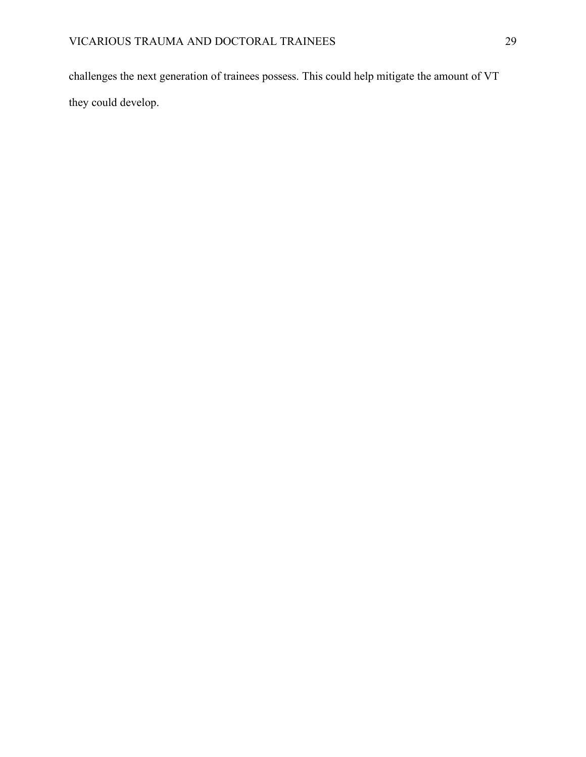challenges the next generation of trainees possess. This could help mitigate the amount of VT they could develop.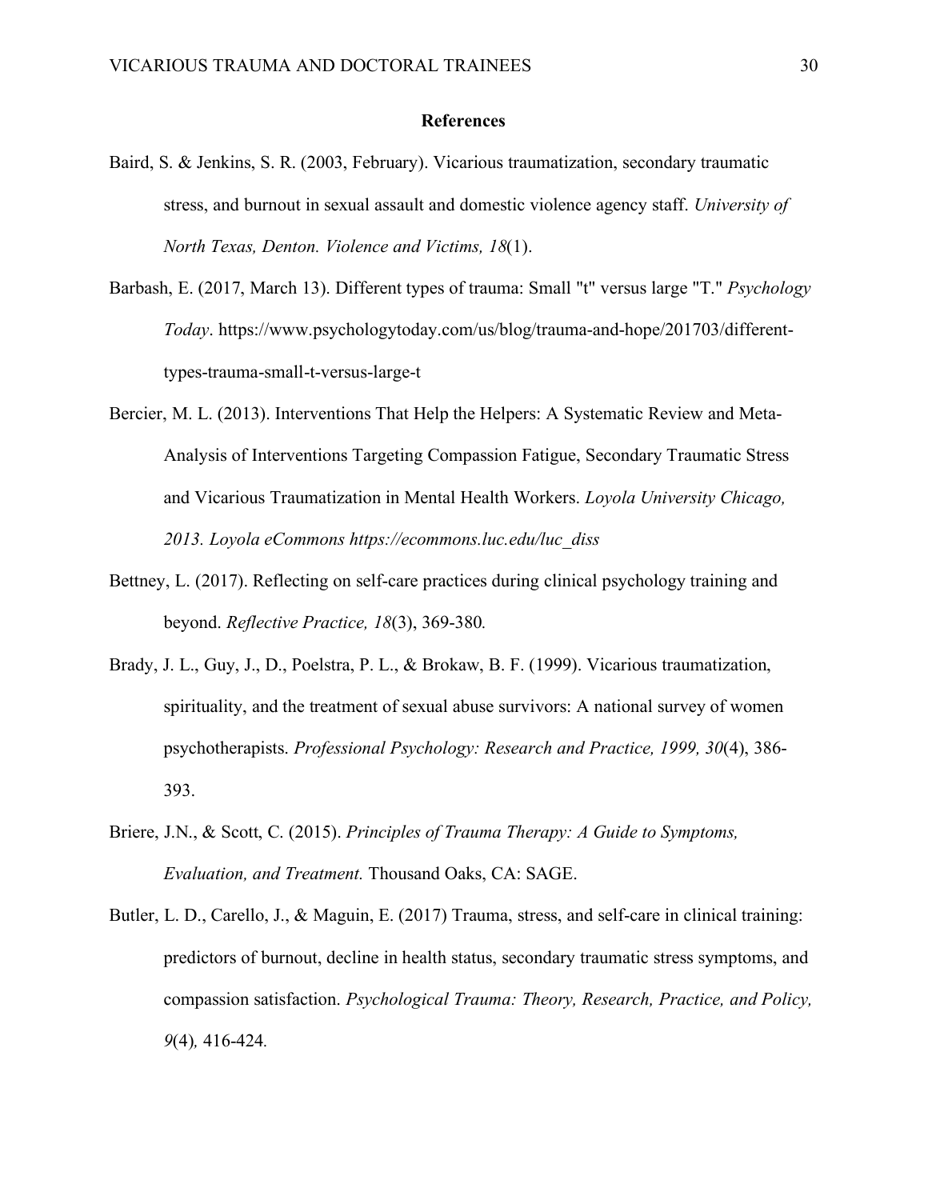# References

Baird, S. & Jenkins, S. R. (2003, February). Vicarious traumatization, secondary traumatic stress, and burnout in sexual assault and domestic violence agency staff. *University of North Texas, Denton. Violence and Victims, 18*(1).

Barbash, E. (2017, March 13). Different types of trauma: Small "t" versus large "T." *Psychology Today*. https://www.psychologytoday.com/us/blog/trauma-and-hope/201703/different-types-trauma-small-t-versus-large-t

Bercier, M. L. (2013). Interventions That Help the Helpers: A Systematic Review and Meta-Analysis of Interventions Targeting Compassion Fatigue, Secondary Traumatic Stress and Vicarious Traumatization in Mental Health Workers. *Loyola University Chicago, 2013. Loyola eCommons https://ecommons.luc.edu/luc_diss*

Bettney, L. (2017). Reflecting on self-care practices during clinical psychology training and beyond. *Reflective Practice, 18*(3), 369-380*.*

Brady, J. L., Guy, J., D., Poelstra, P. L., & Brokaw, B. F. (1999). Vicarious traumatization, spirituality, and the treatment of sexual abuse survivors: A national survey of women psychotherapists. *Professional Psychology: Research and Practice, 1999, 30*(4), 386-393.

Briere, J.N., & Scott, C. (2015). *Principles of Trauma Therapy: A Guide to Symptoms, Evaluation, and Treatment.* Thousand Oaks, CA: SAGE.

Butler, L. D., Carello, J., & Maguin, E. (2017) Trauma, stress, and self-care in clinical training: predictors of burnout, decline in health status, secondary traumatic stress symptoms, and compassion satisfaction. *Psychological Trauma: Theory, Research, Practice, and Policy, 9*(4)*,* 416-424*.*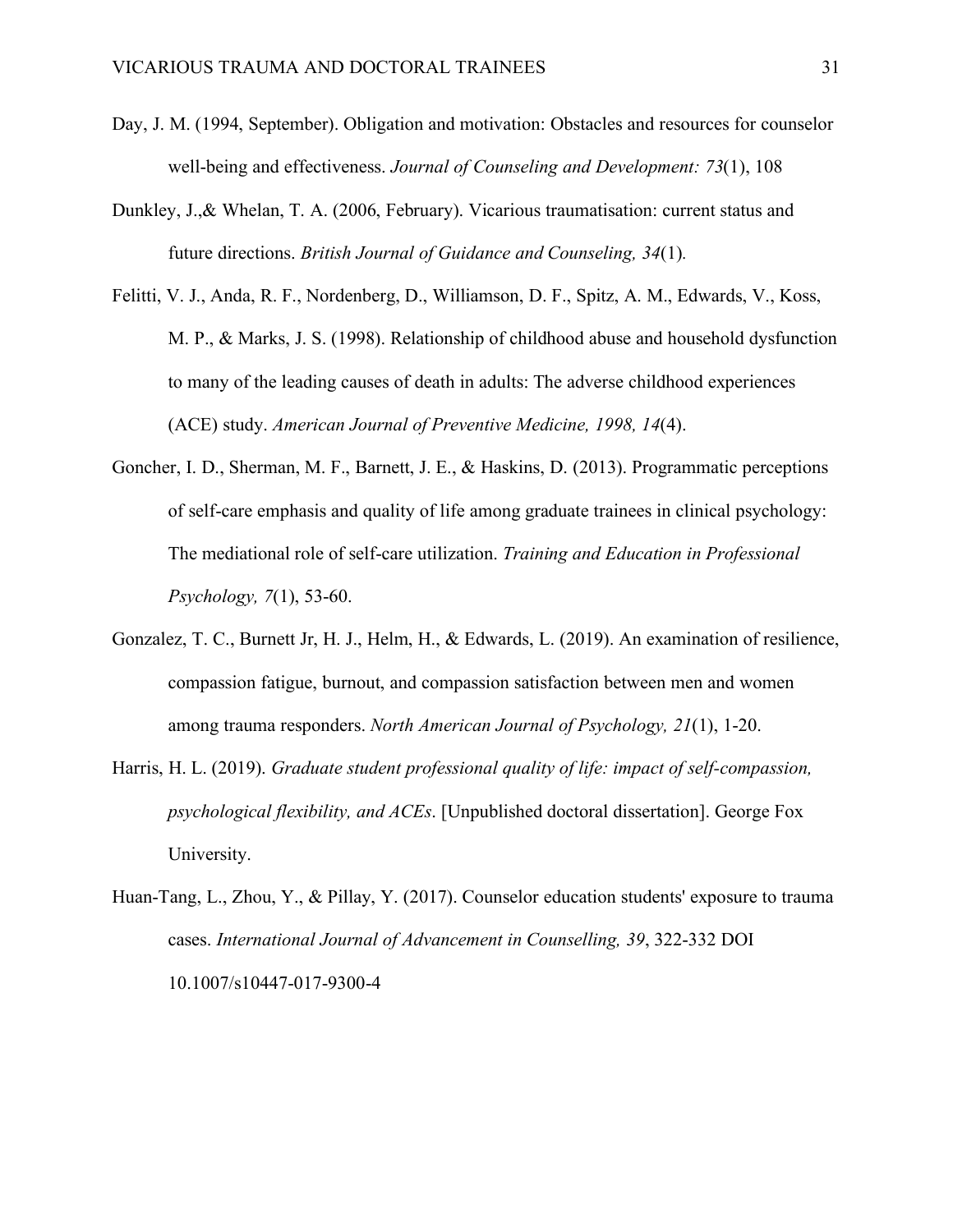Day, J. M. (1994, September). Obligation and motivation: Obstacles and resources for counselor well-being and effectiveness. *Journal of Counseling and Development: 73*(1), 108

Dunkley, J.,& Whelan, T. A. (2006, February). Vicarious traumatisation: current status and future directions. *British Journal of Guidance and Counseling, 34*(1).

Felitti, V. J., Anda, R. F., Nordenberg, D., Williamson, D. F., Spitz, A. M., Edwards, V., Koss, M. P., & Marks, J. S. (1998). Relationship of childhood abuse and household dysfunction to many of the leading causes of death in adults: The adverse childhood experiences (ACE) study. *American Journal of Preventive Medicine, 1998, 14*(4).

Goncher, I. D., Sherman, M. F., Barnett, J. E., & Haskins, D. (2013). Programmatic perceptions of self-care emphasis and quality of life among graduate trainees in clinical psychology: The mediational role of self-care utilization. *Training and Education in Professional Psychology, 7*(1), 53-60.

Gonzalez, T. C., Burnett Jr, H. J., Helm, H., & Edwards, L. (2019). An examination of resilience, compassion fatigue, burnout, and compassion satisfaction between men and women among trauma responders. *North American Journal of Psychology, 21*(1), 1-20.

Harris, H. L. (2019). *Graduate student professional quality of life: impact of self-compassion, psychological flexibility, and ACEs*. [Unpublished doctoral dissertation]. George Fox University.

Huan-Tang, L., Zhou, Y., & Pillay, Y. (2017). Counselor education students' exposure to trauma cases. *International Journal of Advancement in Counselling, 39*, 322-332 DOI 10.1007/s10447-017-9300-4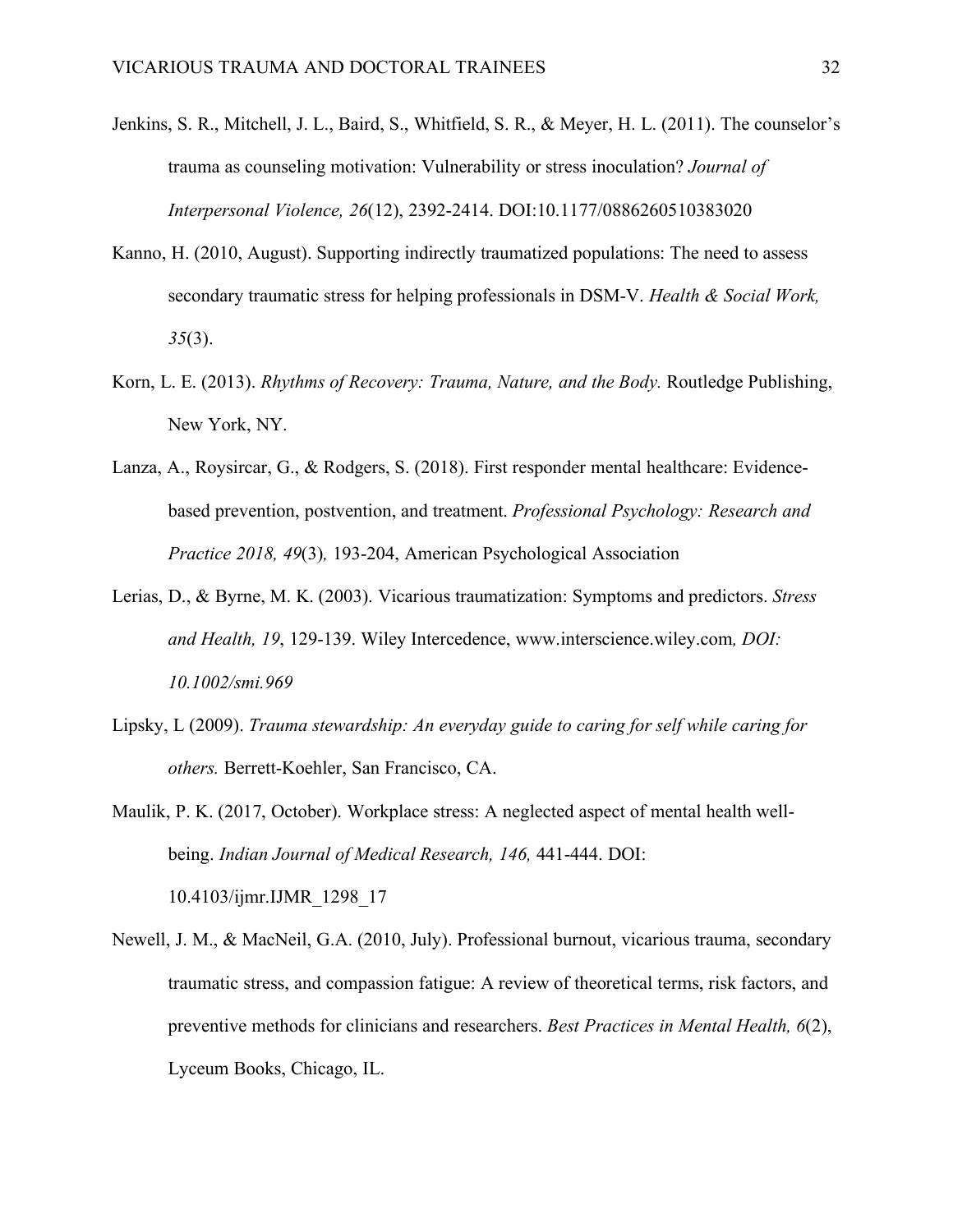Jenkins, S. R., Mitchell, J. L., Baird, S., Whitfield, S. R., & Meyer, H. L. (2011). The counselor's trauma as counseling motivation: Vulnerability or stress inoculation? *Journal of Interpersonal Violence, 26*(12), 2392-2414. DOI:10.1177/0886260510383020

Kanno, H. (2010, August). Supporting indirectly traumatized populations: The need to assess secondary traumatic stress for helping professionals in DSM-V. *Health & Social Work, 35*(3).

Korn, L. E. (2013). *Rhythms of Recovery: Trauma, Nature, and the Body.* Routledge Publishing, New York, NY.

Lanza, A., Roysircar, G., & Rodgers, S. (2018). First responder mental healthcare: Evidence-based prevention, postvention, and treatment. *Professional Psychology: Research and Practice 2018, 49*(3)*,* 193-204, American Psychological Association

Lerias, D., & Byrne, M. K. (2003). Vicarious traumatization: Symptoms and predictors. *Stress and Health, 19*, 129-139. Wiley Intercedence, www.interscience.wiley.com*, DOI: 10.1002/smi.969*

Lipsky, L (2009). *Trauma stewardship: An everyday guide to caring for self while caring for others.* Berrett-Koehler, San Francisco, CA.

Maulik, P. K. (2017, October). Workplace stress: A neglected aspect of mental health well-being. *Indian Journal of Medical Research, 146,* 441-444. DOI: 10.4103/ijmr.IJMR_1298_17

Newell, J. M., & MacNeil, G.A. (2010, July). Professional burnout, vicarious trauma, secondary traumatic stress, and compassion fatigue: A review of theoretical terms, risk factors, and preventive methods for clinicians and researchers. *Best Practices in Mental Health, 6*(2), Lyceum Books, Chicago, IL.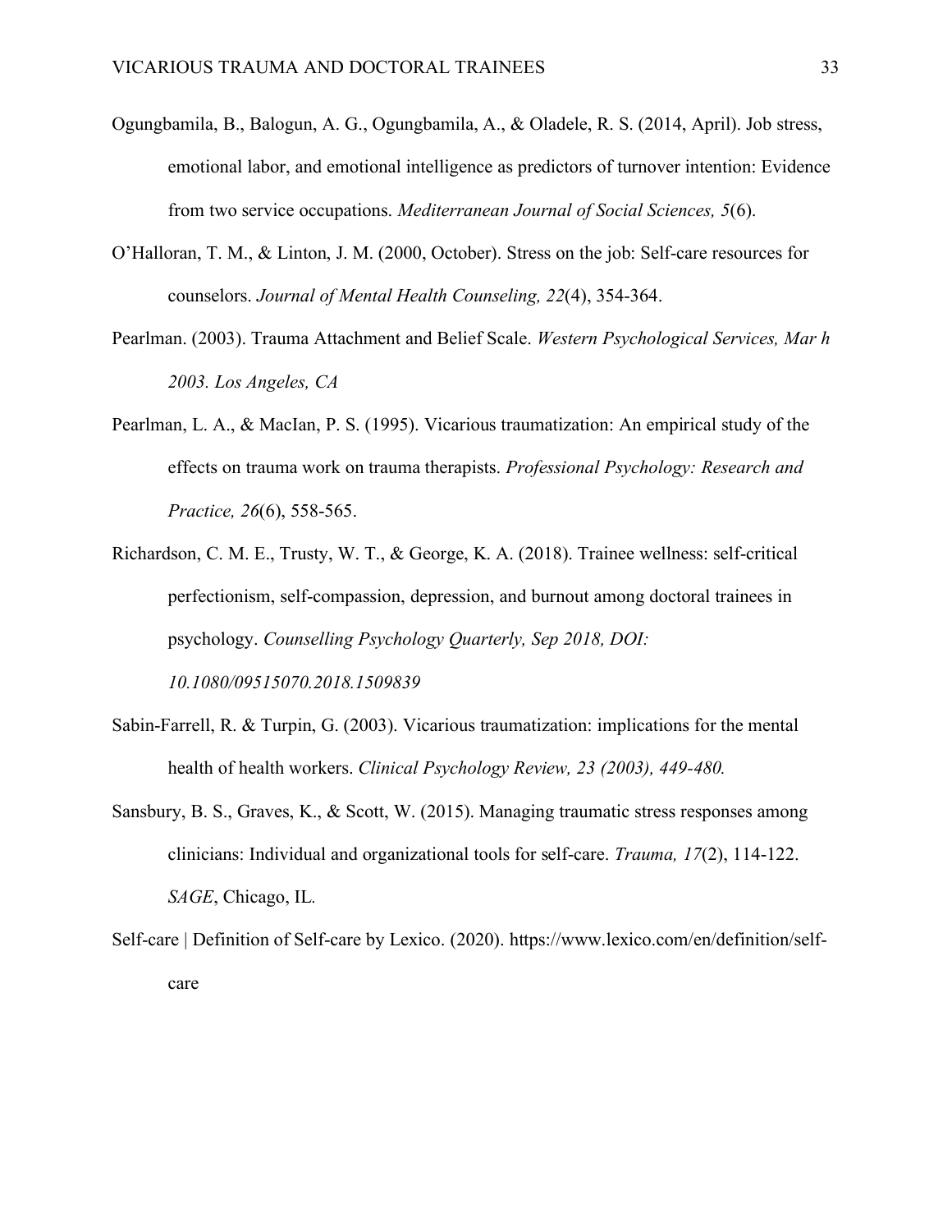Ogungbamila, B., Balogun, A. G., Ogungbamila, A., & Oladele, R. S. (2014, April). Job stress, emotional labor, and emotional intelligence as predictors of turnover intention: Evidence from two service occupations. *Mediterranean Journal of Social Sciences, 5*(6).

O'Halloran, T. M., & Linton, J. M. (2000, October). Stress on the job: Self-care resources for counselors. *Journal of Mental Health Counseling, 22*(4), 354-364.

Pearlman. (2003). Trauma Attachment and Belief Scale. *Western Psychological Services, Mar h 2003. Los Angeles, CA*

Pearlman, L. A., & MacIan, P. S. (1995). Vicarious traumatization: An empirical study of the effects on trauma work on trauma therapists. *Professional Psychology: Research and Practice, 26*(6), 558-565.

Richardson, C. M. E., Trusty, W. T., & George, K. A. (2018). Trainee wellness: self-critical perfectionism, self-compassion, depression, and burnout among doctoral trainees in psychology. *Counselling Psychology Quarterly, Sep 2018, DOI: 10.1080/09515070.2018.1509839*

Sabin-Farrell, R. & Turpin, G. (2003). Vicarious traumatization: implications for the mental health of health workers. *Clinical Psychology Review, 23 (2003), 449-480.*

Sansbury, B. S., Graves, K., & Scott, W. (2015). Managing traumatic stress responses among clinicians: Individual and organizational tools for self-care. *Trauma, 17*(2), 114-122. *SAGE*, Chicago, IL.

Self-care | Definition of Self-care by Lexico. (2020). https://www.lexico.com/en/definition/self-care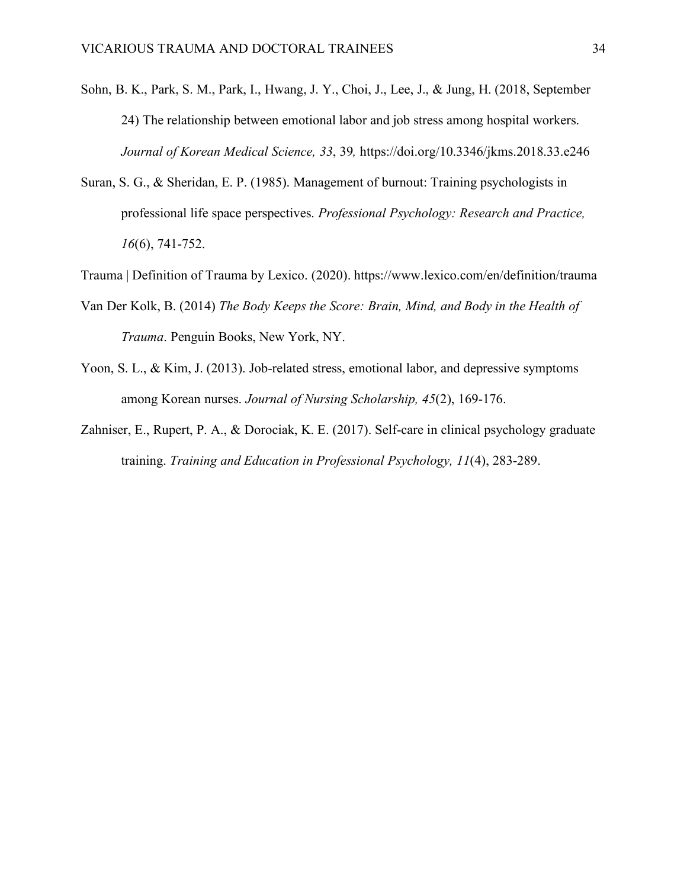Sohn, B. K., Park, S. M., Park, I., Hwang, J. Y., Choi, J., Lee, J., & Jung, H. (2018, September 24) The relationship between emotional labor and job stress among hospital workers. *Journal of Korean Medical Science, 33*, 39, https://doi.org/10.3346/jkms.2018.33.e246

Suran, S. G., & Sheridan, E. P. (1985). Management of burnout: Training psychologists in professional life space perspectives. *Professional Psychology: Research and Practice, 16*(6), 741-752.

Trauma | Definition of Trauma by Lexico. (2020). https://www.lexico.com/en/definition/trauma

Van Der Kolk, B. (2014) *The Body Keeps the Score: Brain, Mind, and Body in the Health of Trauma*. Penguin Books, New York, NY.

Yoon, S. L., & Kim, J. (2013). Job-related stress, emotional labor, and depressive symptoms among Korean nurses. *Journal of Nursing Scholarship, 45*(2), 169-176.

Zahniser, E., Rupert, P. A., & Dorociak, K. E. (2017). Self-care in clinical psychology graduate training. *Training and Education in Professional Psychology, 11*(4), 283-289.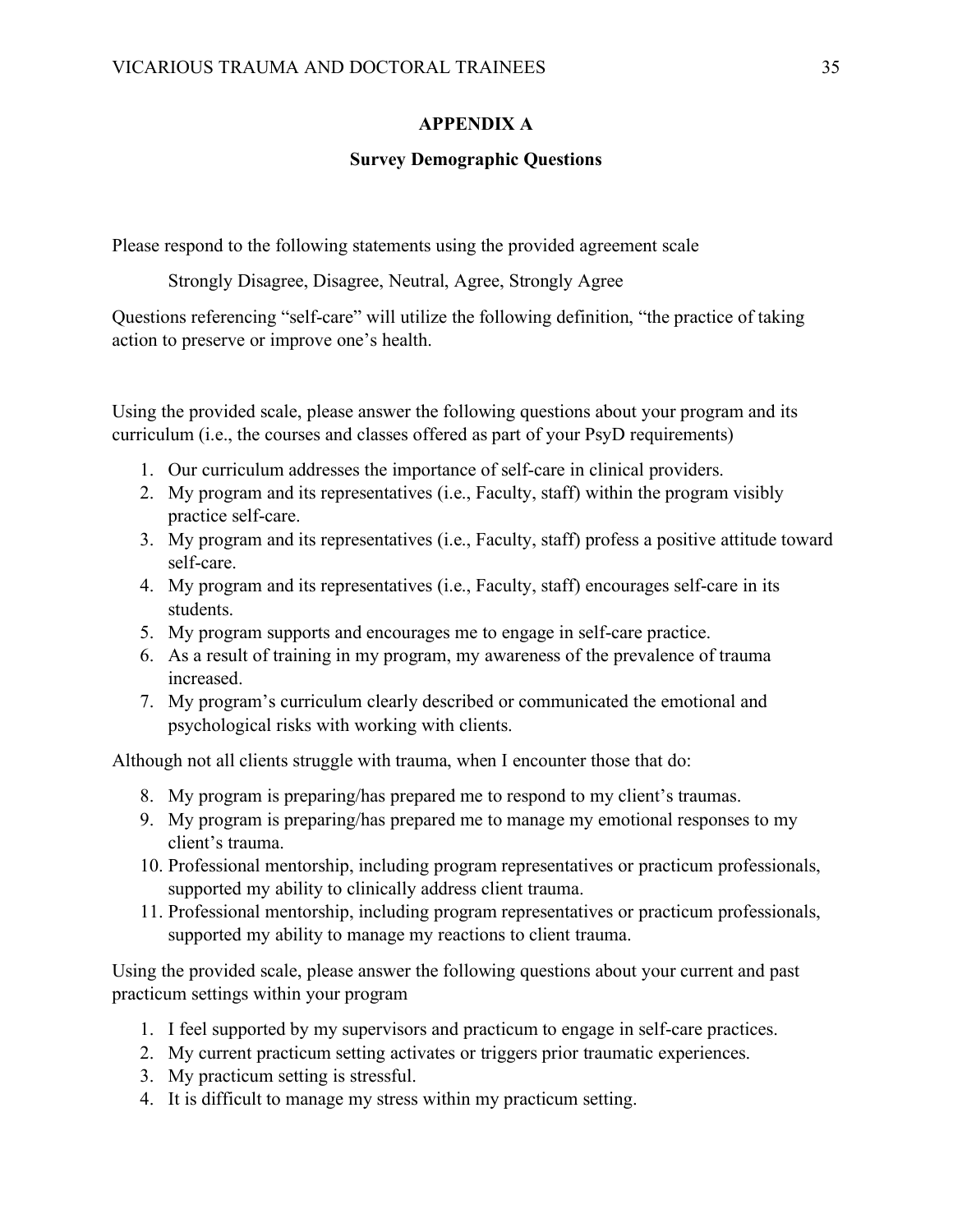## APPENDIX A

### Survey Demographic Questions

Please respond to the following statements using the provided agreement scale

Strongly Disagree, Disagree, Neutral, Agree, Strongly Agree

Questions referencing "self-care" will utilize the following definition, "the practice of taking action to preserve or improve one's health.

Using the provided scale, please answer the following questions about your program and its curriculum (i.e., the courses and classes offered as part of your PsyD requirements)

1. Our curriculum addresses the importance of self-care in clinical providers.
2. My program and its representatives (i.e., Faculty, staff) within the program visibly practice self-care.
3. My program and its representatives (i.e., Faculty, staff) profess a positive attitude toward self-care.
4. My program and its representatives (i.e., Faculty, staff) encourages self-care in its students.
5. My program supports and encourages me to engage in self-care practice.
6. As a result of training in my program, my awareness of the prevalence of trauma increased.
7. My program's curriculum clearly described or communicated the emotional and psychological risks with working with clients.

Although not all clients struggle with trauma, when I encounter those that do:

8. My program is preparing/has prepared me to respond to my client's traumas.
9. My program is preparing/has prepared me to manage my emotional responses to my client's trauma.
10. Professional mentorship, including program representatives or practicum professionals, supported my ability to clinically address client trauma.
11. Professional mentorship, including program representatives or practicum professionals, supported my ability to manage my reactions to client trauma.

Using the provided scale, please answer the following questions about your current and past practicum settings within your program

1. I feel supported by my supervisors and practicum to engage in self-care practices.
2. My current practicum setting activates or triggers prior traumatic experiences.
3. My practicum setting is stressful.
4. It is difficult to manage my stress within my practicum setting.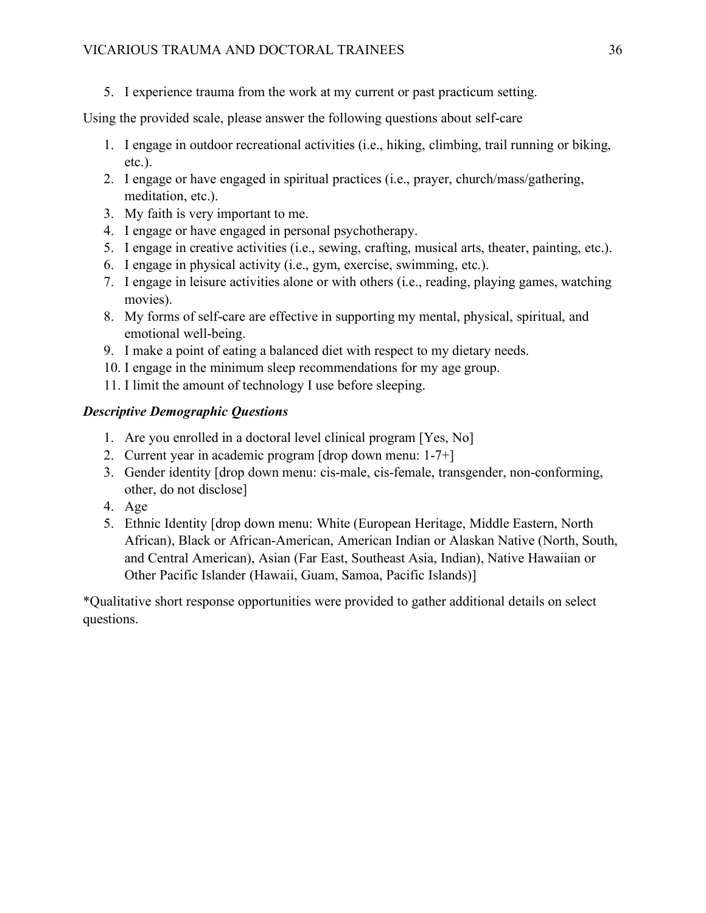5. I experience trauma from the work at my current or past practicum setting.

Using the provided scale, please answer the following questions about self-care

1. I engage in outdoor recreational activities (i.e., hiking, climbing, trail running or biking, etc.).
2. I engage or have engaged in spiritual practices (i.e., prayer, church/mass/gathering, meditation, etc.).
3. My faith is very important to me.
4. I engage or have engaged in personal psychotherapy.
5. I engage in creative activities (i.e., sewing, crafting, musical arts, theater, painting, etc.).
6. I engage in physical activity (i.e., gym, exercise, swimming, etc.).
7. I engage in leisure activities alone or with others (i.e., reading, playing games, watching movies).
8. My forms of self-care are effective in supporting my mental, physical, spiritual, and emotional well-being.
9. I make a point of eating a balanced diet with respect to my dietary needs.
10. I engage in the minimum sleep recommendations for my age group.
11. I limit the amount of technology I use before sleeping.

***Descriptive Demographic Questions***

1. Are you enrolled in a doctoral level clinical program [Yes, No]
2. Current year in academic program [drop down menu: 1-7+]
3. Gender identity [drop down menu: cis-male, cis-female, transgender, non-conforming, other, do not disclose]
4. Age
5. Ethnic Identity [drop down menu: White (European Heritage, Middle Eastern, North African), Black or African-American, American Indian or Alaskan Native (North, South, and Central American), Asian (Far East, Southeast Asia, Indian), Native Hawaiian or Other Pacific Islander (Hawaii, Guam, Samoa, Pacific Islands)]

*Qualitative short response opportunities were provided to gather additional details on select questions.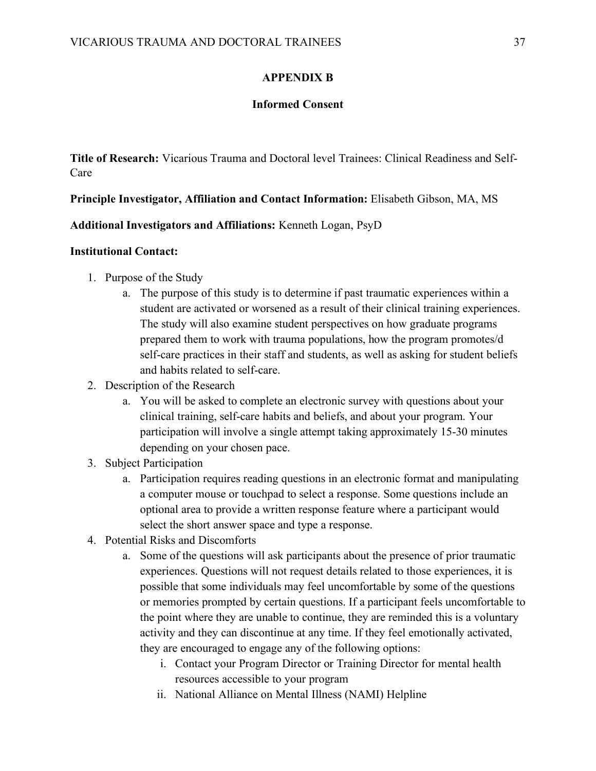## APPENDIX B

### Informed Consent

**Title of Research:** Vicarious Trauma and Doctoral level Trainees: Clinical Readiness and Self-Care

**Principle Investigator, Affiliation and Contact Information:** Elisabeth Gibson, MA, MS

**Additional Investigators and Affiliations:** Kenneth Logan, PsyD

**Institutional Contact:**

1. Purpose of the Study
   a. The purpose of this study is to determine if past traumatic experiences within a student are activated or worsened as a result of their clinical training experiences. The study will also examine student perspectives on how graduate programs prepared them to work with trauma populations, how the program promotes/d self-care practices in their staff and students, as well as asking for student beliefs and habits related to self-care.
2. Description of the Research
   a. You will be asked to complete an electronic survey with questions about your clinical training, self-care habits and beliefs, and about your program. Your participation will involve a single attempt taking approximately 15-30 minutes depending on your chosen pace.
3. Subject Participation
   a. Participation requires reading questions in an electronic format and manipulating a computer mouse or touchpad to select a response. Some questions include an optional area to provide a written response feature where a participant would select the short answer space and type a response.
4. Potential Risks and Discomforts
   a. Some of the questions will ask participants about the presence of prior traumatic experiences. Questions will not request details related to those experiences, it is possible that some individuals may feel uncomfortable by some of the questions or memories prompted by certain questions. If a participant feels uncomfortable to the point where they are unable to continue, they are reminded this is a voluntary activity and they can discontinue at any time. If they feel emotionally activated, they are encouraged to engage any of the following options:
      i. Contact your Program Director or Training Director for mental health resources accessible to your program
      ii. National Alliance on Mental Illness (NAMI) Helpline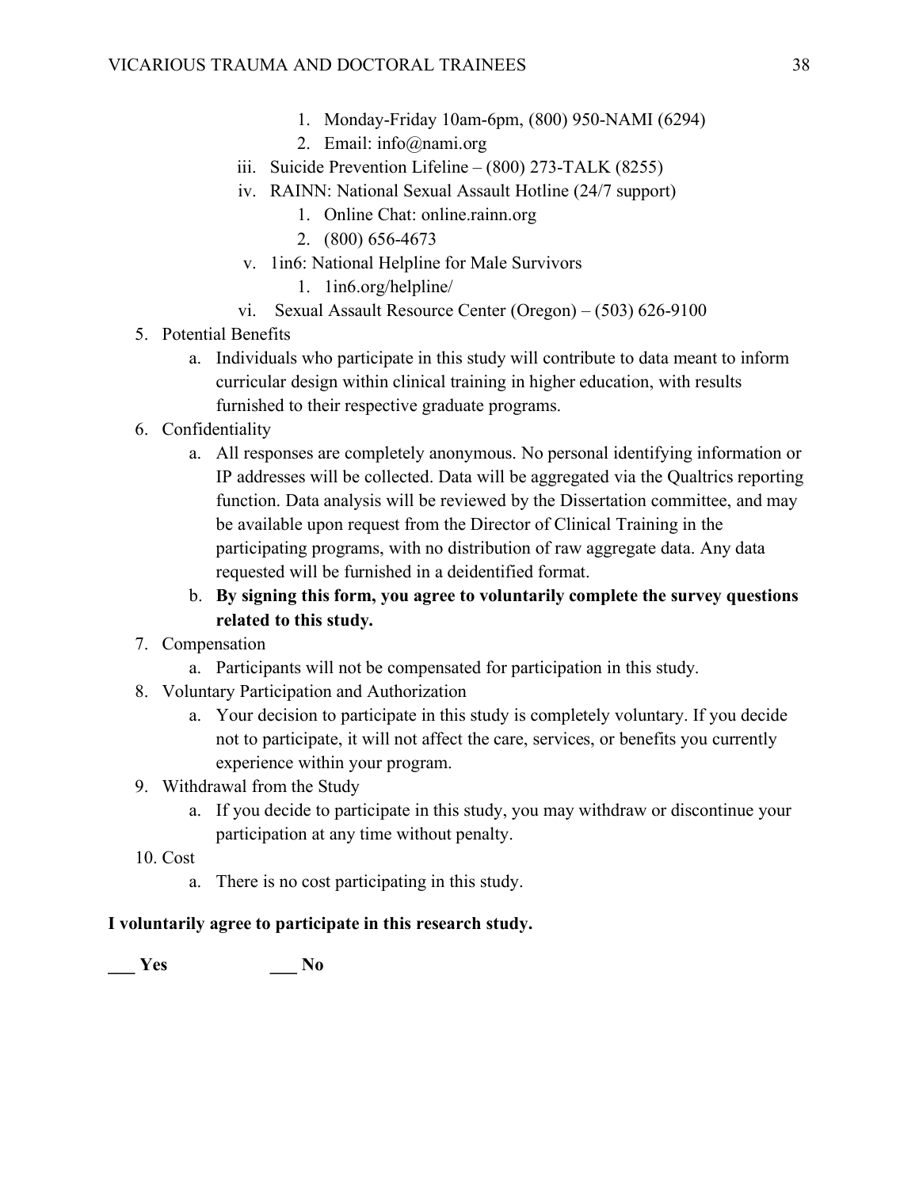1. Monday-Friday 10am-6pm, (800) 950-NAMI (6294)
            2. Email: info@nami.org
      iii. Suicide Prevention Lifeline – (800) 273-TALK (8255)
      iv. RAINN: National Sexual Assault Hotline (24/7 support)
            1. Online Chat: online.rainn.org
            2. (800) 656-4673
      v. 1in6: National Helpline for Male Survivors
            1. 1in6.org/helpline/
      vi. Sexual Assault Resource Center (Oregon) – (503) 626-9100

5. Potential Benefits
   a. Individuals who participate in this study will contribute to data meant to inform curricular design within clinical training in higher education, with results furnished to their respective graduate programs.
6. Confidentiality
   a. All responses are completely anonymous. No personal identifying information or IP addresses will be collected. Data will be aggregated via the Qualtrics reporting function. Data analysis will be reviewed by the Dissertation committee, and may be available upon request from the Director of Clinical Training in the participating programs, with no distribution of raw aggregate data. Any data requested will be furnished in a deidentified format.
   b. **By signing this form, you agree to voluntarily complete the survey questions related to this study.**
7. Compensation
   a. Participants will not be compensated for participation in this study.
8. Voluntary Participation and Authorization
   a. Your decision to participate in this study is completely voluntary. If you decide not to participate, it will not affect the care, services, or benefits you currently experience within your program.
9. Withdrawal from the Study
   a. If you decide to participate in this study, you may withdraw or discontinue your participation at any time without penalty.
10. Cost
   a. There is no cost participating in this study.

**I voluntarily agree to participate in this research study.**

**___ Yes                    ___ No**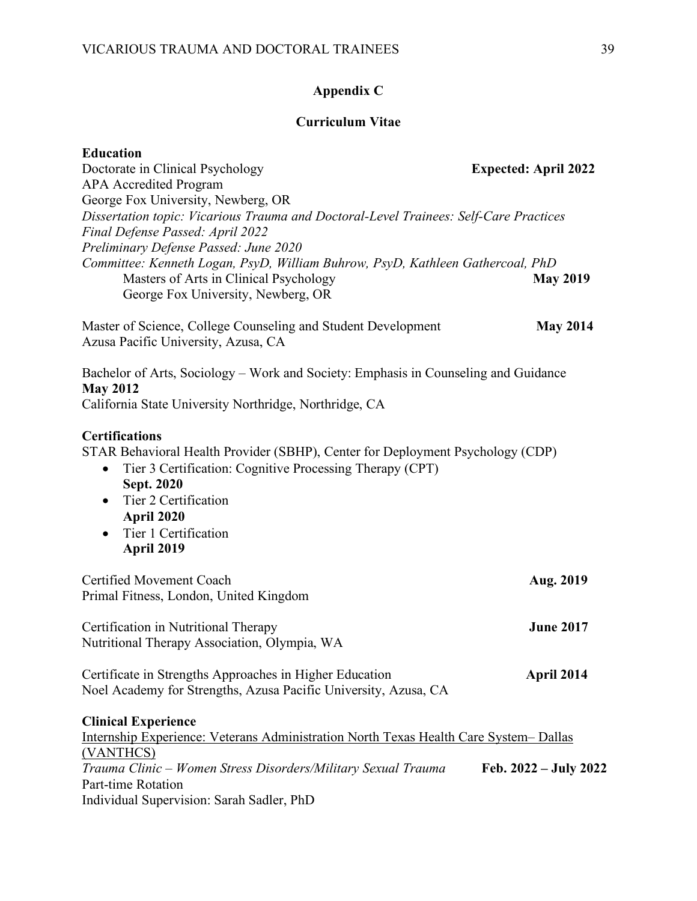## Appendix C

## Curriculum Vitae

**Education**

Doctorate in Clinical Psychology **Expected: April 2022**
APA Accredited Program
George Fox University, Newberg, OR
*Dissertation topic: Vicarious Trauma and Doctoral-Level Trainees: Self-Care Practices*
*Final Defense Passed: April 2022*
*Preliminary Defense Passed: June 2020*
*Committee: Kenneth Logan, PsyD, William Buhrow, PsyD, Kathleen Gathercoal, PhD*

Masters of Arts in Clinical Psychology **May 2019**
George Fox University, Newberg, OR

Master of Science, College Counseling and Student Development **May 2014**
Azusa Pacific University, Azusa, CA

Bachelor of Arts, Sociology – Work and Society: Emphasis in Counseling and Guidance
**May 2012**
California State University Northridge, Northridge, CA

**Certifications**

STAR Behavioral Health Provider (SBHP), Center for Deployment Psychology (CDP)

- Tier 3 Certification: Cognitive Processing Therapy (CPT)
  **Sept. 2020**
- Tier 2 Certification
  **April 2020**
- Tier 1 Certification
  **April 2019**

Certified Movement Coach **Aug. 2019**
Primal Fitness, London, United Kingdom

Certification in Nutritional Therapy **June 2017**
Nutritional Therapy Association, Olympia, WA

Certificate in Strengths Approaches in Higher Education **April 2014**
Noel Academy for Strengths, Azusa Pacific University, Azusa, CA

**Clinical Experience**

Internship Experience: Veterans Administration North Texas Health Care System– Dallas (VANTHCS)

*Trauma Clinic – Women Stress Disorders/Military Sexual Trauma* **Feb. 2022 – July 2022**
Part-time Rotation
Individual Supervision: Sarah Sadler, PhD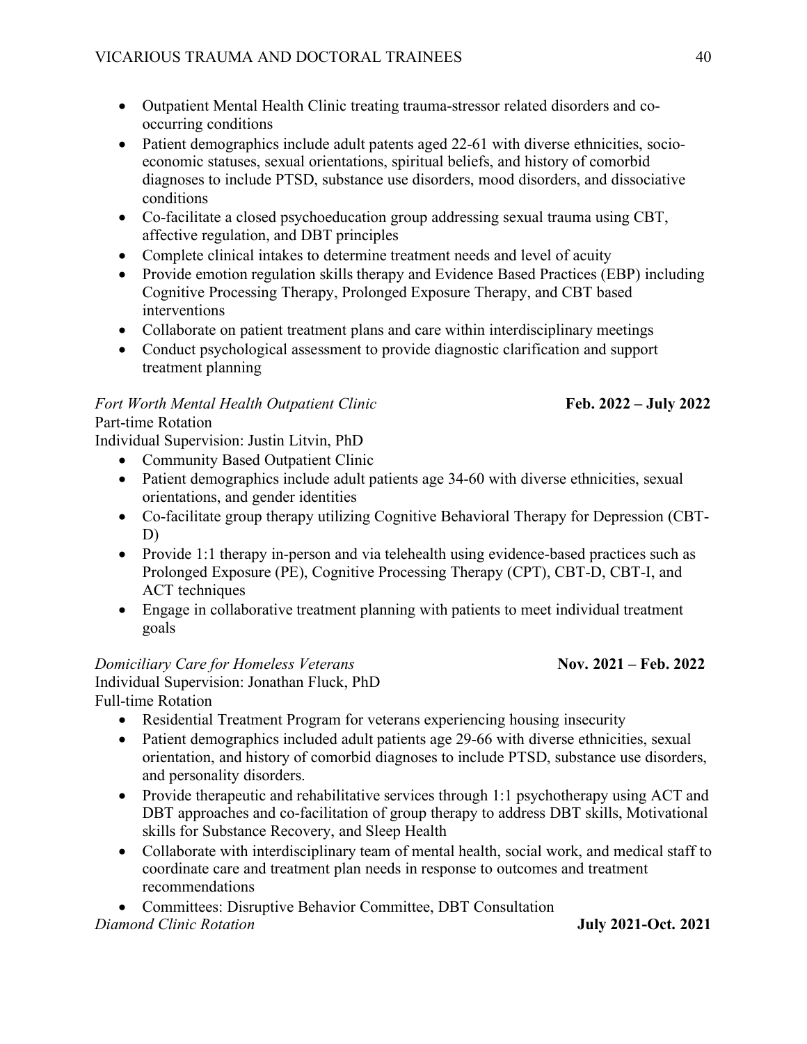- Outpatient Mental Health Clinic treating trauma-stressor related disorders and co-occurring conditions
- Patient demographics include adult patents aged 22-61 with diverse ethnicities, socio-economic statuses, sexual orientations, spiritual beliefs, and history of comorbid diagnoses to include PTSD, substance use disorders, mood disorders, and dissociative conditions
- Co-facilitate a closed psychoeducation group addressing sexual trauma using CBT, affective regulation, and DBT principles
- Complete clinical intakes to determine treatment needs and level of acuity
- Provide emotion regulation skills therapy and Evidence Based Practices (EBP) including Cognitive Processing Therapy, Prolonged Exposure Therapy, and CBT based interventions
- Collaborate on patient treatment plans and care within interdisciplinary meetings
- Conduct psychological assessment to provide diagnostic clarification and support treatment planning

*Fort Worth Mental Health Outpatient Clinic* **Feb. 2022 – July 2022**

Part-time Rotation

Individual Supervision: Justin Litvin, PhD

- Community Based Outpatient Clinic
- Patient demographics include adult patients age 34-60 with diverse ethnicities, sexual orientations, and gender identities
- Co-facilitate group therapy utilizing Cognitive Behavioral Therapy for Depression (CBT-D)
- Provide 1:1 therapy in-person and via telehealth using evidence-based practices such as Prolonged Exposure (PE), Cognitive Processing Therapy (CPT), CBT-D, CBT-I, and ACT techniques
- Engage in collaborative treatment planning with patients to meet individual treatment goals

*Domiciliary Care for Homeless Veterans* **Nov. 2021 – Feb. 2022**

Individual Supervision: Jonathan Fluck, PhD

Full-time Rotation

- Residential Treatment Program for veterans experiencing housing insecurity
- Patient demographics included adult patients age 29-66 with diverse ethnicities, sexual orientation, and history of comorbid diagnoses to include PTSD, substance use disorders, and personality disorders.
- Provide therapeutic and rehabilitative services through 1:1 psychotherapy using ACT and DBT approaches and co-facilitation of group therapy to address DBT skills, Motivational skills for Substance Recovery, and Sleep Health
- Collaborate with interdisciplinary team of mental health, social work, and medical staff to coordinate care and treatment plan needs in response to outcomes and treatment recommendations
- Committees: Disruptive Behavior Committee, DBT Consultation

*Diamond Clinic Rotation* **July 2021-Oct. 2021**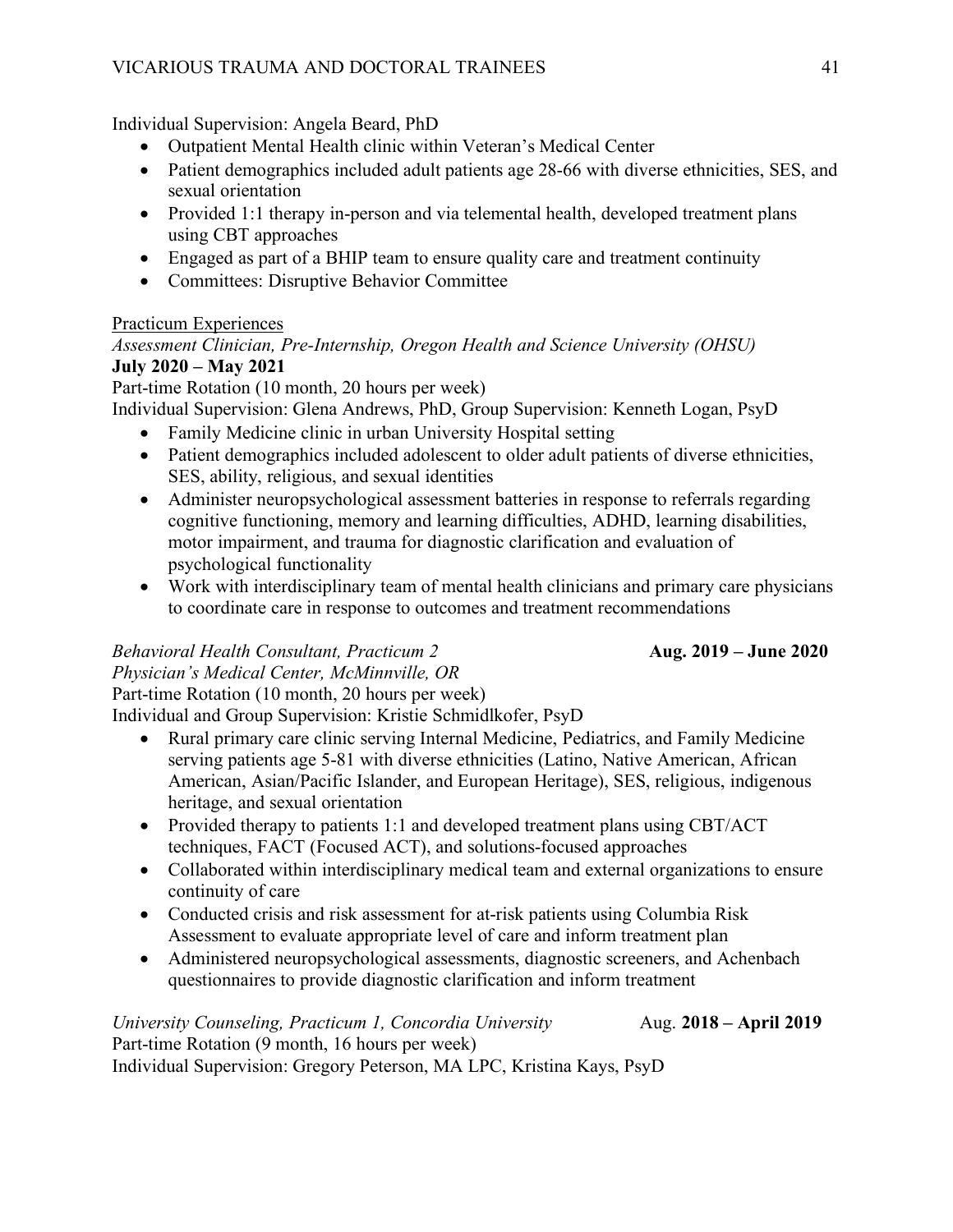Individual Supervision: Angela Beard, PhD

- Outpatient Mental Health clinic within Veteran's Medical Center
- Patient demographics included adult patients age 28-66 with diverse ethnicities, SES, and sexual orientation
- Provided 1:1 therapy in-person and via telemental health, developed treatment plans using CBT approaches
- Engaged as part of a BHIP team to ensure quality care and treatment continuity
- Committees: Disruptive Behavior Committee

Practicum Experiences

*Assessment Clinician, Pre-Internship, Oregon Health and Science University (OHSU)*
**July 2020 – May 2021**
Part-time Rotation (10 month, 20 hours per week)
Individual Supervision: Glena Andrews, PhD, Group Supervision: Kenneth Logan, PsyD

- Family Medicine clinic in urban University Hospital setting
- Patient demographics included adolescent to older adult patients of diverse ethnicities, SES, ability, religious, and sexual identities
- Administer neuropsychological assessment batteries in response to referrals regarding cognitive functioning, memory and learning difficulties, ADHD, learning disabilities, motor impairment, and trauma for diagnostic clarification and evaluation of psychological functionality
- Work with interdisciplinary team of mental health clinicians and primary care physicians to coordinate care in response to outcomes and treatment recommendations

*Behavioral Health Consultant, Practicum 2* **Aug. 2019 – June 2020**
*Physician's Medical Center, McMinnville, OR*
Part-time Rotation (10 month, 20 hours per week)
Individual and Group Supervision: Kristie Schmidlkofer, PsyD

- Rural primary care clinic serving Internal Medicine, Pediatrics, and Family Medicine serving patients age 5-81 with diverse ethnicities (Latino, Native American, African American, Asian/Pacific Islander, and European Heritage), SES, religious, indigenous heritage, and sexual orientation
- Provided therapy to patients 1:1 and developed treatment plans using CBT/ACT techniques, FACT (Focused ACT), and solutions-focused approaches
- Collaborated within interdisciplinary medical team and external organizations to ensure continuity of care
- Conducted crisis and risk assessment for at-risk patients using Columbia Risk Assessment to evaluate appropriate level of care and inform treatment plan
- Administered neuropsychological assessments, diagnostic screeners, and Achenbach questionnaires to provide diagnostic clarification and inform treatment

*University Counseling, Practicum 1, Concordia University* Aug. **2018 – April 2019**
Part-time Rotation (9 month, 16 hours per week)
Individual Supervision: Gregory Peterson, MA LPC, Kristina Kays, PsyD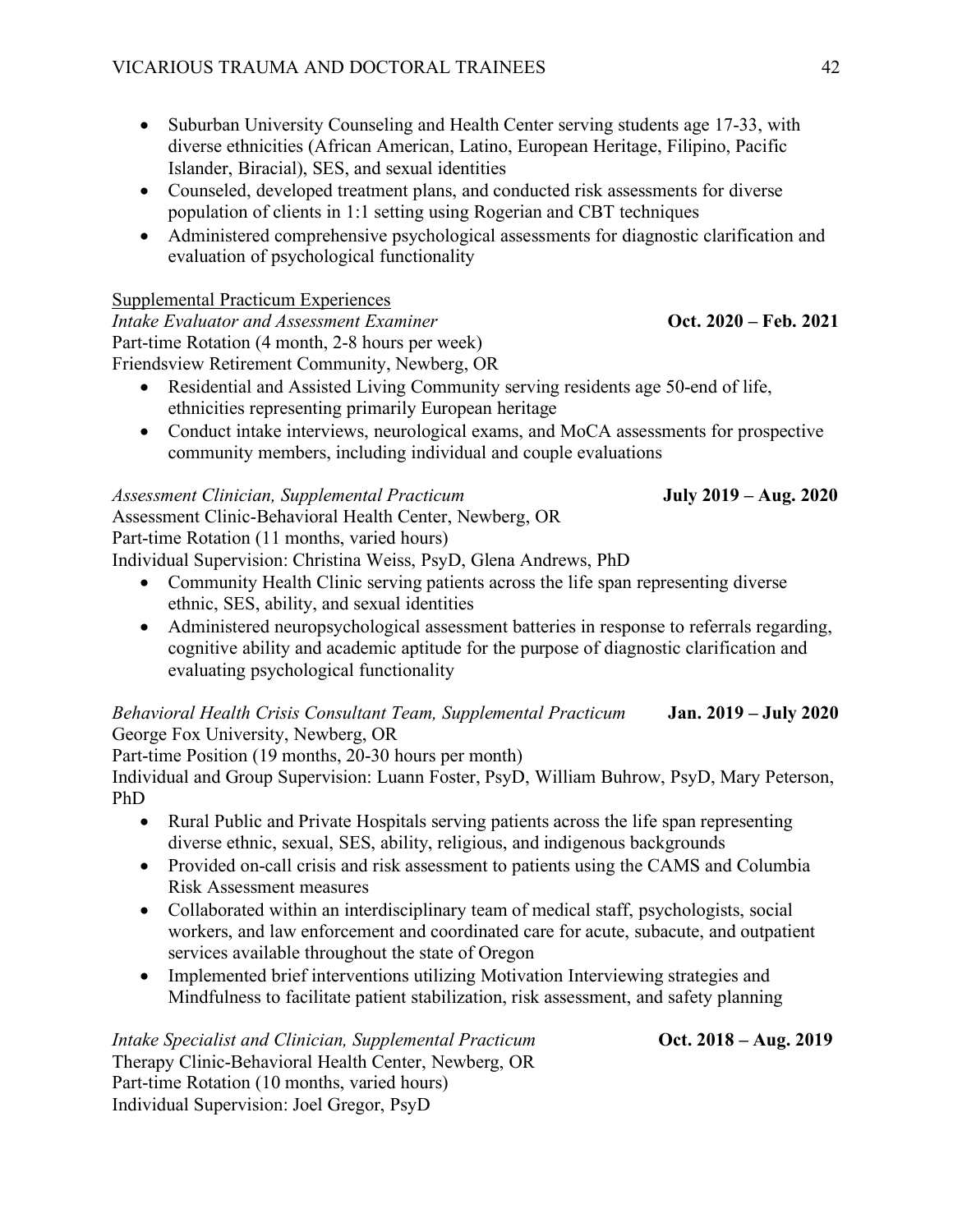- Suburban University Counseling and Health Center serving students age 17-33, with diverse ethnicities (African American, Latino, European Heritage, Filipino, Pacific Islander, Biracial), SES, and sexual identities
- Counseled, developed treatment plans, and conducted risk assessments for diverse population of clients in 1:1 setting using Rogerian and CBT techniques
- Administered comprehensive psychological assessments for diagnostic clarification and evaluation of psychological functionality

Supplemental Practicum Experiences

*Intake Evaluator and Assessment Examiner* **Oct. 2020 – Feb. 2021**
Part-time Rotation (4 month, 2-8 hours per week)
Friendsview Retirement Community, Newberg, OR

- Residential and Assisted Living Community serving residents age 50-end of life, ethnicities representing primarily European heritage
- Conduct intake interviews, neurological exams, and MoCA assessments for prospective community members, including individual and couple evaluations

*Assessment Clinician, Supplemental Practicum* **July 2019 – Aug. 2020**
Assessment Clinic-Behavioral Health Center, Newberg, OR
Part-time Rotation (11 months, varied hours)
Individual Supervision: Christina Weiss, PsyD, Glena Andrews, PhD

- Community Health Clinic serving patients across the life span representing diverse ethnic, SES, ability, and sexual identities
- Administered neuropsychological assessment batteries in response to referrals regarding, cognitive ability and academic aptitude for the purpose of diagnostic clarification and evaluating psychological functionality

*Behavioral Health Crisis Consultant Team, Supplemental Practicum* **Jan. 2019 – July 2020**
George Fox University, Newberg, OR
Part-time Position (19 months, 20-30 hours per month)
Individual and Group Supervision: Luann Foster, PsyD, William Buhrow, PsyD, Mary Peterson, PhD

- Rural Public and Private Hospitals serving patients across the life span representing diverse ethnic, sexual, SES, ability, religious, and indigenous backgrounds
- Provided on-call crisis and risk assessment to patients using the CAMS and Columbia Risk Assessment measures
- Collaborated within an interdisciplinary team of medical staff, psychologists, social workers, and law enforcement and coordinated care for acute, subacute, and outpatient services available throughout the state of Oregon
- Implemented brief interventions utilizing Motivation Interviewing strategies and Mindfulness to facilitate patient stabilization, risk assessment, and safety planning

*Intake Specialist and Clinician, Supplemental Practicum* **Oct. 2018 – Aug. 2019**
Therapy Clinic-Behavioral Health Center, Newberg, OR
Part-time Rotation (10 months, varied hours)
Individual Supervision: Joel Gregor, PsyD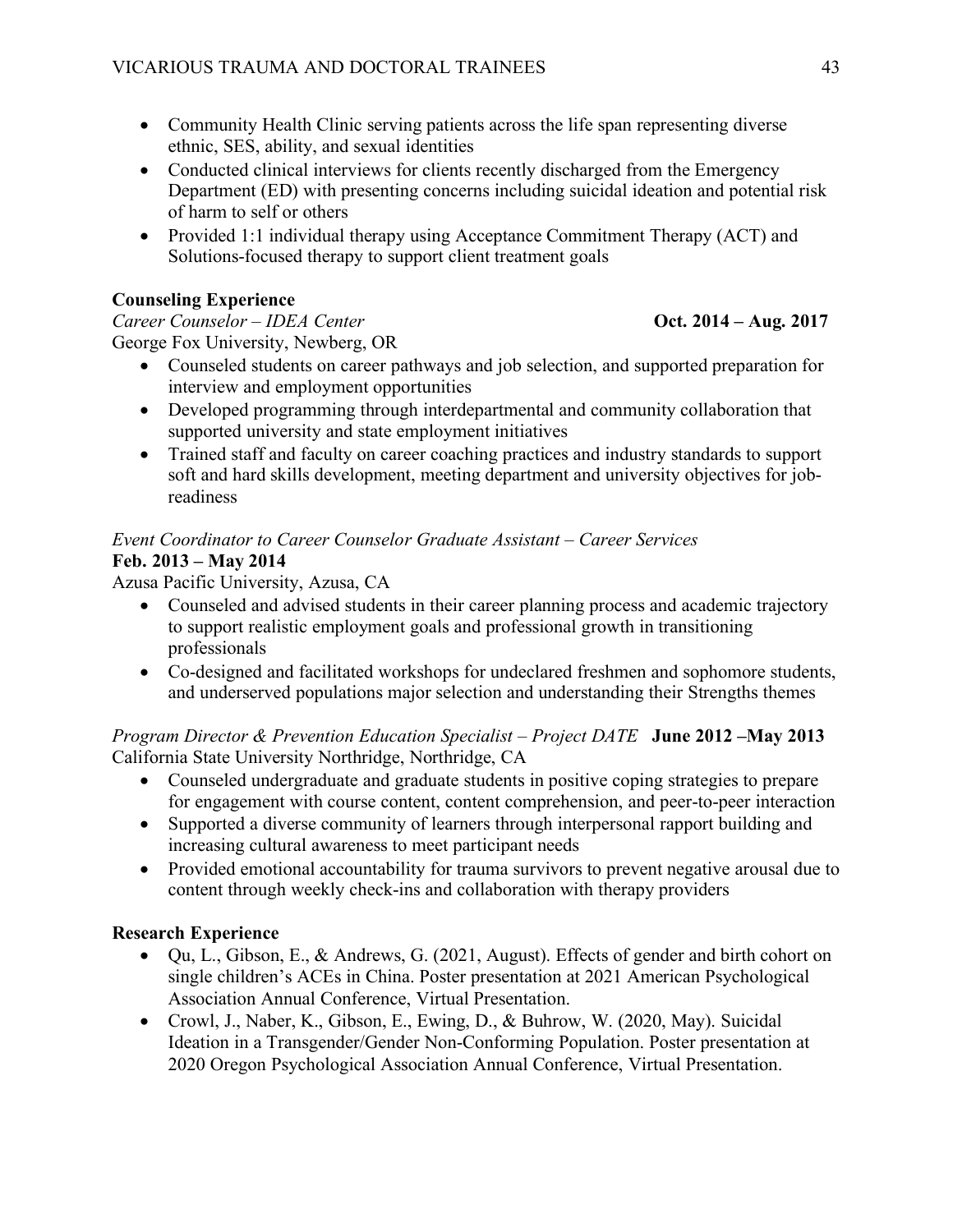- Community Health Clinic serving patients across the life span representing diverse ethnic, SES, ability, and sexual identities
- Conducted clinical interviews for clients recently discharged from the Emergency Department (ED) with presenting concerns including suicidal ideation and potential risk of harm to self or others
- Provided 1:1 individual therapy using Acceptance Commitment Therapy (ACT) and Solutions-focused therapy to support client treatment goals

**Counseling Experience**

*Career Counselor – IDEA Center* **Oct. 2014 – Aug. 2017**
George Fox University, Newberg, OR

- Counseled students on career pathways and job selection, and supported preparation for interview and employment opportunities
- Developed programming through interdepartmental and community collaboration that supported university and state employment initiatives
- Trained staff and faculty on career coaching practices and industry standards to support soft and hard skills development, meeting department and university objectives for job-readiness

*Event Coordinator to Career Counselor Graduate Assistant – Career Services*
**Feb. 2013 – May 2014**
Azusa Pacific University, Azusa, CA

- Counseled and advised students in their career planning process and academic trajectory to support realistic employment goals and professional growth in transitioning professionals
- Co-designed and facilitated workshops for undeclared freshmen and sophomore students, and underserved populations major selection and understanding their Strengths themes

*Program Director & Prevention Education Specialist – Project DATE* **June 2012 –May 2013**
California State University Northridge, Northridge, CA

- Counseled undergraduate and graduate students in positive coping strategies to prepare for engagement with course content, content comprehension, and peer-to-peer interaction
- Supported a diverse community of learners through interpersonal rapport building and increasing cultural awareness to meet participant needs
- Provided emotional accountability for trauma survivors to prevent negative arousal due to content through weekly check-ins and collaboration with therapy providers

**Research Experience**

- Qu, L., Gibson, E., & Andrews, G. (2021, August). Effects of gender and birth cohort on single children's ACEs in China. Poster presentation at 2021 American Psychological Association Annual Conference, Virtual Presentation.
- Crowl, J., Naber, K., Gibson, E., Ewing, D., & Buhrow, W. (2020, May). Suicidal Ideation in a Transgender/Gender Non-Conforming Population. Poster presentation at 2020 Oregon Psychological Association Annual Conference, Virtual Presentation.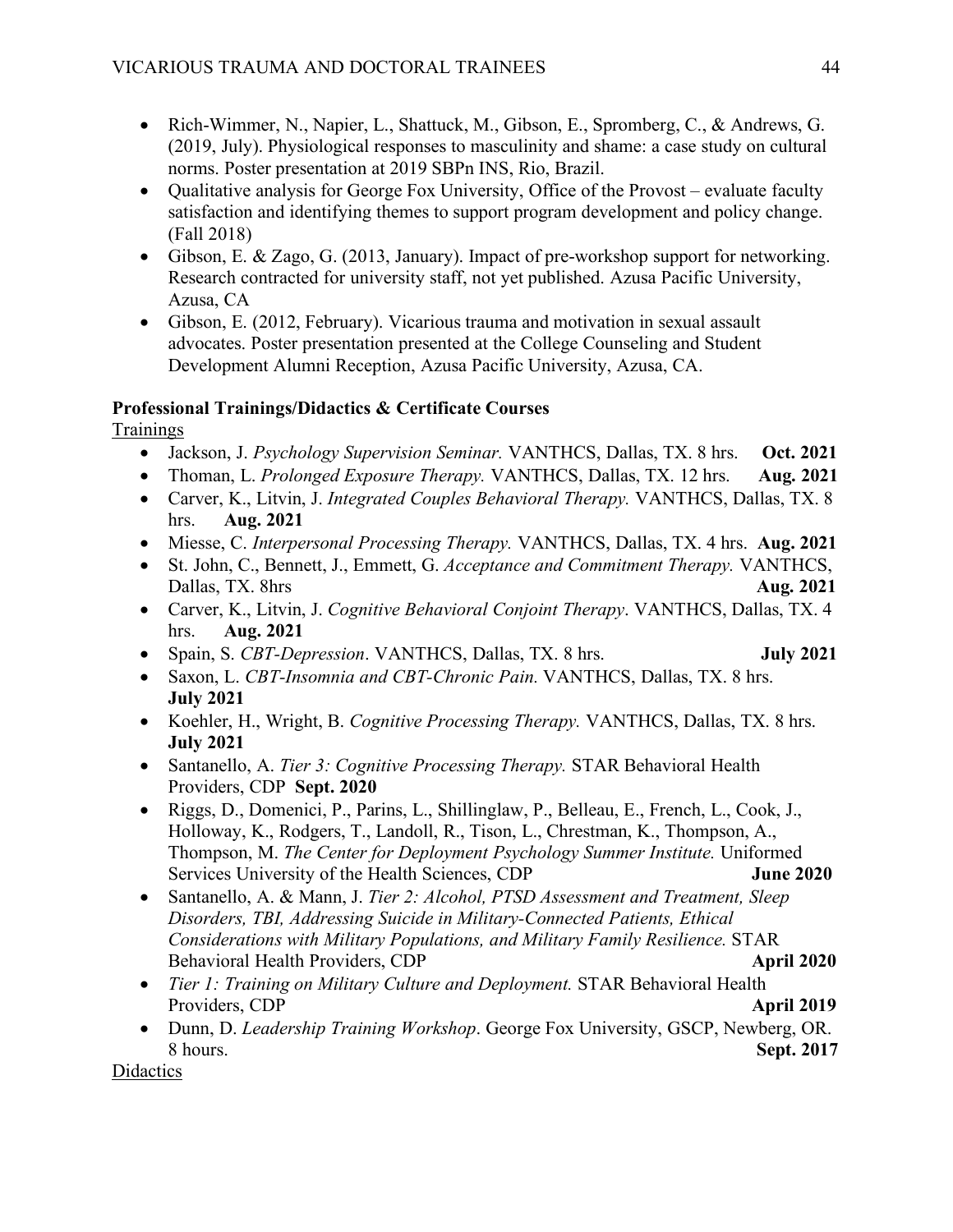- Rich-Wimmer, N., Napier, L., Shattuck, M., Gibson, E., Spromberg, C., & Andrews, G. (2019, July). Physiological responses to masculinity and shame: a case study on cultural norms. Poster presentation at 2019 SBPn INS, Rio, Brazil.
- Qualitative analysis for George Fox University, Office of the Provost – evaluate faculty satisfaction and identifying themes to support program development and policy change. (Fall 2018)
- Gibson, E. & Zago, G. (2013, January). Impact of pre-workshop support for networking. Research contracted for university staff, not yet published. Azusa Pacific University, Azusa, CA
- Gibson, E. (2012, February). Vicarious trauma and motivation in sexual assault advocates. Poster presentation presented at the College Counseling and Student Development Alumni Reception, Azusa Pacific University, Azusa, CA.

**Professional Trainings/Didactics & Certificate Courses**

Trainings

- Jackson, J. *Psychology Supervision Seminar.* VANTHCS, Dallas, TX. 8 hrs. **Oct. 2021**
- Thoman, L. *Prolonged Exposure Therapy.* VANTHCS, Dallas, TX. 12 hrs. **Aug. 2021**
- Carver, K., Litvin, J. *Integrated Couples Behavioral Therapy.* VANTHCS, Dallas, TX. 8 hrs. **Aug. 2021**
- Miesse, C. *Interpersonal Processing Therapy.* VANTHCS, Dallas, TX. 4 hrs. **Aug. 2021**
- St. John, C., Bennett, J., Emmett, G. *Acceptance and Commitment Therapy.* VANTHCS, Dallas, TX. 8hrs **Aug. 2021**
- Carver, K., Litvin, J. *Cognitive Behavioral Conjoint Therapy*. VANTHCS, Dallas, TX. 4 hrs. **Aug. 2021**
- Spain, S. *CBT-Depression*. VANTHCS, Dallas, TX. 8 hrs. **July 2021**
- Saxon, L. *CBT-Insomnia and CBT-Chronic Pain.* VANTHCS, Dallas, TX. 8 hrs. **July 2021**
- Koehler, H., Wright, B. *Cognitive Processing Therapy.* VANTHCS, Dallas, TX. 8 hrs. **July 2021**
- Santanello, A. *Tier 3: Cognitive Processing Therapy.* STAR Behavioral Health Providers, CDP **Sept. 2020**
- Riggs, D., Domenici, P., Parins, L., Shillinglaw, P., Belleau, E., French, L., Cook, J., Holloway, K., Rodgers, T., Landoll, R., Tison, L., Chrestman, K., Thompson, A., Thompson, M. *The Center for Deployment Psychology Summer Institute.* Uniformed Services University of the Health Sciences, CDP **June 2020**
- Santanello, A. & Mann, J. *Tier 2: Alcohol, PTSD Assessment and Treatment, Sleep Disorders, TBI, Addressing Suicide in Military-Connected Patients, Ethical Considerations with Military Populations, and Military Family Resilience.* STAR Behavioral Health Providers, CDP **April 2020**
- *Tier 1: Training on Military Culture and Deployment.* STAR Behavioral Health Providers, CDP **April 2019**
- Dunn, D. *Leadership Training Workshop*. George Fox University, GSCP, Newberg, OR. 8 hours. **Sept. 2017**

Didactics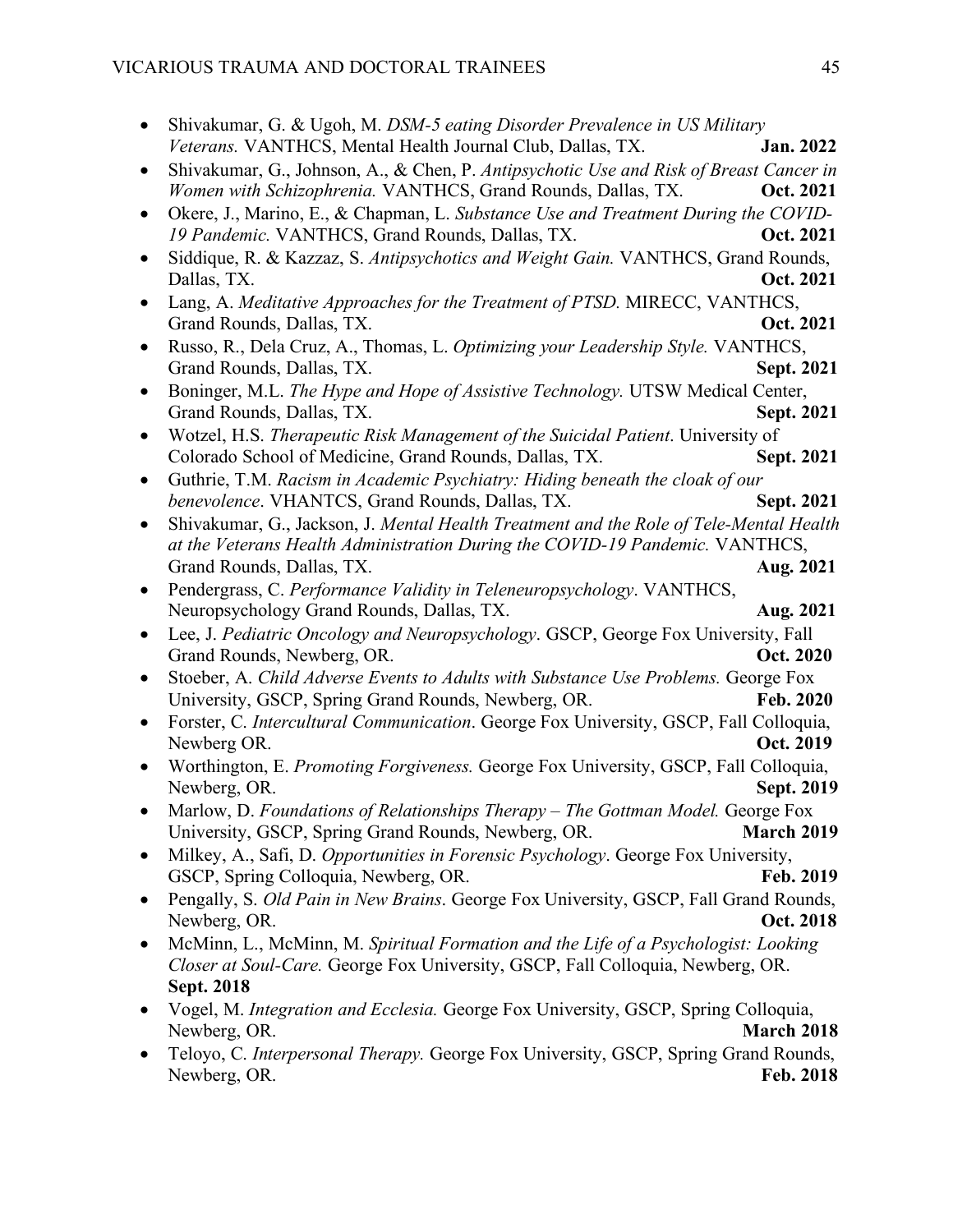- Shivakumar, G. & Ugoh, M. *DSM-5 eating Disorder Prevalence in US Military Veterans.* VANTHCS, Mental Health Journal Club, Dallas, TX. **Jan. 2022**
- Shivakumar, G., Johnson, A., & Chen, P. *Antipsychotic Use and Risk of Breast Cancer in Women with Schizophrenia.* VANTHCS, Grand Rounds, Dallas, TX. **Oct. 2021**
- Okere, J., Marino, E., & Chapman, L. *Substance Use and Treatment During the COVID-19 Pandemic.* VANTHCS, Grand Rounds, Dallas, TX. **Oct. 2021**
- Siddique, R. & Kazzaz, S. *Antipsychotics and Weight Gain.* VANTHCS, Grand Rounds, Dallas, TX. **Oct. 2021**
- Lang, A. *Meditative Approaches for the Treatment of PTSD.* MIRECC, VANTHCS, Grand Rounds, Dallas, TX. **Oct. 2021**
- Russo, R., Dela Cruz, A., Thomas, L. *Optimizing your Leadership Style.* VANTHCS, Grand Rounds, Dallas, TX. **Sept. 2021**
- Boninger, M.L. *The Hype and Hope of Assistive Technology.* UTSW Medical Center, Grand Rounds, Dallas, TX. **Sept. 2021**
- Wotzel, H.S. *Therapeutic Risk Management of the Suicidal Patient*. University of Colorado School of Medicine, Grand Rounds, Dallas, TX. **Sept. 2021**
- Guthrie, T.M. *Racism in Academic Psychiatry: Hiding beneath the cloak of our benevolence*. VHANTCS, Grand Rounds, Dallas, TX. **Sept. 2021**
- Shivakumar, G., Jackson, J. *Mental Health Treatment and the Role of Tele-Mental Health at the Veterans Health Administration During the COVID-19 Pandemic.* VANTHCS, Grand Rounds, Dallas, TX. **Aug. 2021**
- Pendergrass, C. *Performance Validity in Teleneuropsychology*. VANTHCS, Neuropsychology Grand Rounds, Dallas, TX. **Aug. 2021**
- Lee, J. *Pediatric Oncology and Neuropsychology*. GSCP, George Fox University, Fall Grand Rounds, Newberg, OR. **Oct. 2020**
- Stoeber, A. *Child Adverse Events to Adults with Substance Use Problems.* George Fox University, GSCP, Spring Grand Rounds, Newberg, OR. **Feb. 2020**
- Forster, C. *Intercultural Communication*. George Fox University, GSCP, Fall Colloquia, Newberg OR. **Oct. 2019**
- Worthington, E. *Promoting Forgiveness.* George Fox University, GSCP, Fall Colloquia, Newberg, OR. **Sept. 2019**
- Marlow, D. *Foundations of Relationships Therapy – The Gottman Model.* George Fox University, GSCP, Spring Grand Rounds, Newberg, OR. **March 2019**
- Milkey, A., Safi, D. *Opportunities in Forensic Psychology*. George Fox University, GSCP, Spring Colloquia, Newberg, OR. **Feb. 2019**
- Pengally, S. *Old Pain in New Brains*. George Fox University, GSCP, Fall Grand Rounds, Newberg, OR. **Oct. 2018**
- McMinn, L., McMinn, M. *Spiritual Formation and the Life of a Psychologist: Looking Closer at Soul-Care.* George Fox University, GSCP, Fall Colloquia, Newberg, OR. **Sept. 2018**
- Vogel, M. *Integration and Ecclesia.* George Fox University, GSCP, Spring Colloquia, Newberg, OR. **March 2018**
- Teloyo, C. *Interpersonal Therapy.* George Fox University, GSCP, Spring Grand Rounds, Newberg, OR. **Feb. 2018**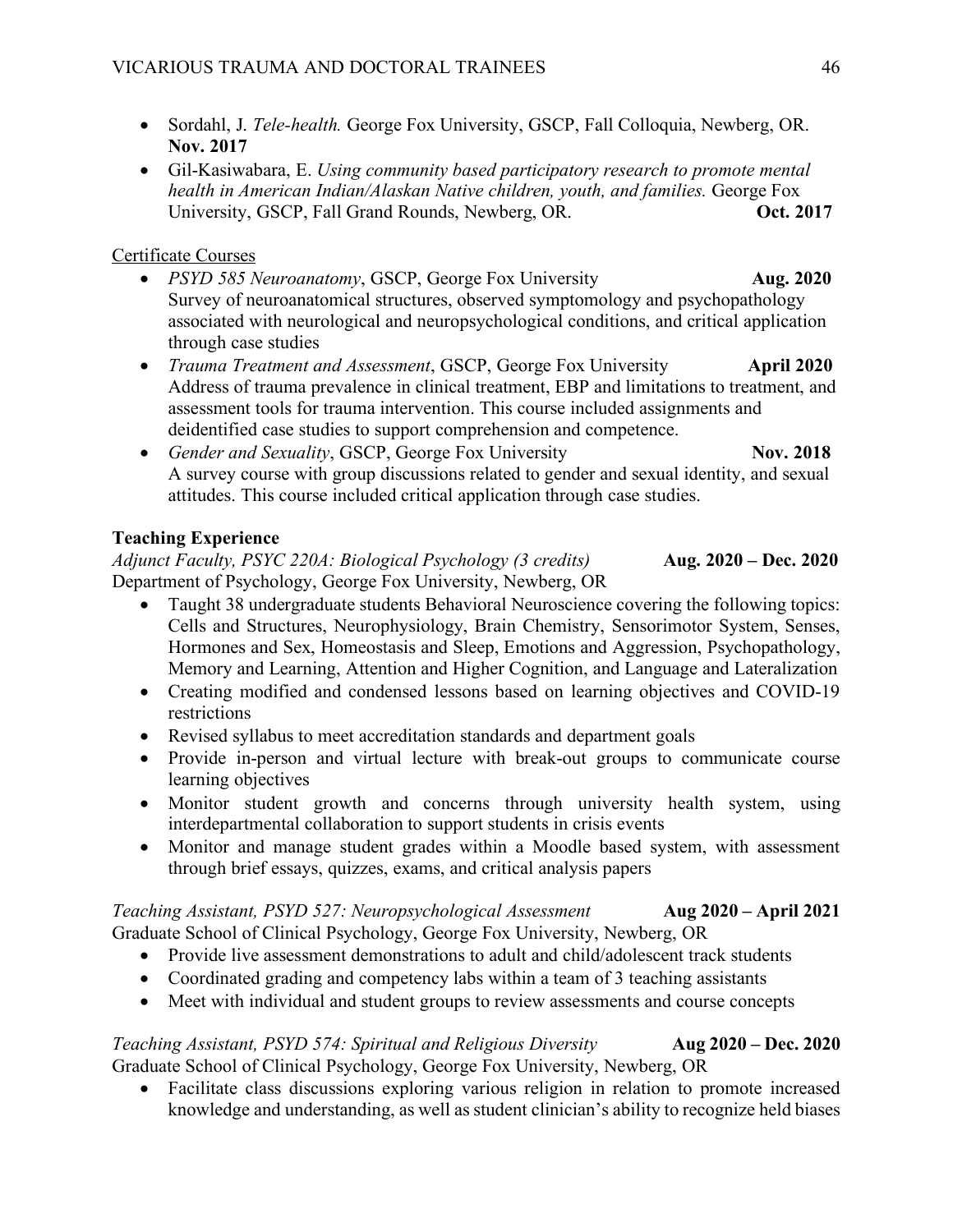- Sordahl, J. *Tele-health.* George Fox University, GSCP, Fall Colloquia, Newberg, OR. **Nov. 2017**
- Gil-Kasiwabara, E. *Using community based participatory research to promote mental health in American Indian/Alaskan Native children, youth, and families.* George Fox University, GSCP, Fall Grand Rounds, Newberg, OR. **Oct. 2017**

Certificate Courses

- *PSYD 585 Neuroanatomy*, GSCP, George Fox University **Aug. 2020**
  Survey of neuroanatomical structures, observed symptomology and psychopathology associated with neurological and neuropsychological conditions, and critical application through case studies
- *Trauma Treatment and Assessment*, GSCP, George Fox University **April 2020**
  Address of trauma prevalence in clinical treatment, EBP and limitations to treatment, and assessment tools for trauma intervention. This course included assignments and deidentified case studies to support comprehension and competence.
- *Gender and Sexuality*, GSCP, George Fox University **Nov. 2018**
  A survey course with group discussions related to gender and sexual identity, and sexual attitudes. This course included critical application through case studies.

**Teaching Experience**

*Adjunct Faculty, PSYC 220A: Biological Psychology (3 credits)* **Aug. 2020 – Dec. 2020**
Department of Psychology, George Fox University, Newberg, OR

- Taught 38 undergraduate students Behavioral Neuroscience covering the following topics: Cells and Structures, Neurophysiology, Brain Chemistry, Sensorimotor System, Senses, Hormones and Sex, Homeostasis and Sleep, Emotions and Aggression, Psychopathology, Memory and Learning, Attention and Higher Cognition, and Language and Lateralization
- Creating modified and condensed lessons based on learning objectives and COVID-19 restrictions
- Revised syllabus to meet accreditation standards and department goals
- Provide in-person and virtual lecture with break-out groups to communicate course learning objectives
- Monitor student growth and concerns through university health system, using interdepartmental collaboration to support students in crisis events
- Monitor and manage student grades within a Moodle based system, with assessment through brief essays, quizzes, exams, and critical analysis papers

*Teaching Assistant, PSYD 527: Neuropsychological Assessment* **Aug 2020 – April 2021**
Graduate School of Clinical Psychology, George Fox University, Newberg, OR

- Provide live assessment demonstrations to adult and child/adolescent track students
- Coordinated grading and competency labs within a team of 3 teaching assistants
- Meet with individual and student groups to review assessments and course concepts

*Teaching Assistant, PSYD 574: Spiritual and Religious Diversity* **Aug 2020 – Dec. 2020**
Graduate School of Clinical Psychology, George Fox University, Newberg, OR

- Facilitate class discussions exploring various religion in relation to promote increased knowledge and understanding, as well as student clinician's ability to recognize held biases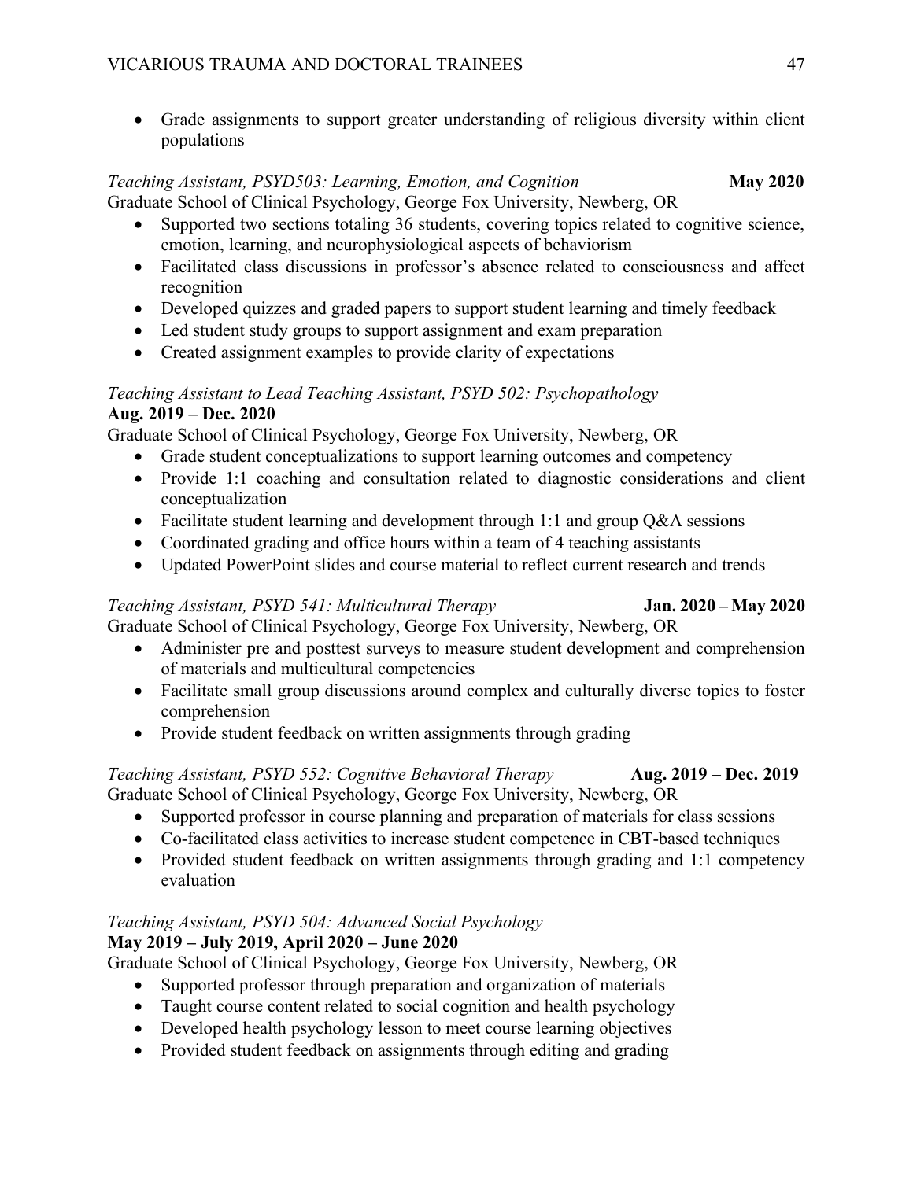- Grade assignments to support greater understanding of religious diversity within client populations

*Teaching Assistant, PSYD503: Learning, Emotion, and Cognition* **May 2020**
Graduate School of Clinical Psychology, George Fox University, Newberg, OR

- Supported two sections totaling 36 students, covering topics related to cognitive science, emotion, learning, and neurophysiological aspects of behaviorism
- Facilitated class discussions in professor's absence related to consciousness and affect recognition
- Developed quizzes and graded papers to support student learning and timely feedback
- Led student study groups to support assignment and exam preparation
- Created assignment examples to provide clarity of expectations

*Teaching Assistant to Lead Teaching Assistant, PSYD 502: Psychopathology*
**Aug. 2019 – Dec. 2020**
Graduate School of Clinical Psychology, George Fox University, Newberg, OR

- Grade student conceptualizations to support learning outcomes and competency
- Provide 1:1 coaching and consultation related to diagnostic considerations and client conceptualization
- Facilitate student learning and development through 1:1 and group Q&A sessions
- Coordinated grading and office hours within a team of 4 teaching assistants
- Updated PowerPoint slides and course material to reflect current research and trends

*Teaching Assistant, PSYD 541: Multicultural Therapy* **Jan. 2020 – May 2020**
Graduate School of Clinical Psychology, George Fox University, Newberg, OR

- Administer pre and posttest surveys to measure student development and comprehension of materials and multicultural competencies
- Facilitate small group discussions around complex and culturally diverse topics to foster comprehension
- Provide student feedback on written assignments through grading

*Teaching Assistant, PSYD 552: Cognitive Behavioral Therapy* **Aug. 2019 – Dec. 2019**
Graduate School of Clinical Psychology, George Fox University, Newberg, OR

- Supported professor in course planning and preparation of materials for class sessions
- Co-facilitated class activities to increase student competence in CBT-based techniques
- Provided student feedback on written assignments through grading and 1:1 competency evaluation

*Teaching Assistant, PSYD 504: Advanced Social Psychology*
**May 2019 – July 2019, April 2020 – June 2020**
Graduate School of Clinical Psychology, George Fox University, Newberg, OR

- Supported professor through preparation and organization of materials
- Taught course content related to social cognition and health psychology
- Developed health psychology lesson to meet course learning objectives
- Provided student feedback on assignments through editing and grading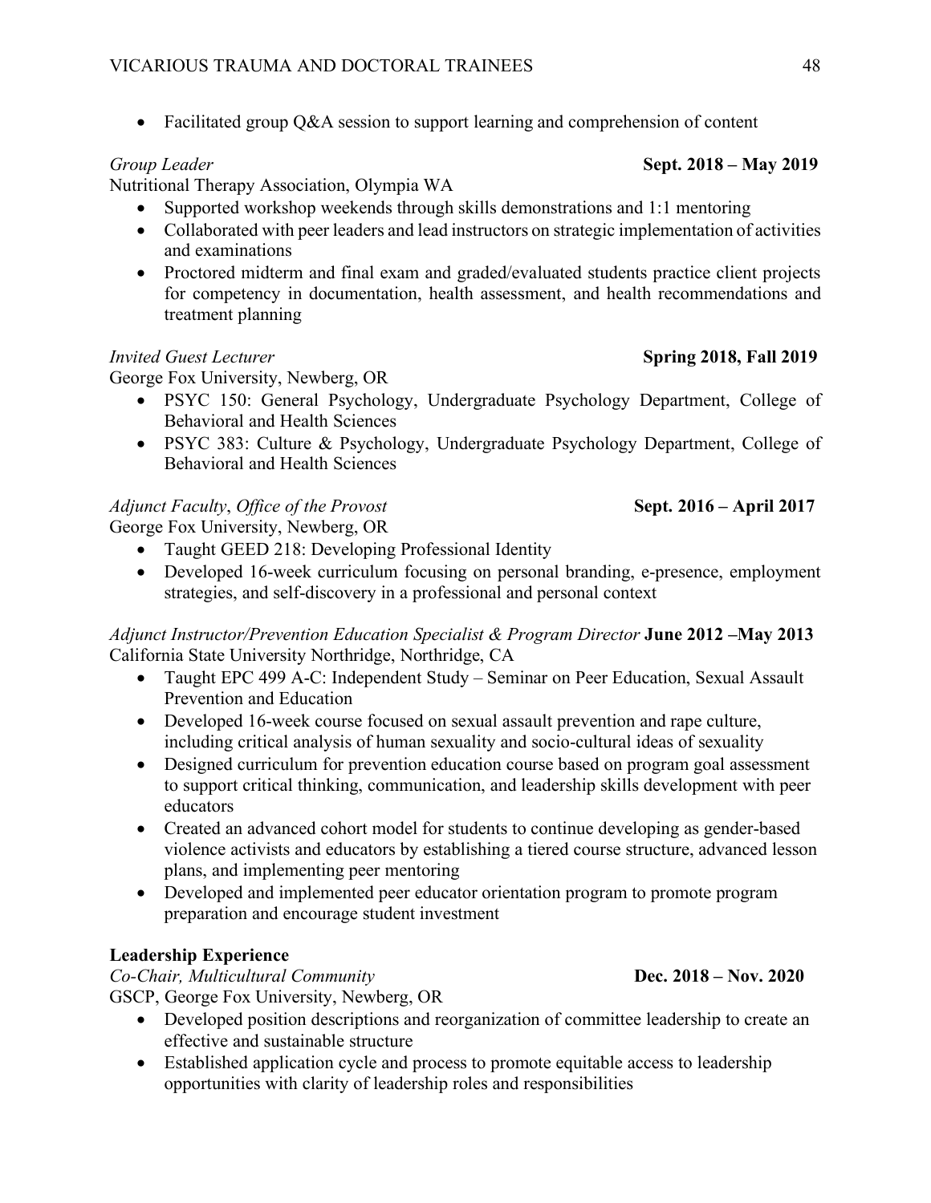- Facilitated group Q&A session to support learning and comprehension of content

*Group Leader* **Sept. 2018 – May 2019**
Nutritional Therapy Association, Olympia WA

- Supported workshop weekends through skills demonstrations and 1:1 mentoring
- Collaborated with peer leaders and lead instructors on strategic implementation of activities and examinations
- Proctored midterm and final exam and graded/evaluated students practice client projects for competency in documentation, health assessment, and health recommendations and treatment planning

*Invited Guest Lecturer* **Spring 2018, Fall 2019**
George Fox University, Newberg, OR

- PSYC 150: General Psychology, Undergraduate Psychology Department, College of Behavioral and Health Sciences
- PSYC 383: Culture & Psychology, Undergraduate Psychology Department, College of Behavioral and Health Sciences

*Adjunct Faculty*, *Office of the Provost* **Sept. 2016 – April 2017**
George Fox University, Newberg, OR

- Taught GEED 218: Developing Professional Identity
- Developed 16-week curriculum focusing on personal branding, e-presence, employment strategies, and self-discovery in a professional and personal context

*Adjunct Instructor/Prevention Education Specialist & Program Director* **June 2012 –May 2013**
California State University Northridge, Northridge, CA

- Taught EPC 499 A-C: Independent Study – Seminar on Peer Education, Sexual Assault Prevention and Education
- Developed 16-week course focused on sexual assault prevention and rape culture, including critical analysis of human sexuality and socio-cultural ideas of sexuality
- Designed curriculum for prevention education course based on program goal assessment to support critical thinking, communication, and leadership skills development with peer educators
- Created an advanced cohort model for students to continue developing as gender-based violence activists and educators by establishing a tiered course structure, advanced lesson plans, and implementing peer mentoring
- Developed and implemented peer educator orientation program to promote program preparation and encourage student investment

**Leadership Experience**

*Co-Chair, Multicultural Community* **Dec. 2018 – Nov. 2020**
GSCP, George Fox University, Newberg, OR

- Developed position descriptions and reorganization of committee leadership to create an effective and sustainable structure
- Established application cycle and process to promote equitable access to leadership opportunities with clarity of leadership roles and responsibilities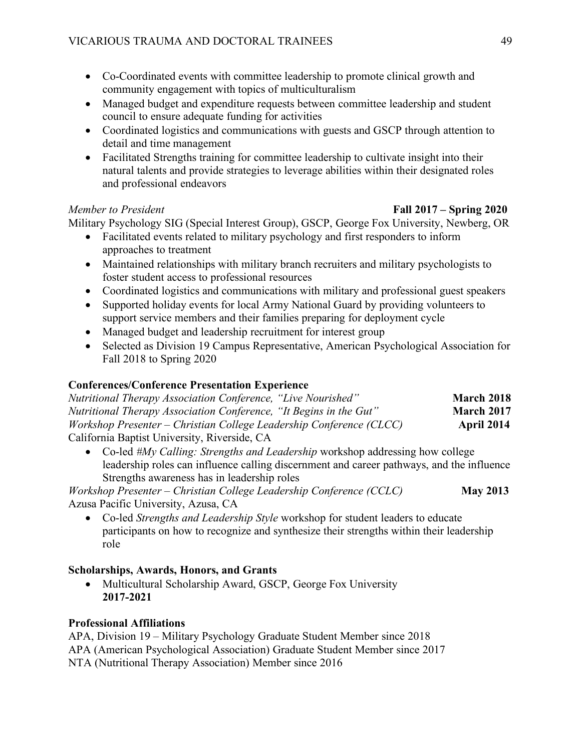- Co-Coordinated events with committee leadership to promote clinical growth and community engagement with topics of multiculturalism
- Managed budget and expenditure requests between committee leadership and student council to ensure adequate funding for activities
- Coordinated logistics and communications with guests and GSCP through attention to detail and time management
- Facilitated Strengths training for committee leadership to cultivate insight into their natural talents and provide strategies to leverage abilities within their designated roles and professional endeavors

*Member to President* **Fall 2017 – Spring 2020**
Military Psychology SIG (Special Interest Group), GSCP, George Fox University, Newberg, OR

- Facilitated events related to military psychology and first responders to inform approaches to treatment
- Maintained relationships with military branch recruiters and military psychologists to foster student access to professional resources
- Coordinated logistics and communications with military and professional guest speakers
- Supported holiday events for local Army National Guard by providing volunteers to support service members and their families preparing for deployment cycle
- Managed budget and leadership recruitment for interest group
- Selected as Division 19 Campus Representative, American Psychological Association for Fall 2018 to Spring 2020

**Conferences/Conference Presentation Experience**

*Nutritional Therapy Association Conference, "Live Nourished"* **March 2018**
*Nutritional Therapy Association Conference, "It Begins in the Gut"* **March 2017**
*Workshop Presenter – Christian College Leadership Conference (CLCC)* **April 2014**
California Baptist University, Riverside, CA

- Co-led *#My Calling: Strengths and Leadership* workshop addressing how college leadership roles can influence calling discernment and career pathways, and the influence Strengths awareness has in leadership roles

*Workshop Presenter – Christian College Leadership Conference (CCLC)* **May 2013**
Azusa Pacific University, Azusa, CA

- Co-led *Strengths and Leadership Style* workshop for student leaders to educate participants on how to recognize and synthesize their strengths within their leadership role

**Scholarships, Awards, Honors, and Grants**

- Multicultural Scholarship Award, GSCP, George Fox University **2017-2021**

**Professional Affiliations**

APA, Division 19 – Military Psychology Graduate Student Member since 2018
APA (American Psychological Association) Graduate Student Member since 2017
NTA (Nutritional Therapy Association) Member since 2016